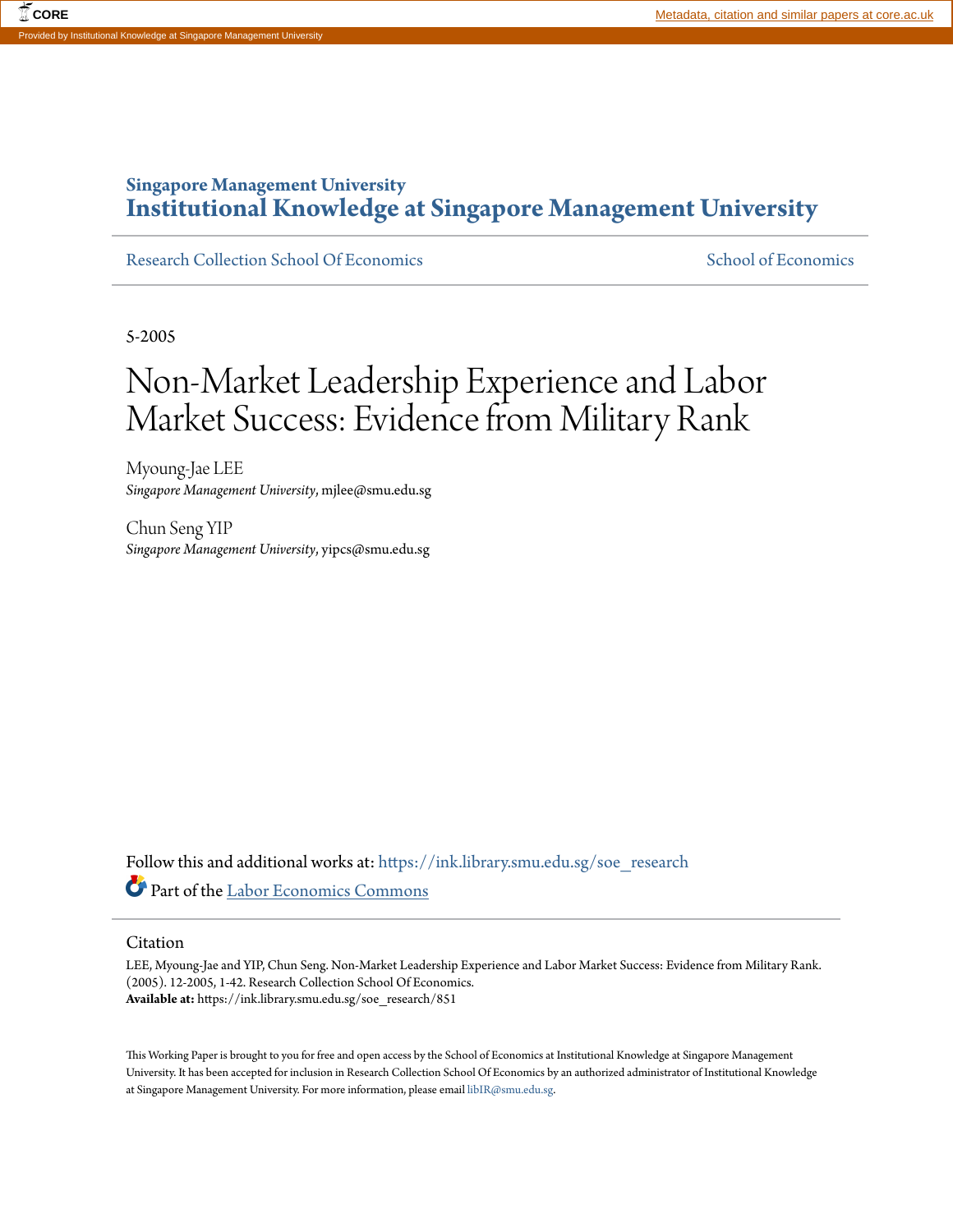Singapore Management University

# Institutional Knowledge at Singapore Management University

Research Collection School Of Economics School of Economics

5-2005

# Non-Market Leadership Experience and Labor Market Success: Evidence from Military Rank

Myoung-Jae LEE
*Singapore Management University*, mjlee@smu.edu.sg

Chun Seng YIP
*Singapore Management University*, yipcs@smu.edu.sg

Follow this and additional works at: https://ink.library.smu.edu.sg/soe_research

Part of the Labor Economics Commons

## Citation

LEE, Myoung-Jae and YIP, Chun Seng. Non-Market Leadership Experience and Labor Market Success: Evidence from Military Rank. (2005). 12-2005, 1-42. Research Collection School Of Economics.
**Available at:** https://ink.library.smu.edu.sg/soe_research/851

This Working Paper is brought to you for free and open access by the School of Economics at Institutional Knowledge at Singapore Management University. It has been accepted for inclusion in Research Collection School Of Economics by an authorized administrator of Institutional Knowledge at Singapore Management University. For more information, please email libIR@smu.edu.sg.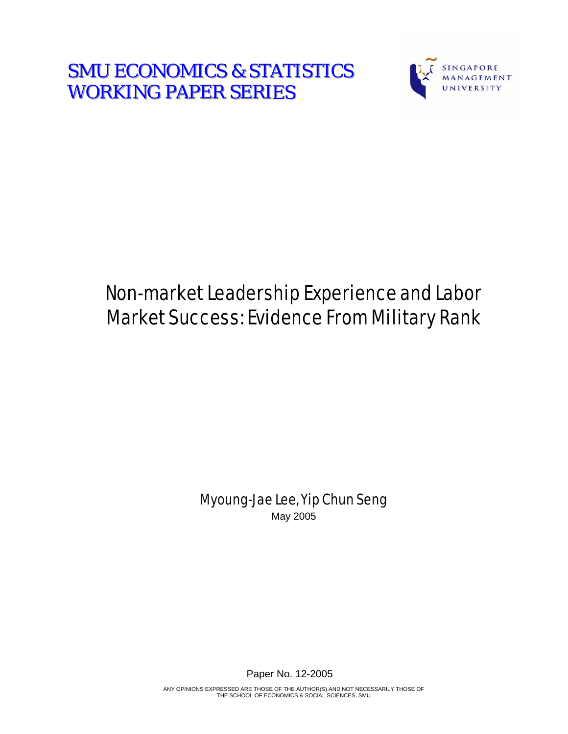# SMU ECONOMICS & STATISTICS WORKING PAPER SERIES

SINGAPORE MANAGEMENT UNIVERSITY

# Non-market Leadership Experience and Labor Market Success: Evidence From Military Rank

Myoung-Jae Lee, Yip Chun Seng

May 2005

Paper No. 12-2005

ANY OPINIONS EXPRESSED ARE THOSE OF THE AUTHOR(S) AND NOT NECESSARILY THOSE OF THE SCHOOL OF ECONOMICS & SOCIAL SCIENCES, SMU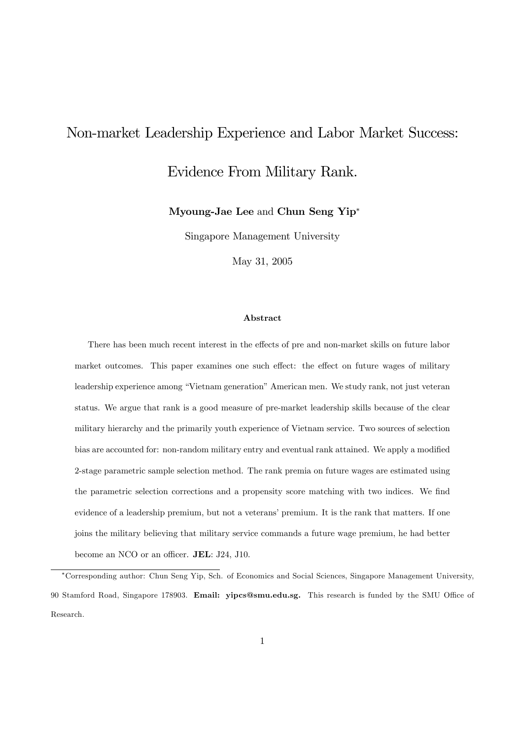# Non-market Leadership Experience and Labor Market Success: Evidence From Military Rank.

**Myoung-Jae Lee** and **Chun Seng Yip**[*]

Singapore Management University

May 31, 2005

### Abstract

There has been much recent interest in the effects of pre and non-market skills on future labor market outcomes. This paper examines one such effect: the effect on future wages of military leadership experience among "Vietnam generation" American men. We study rank, not just veteran status. We argue that rank is a good measure of pre-market leadership skills because of the clear military hierarchy and the primarily youth experience of Vietnam service. Two sources of selection bias are accounted for: non-random military entry and eventual rank attained. We apply a modified 2-stage parametric sample selection method. The rank premia on future wages are estimated using the parametric selection corrections and a propensity score matching with two indices. We find evidence of a leadership premium, but not a veterans' premium. It is the rank that matters. If one joins the military believing that military service commands a future wage premium, he had better become an NCO or an officer. **JEL**: J24, J10.

---

[*]Corresponding author: Chun Seng Yip, Sch. of Economics and Social Sciences, Singapore Management University, 90 Stamford Road, Singapore 178903. **Email: yipcs@smu.edu.sg.** This research is funded by the SMU Office of Research.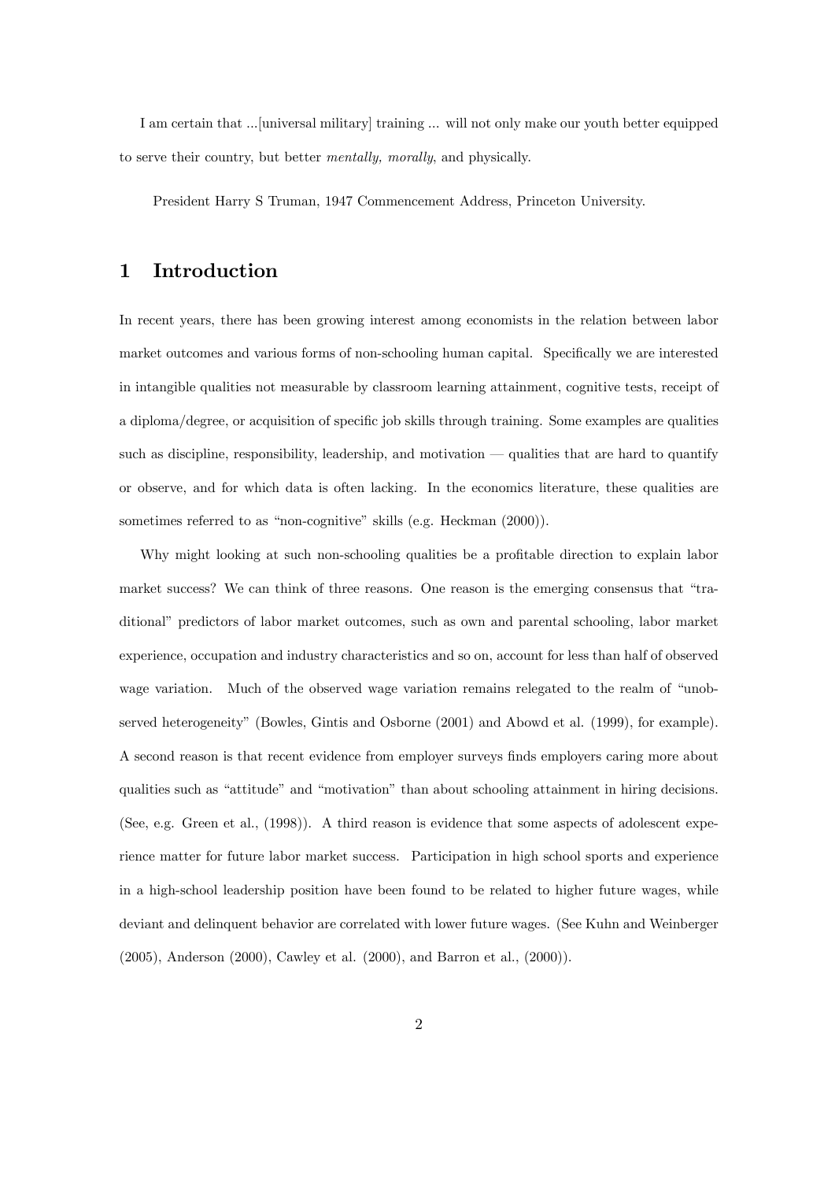I am certain that ...[universal military] training ... will not only make our youth better equipped to serve their country, but better *mentally, morally*, and physically.

President Harry S Truman, 1947 Commencement Address, Princeton University.

# 1 Introduction

In recent years, there has been growing interest among economists in the relation between labor market outcomes and various forms of non-schooling human capital. Specifically we are interested in intangible qualities not measurable by classroom learning attainment, cognitive tests, receipt of a diploma/degree, or acquisition of specific job skills through training. Some examples are qualities such as discipline, responsibility, leadership, and motivation — qualities that are hard to quantify or observe, and for which data is often lacking. In the economics literature, these qualities are sometimes referred to as "non-cognitive" skills (e.g. Heckman (2000)).

Why might looking at such non-schooling qualities be a profitable direction to explain labor market success? We can think of three reasons. One reason is the emerging consensus that "traditional" predictors of labor market outcomes, such as own and parental schooling, labor market experience, occupation and industry characteristics and so on, account for less than half of observed wage variation. Much of the observed wage variation remains relegated to the realm of "unobserved heterogeneity" (Bowles, Gintis and Osborne (2001) and Abowd et al. (1999), for example). A second reason is that recent evidence from employer surveys finds employers caring more about qualities such as "attitude" and "motivation" than about schooling attainment in hiring decisions. (See, e.g. Green et al., (1998)). A third reason is evidence that some aspects of adolescent experience matter for future labor market success. Participation in high school sports and experience in a high-school leadership position have been found to be related to higher future wages, while deviant and delinquent behavior are correlated with lower future wages. (See Kuhn and Weinberger (2005), Anderson (2000), Cawley et al. (2000), and Barron et al., (2000)).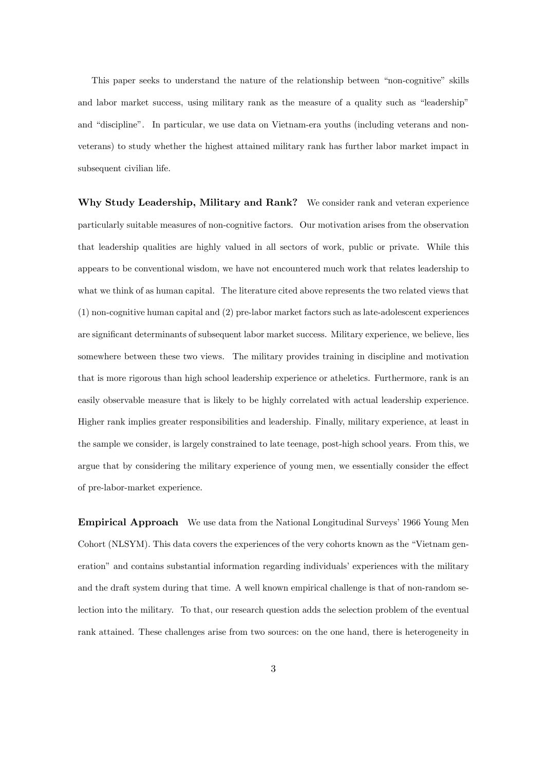This paper seeks to understand the nature of the relationship between "non-cognitive" skills and labor market success, using military rank as the measure of a quality such as "leadership" and "discipline". In particular, we use data on Vietnam-era youths (including veterans and non-veterans) to study whether the highest attained military rank has further labor market impact in subsequent civilian life.

**Why Study Leadership, Military and Rank?** We consider rank and veteran experience particularly suitable measures of non-cognitive factors. Our motivation arises from the observation that leadership qualities are highly valued in all sectors of work, public or private. While this appears to be conventional wisdom, we have not encountered much work that relates leadership to what we think of as human capital. The literature cited above represents the two related views that (1) non-cognitive human capital and (2) pre-labor market factors such as late-adolescent experiences are significant determinants of subsequent labor market success. Military experience, we believe, lies somewhere between these two views. The military provides training in discipline and motivation that is more rigorous than high school leadership experience or atheletics. Furthermore, rank is an easily observable measure that is likely to be highly correlated with actual leadership experience. Higher rank implies greater responsibilities and leadership. Finally, military experience, at least in the sample we consider, is largely constrained to late teenage, post-high school years. From this, we argue that by considering the military experience of young men, we essentially consider the effect of pre-labor-market experience.

**Empirical Approach** We use data from the National Longitudinal Surveys' 1966 Young Men Cohort (NLSYM). This data covers the experiences of the very cohorts known as the "Vietnam generation" and contains substantial information regarding individuals' experiences with the military and the draft system during that time. A well known empirical challenge is that of non-random selection into the military. To that, our research question adds the selection problem of the eventual rank attained. These challenges arise from two sources: on the one hand, there is heterogeneity in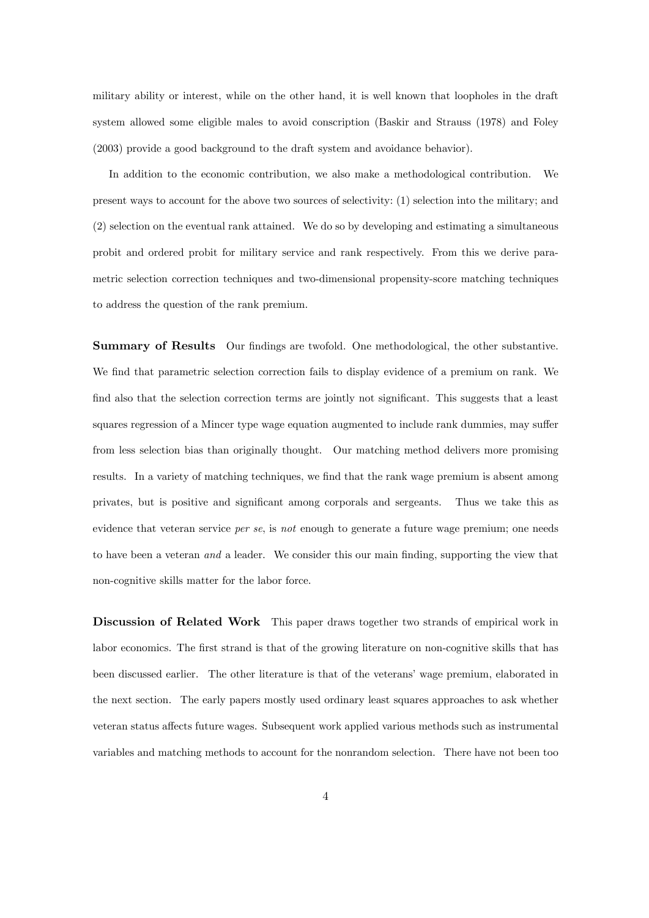military ability or interest, while on the other hand, it is well known that loopholes in the draft system allowed some eligible males to avoid conscription (Baskir and Strauss (1978) and Foley (2003) provide a good background to the draft system and avoidance behavior).

In addition to the economic contribution, we also make a methodological contribution. We present ways to account for the above two sources of selectivity: (1) selection into the military; and (2) selection on the eventual rank attained. We do so by developing and estimating a simultaneous probit and ordered probit for military service and rank respectively. From this we derive parametric selection correction techniques and two-dimensional propensity-score matching techniques to address the question of the rank premium.

**Summary of Results** Our findings are twofold. One methodological, the other substantive. We find that parametric selection correction fails to display evidence of a premium on rank. We find also that the selection correction terms are jointly not significant. This suggests that a least squares regression of a Mincer type wage equation augmented to include rank dummies, may suffer from less selection bias than originally thought. Our matching method delivers more promising results. In a variety of matching techniques, we find that the rank wage premium is absent among privates, but is positive and significant among corporals and sergeants. Thus we take this as evidence that veteran service *per se*, is *not* enough to generate a future wage premium; one needs to have been a veteran *and* a leader. We consider this our main finding, supporting the view that non-cognitive skills matter for the labor force.

**Discussion of Related Work** This paper draws together two strands of empirical work in labor economics. The first strand is that of the growing literature on non-cognitive skills that has been discussed earlier. The other literature is that of the veterans' wage premium, elaborated in the next section. The early papers mostly used ordinary least squares approaches to ask whether veteran status affects future wages. Subsequent work applied various methods such as instrumental variables and matching methods to account for the nonrandom selection. There have not been too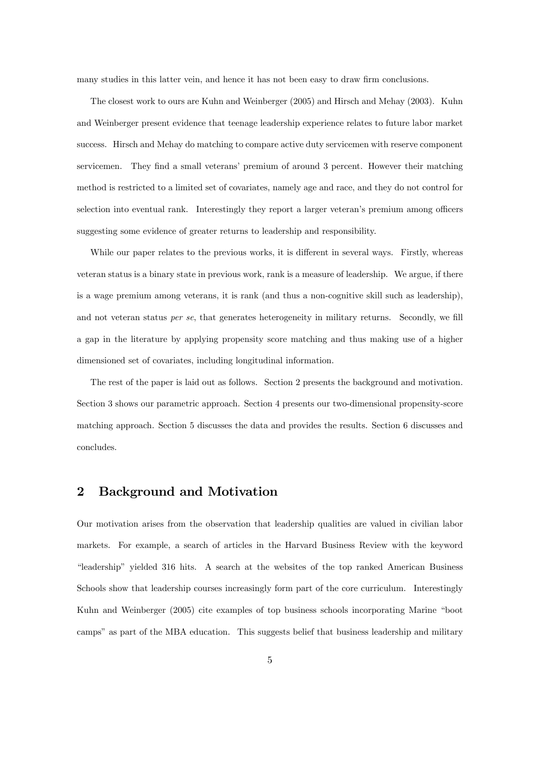many studies in this latter vein, and hence it has not been easy to draw firm conclusions.

The closest work to ours are Kuhn and Weinberger (2005) and Hirsch and Mehay (2003). Kuhn and Weinberger present evidence that teenage leadership experience relates to future labor market success. Hirsch and Mehay do matching to compare active duty servicemen with reserve component servicemen. They find a small veterans' premium of around 3 percent. However their matching method is restricted to a limited set of covariates, namely age and race, and they do not control for selection into eventual rank. Interestingly they report a larger veteran's premium among officers suggesting some evidence of greater returns to leadership and responsibility.

While our paper relates to the previous works, it is different in several ways. Firstly, whereas veteran status is a binary state in previous work, rank is a measure of leadership. We argue, if there is a wage premium among veterans, it is rank (and thus a non-cognitive skill such as leadership), and not veteran status *per se*, that generates heterogeneity in military returns. Secondly, we fill a gap in the literature by applying propensity score matching and thus making use of a higher dimensioned set of covariates, including longitudinal information.

The rest of the paper is laid out as follows. Section 2 presents the background and motivation. Section 3 shows our parametric approach. Section 4 presents our two-dimensional propensity-score matching approach. Section 5 discusses the data and provides the results. Section 6 discusses and concludes.

## 2 Background and Motivation

Our motivation arises from the observation that leadership qualities are valued in civilian labor markets. For example, a search of articles in the Harvard Business Review with the keyword "leadership" yielded 316 hits. A search at the websites of the top ranked American Business Schools show that leadership courses increasingly form part of the core curriculum. Interestingly Kuhn and Weinberger (2005) cite examples of top business schools incorporating Marine "boot camps" as part of the MBA education. This suggests belief that business leadership and military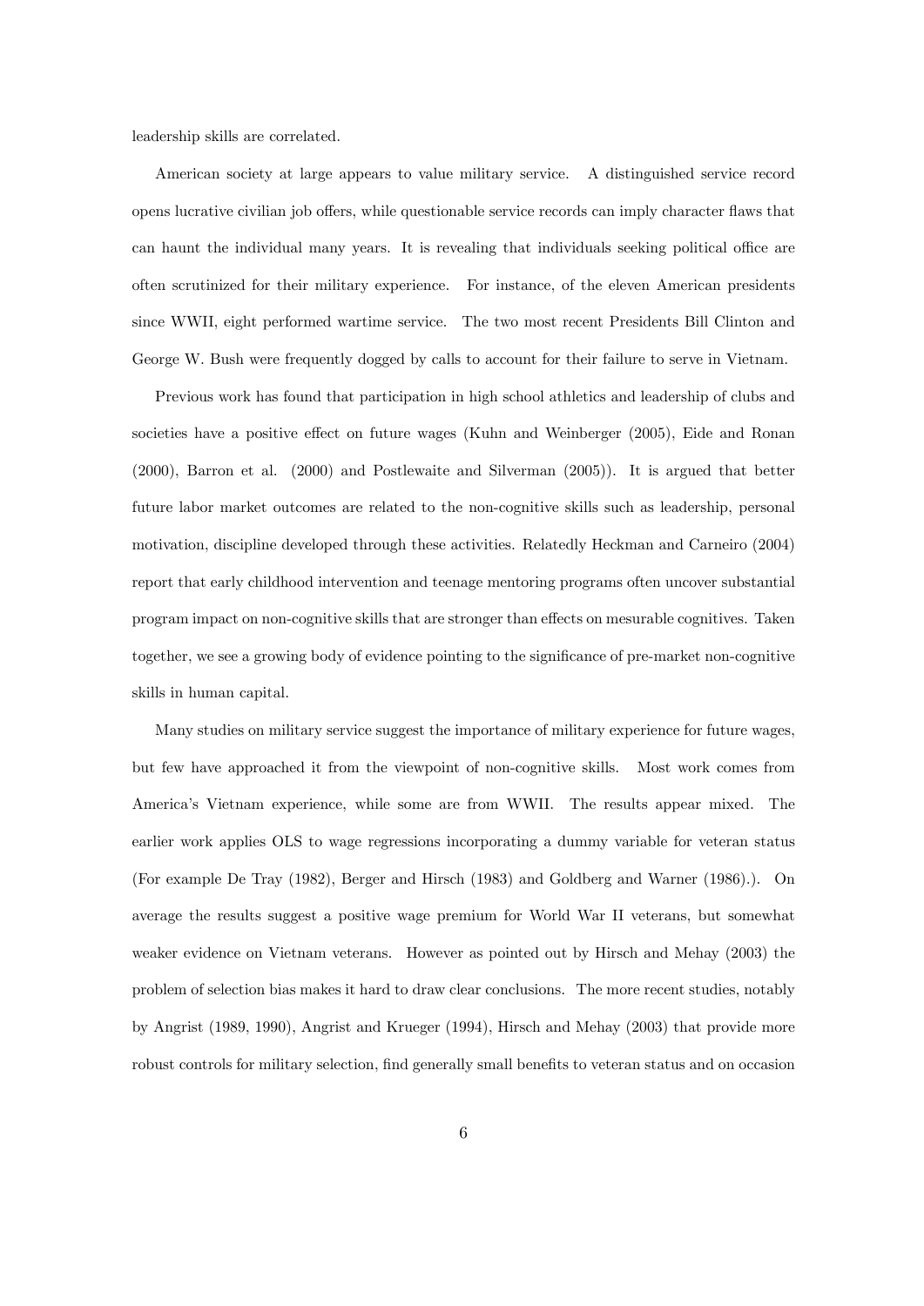leadership skills are correlated.

American society at large appears to value military service. A distinguished service record opens lucrative civilian job offers, while questionable service records can imply character flaws that can haunt the individual many years. It is revealing that individuals seeking political office are often scrutinized for their military experience. For instance, of the eleven American presidents since WWII, eight performed wartime service. The two most recent Presidents Bill Clinton and George W. Bush were frequently dogged by calls to account for their failure to serve in Vietnam.

Previous work has found that participation in high school athletics and leadership of clubs and societies have a positive effect on future wages (Kuhn and Weinberger (2005), Eide and Ronan (2000), Barron et al. (2000) and Postlewaite and Silverman (2005)). It is argued that better future labor market outcomes are related to the non-cognitive skills such as leadership, personal motivation, discipline developed through these activities. Relatedly Heckman and Carneiro (2004) report that early childhood intervention and teenage mentoring programs often uncover substantial program impact on non-cognitive skills that are stronger than effects on mesurable cognitives. Taken together, we see a growing body of evidence pointing to the significance of pre-market non-cognitive skills in human capital.

Many studies on military service suggest the importance of military experience for future wages, but few have approached it from the viewpoint of non-cognitive skills. Most work comes from America's Vietnam experience, while some are from WWII. The results appear mixed. The earlier work applies OLS to wage regressions incorporating a dummy variable for veteran status (For example De Tray (1982), Berger and Hirsch (1983) and Goldberg and Warner (1986).). On average the results suggest a positive wage premium for World War II veterans, but somewhat weaker evidence on Vietnam veterans. However as pointed out by Hirsch and Mehay (2003) the problem of selection bias makes it hard to draw clear conclusions. The more recent studies, notably by Angrist (1989, 1990), Angrist and Krueger (1994), Hirsch and Mehay (2003) that provide more robust controls for military selection, find generally small benefits to veteran status and on occasion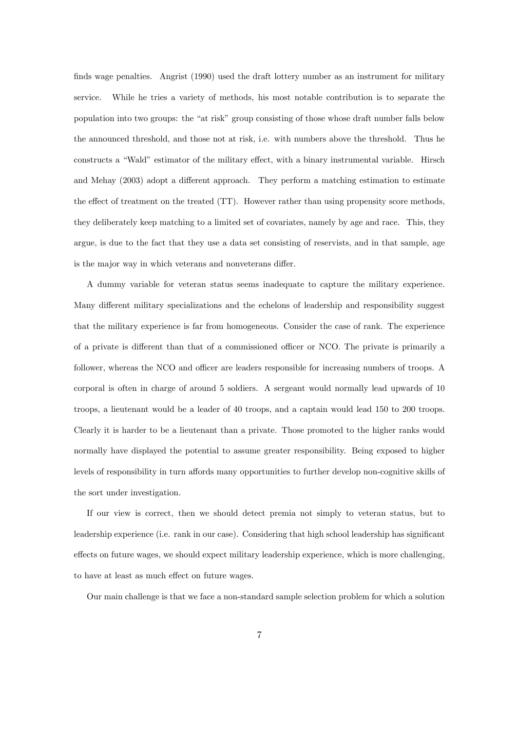finds wage penalties. Angrist (1990) used the draft lottery number as an instrument for military service. While he tries a variety of methods, his most notable contribution is to separate the population into two groups: the "at risk" group consisting of those whose draft number falls below the announced threshold, and those not at risk, i.e. with numbers above the threshold. Thus he constructs a "Wald" estimator of the military effect, with a binary instrumental variable. Hirsch and Mehay (2003) adopt a different approach. They perform a matching estimation to estimate the effect of treatment on the treated (TT). However rather than using propensity score methods, they deliberately keep matching to a limited set of covariates, namely by age and race. This, they argue, is due to the fact that they use a data set consisting of reservists, and in that sample, age is the major way in which veterans and nonveterans differ.

A dummy variable for veteran status seems inadequate to capture the military experience. Many different military specializations and the echelons of leadership and responsibility suggest that the military experience is far from homogeneous. Consider the case of rank. The experience of a private is different than that of a commissioned officer or NCO. The private is primarily a follower, whereas the NCO and officer are leaders responsible for increasing numbers of troops. A corporal is often in charge of around 5 soldiers. A sergeant would normally lead upwards of 10 troops, a lieutenant would be a leader of 40 troops, and a captain would lead 150 to 200 troops. Clearly it is harder to be a lieutenant than a private. Those promoted to the higher ranks would normally have displayed the potential to assume greater responsibility. Being exposed to higher levels of responsibility in turn affords many opportunities to further develop non-cognitive skills of the sort under investigation.

If our view is correct, then we should detect premia not simply to veteran status, but to leadership experience (i.e. rank in our case). Considering that high school leadership has significant effects on future wages, we should expect military leadership experience, which is more challenging, to have at least as much effect on future wages.

Our main challenge is that we face a non-standard sample selection problem for which a solution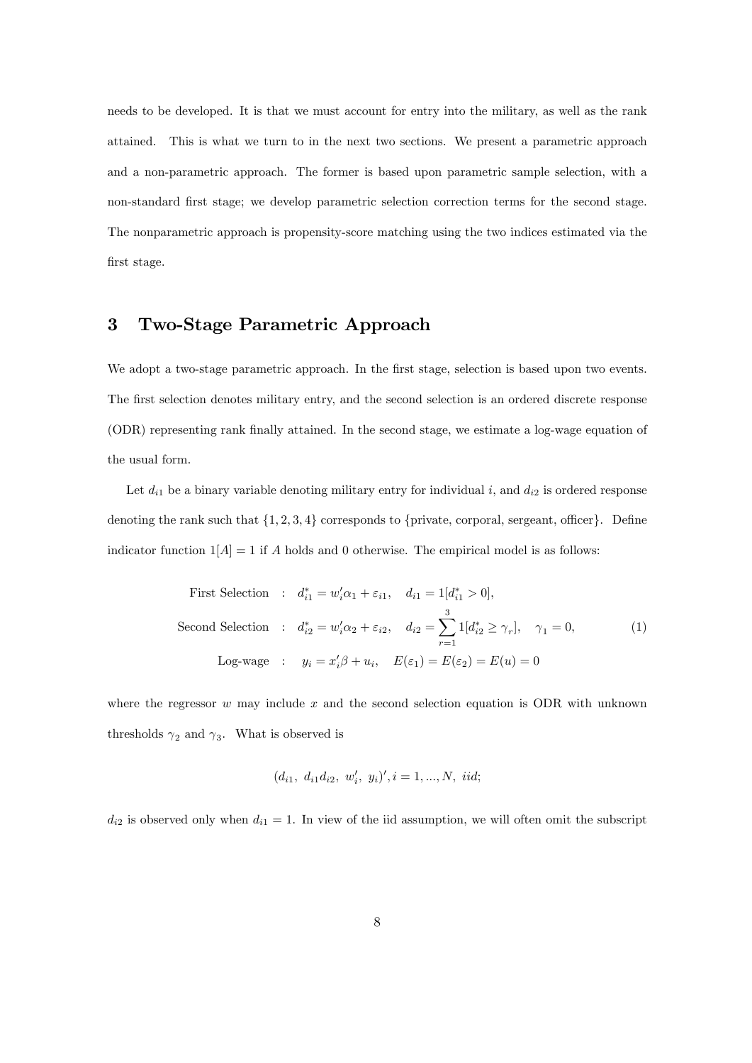needs to be developed. It is that we must account for entry into the military, as well as the rank attained. This is what we turn to in the next two sections. We present a parametric approach and a non-parametric approach. The former is based upon parametric sample selection, with a non-standard first stage; we develop parametric selection correction terms for the second stage. The nonparametric approach is propensity-score matching using the two indices estimated via the first stage.

## 3 Two-Stage Parametric Approach

We adopt a two-stage parametric approach. In the first stage, selection is based upon two events. The first selection denotes military entry, and the second selection is an ordered discrete response (ODR) representing rank finally attained. In the second stage, we estimate a log-wage equation of the usual form.

Let $d_{i1}$ be a binary variable denoting military entry for individual $i$, and $d_{i2}$ is ordered response denoting the rank such that $\{1, 2, 3, 4\}$ corresponds to {private, corporal, sergeant, officer}. Define indicator function $1[A] = 1$ if $A$ holds and 0 otherwise. The empirical model is as follows:

$$
\begin{aligned}
\text{First Selection} &: \quad d_{i1}^* = w_i'\alpha_1 + \varepsilon_{i1}, \quad d_{i1} = 1[d_{i1}^* > 0], \\
\text{Second Selection} &: \quad d_{i2}^* = w_i'\alpha_2 + \varepsilon_{i2}, \quad d_{i2} = \sum_{r=1}^{3} 1[d_{i2}^* \geq \gamma_r], \quad \gamma_1 = 0, \\
\text{Log-wage} &: \quad y_i = x_i'\beta + u_i, \quad E(\varepsilon_1) = E(\varepsilon_2) = E(u) = 0
\end{aligned}
\tag{1}
$$

where the regressor $w$ may include $x$ and the second selection equation is ODR with unknown thresholds $\gamma_2$ and $\gamma_3$. What is observed is

$$
(d_{i1},\ d_{i1}d_{i2},\ w_i',\ y_i)', i = 1, ..., N,\ iid;
$$

$d_{i2}$ is observed only when $d_{i1} = 1$. In view of the iid assumption, we will often omit the subscript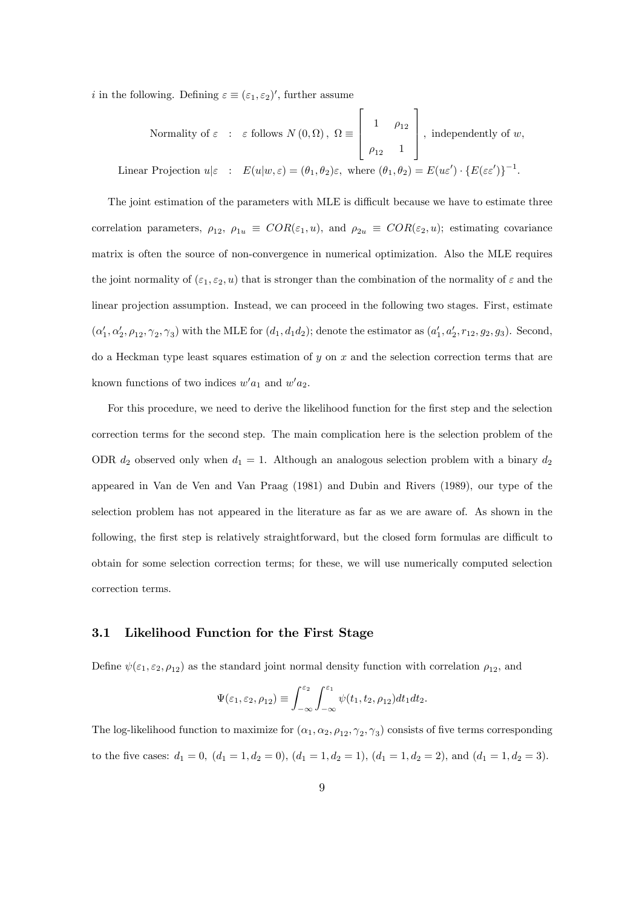$i$ in the following. Defining $\varepsilon \equiv (\varepsilon_1, \varepsilon_2)'$, further assume

$$\text{Normality of } \varepsilon \quad : \quad \varepsilon \text{ follows } N(0, \Omega), \ \Omega \equiv \begin{bmatrix} 1 & \rho_{12} \\ \rho_{12} & 1 \end{bmatrix}, \text{ independently of } w,$$

$$\text{Linear Projection } u|\varepsilon \quad : \quad E(u|w, \varepsilon) = (\theta_1, \theta_2)\varepsilon, \text{ where } (\theta_1, \theta_2) = E(u\varepsilon') \cdot \{E(\varepsilon\varepsilon')\}^{-1}.$$

The joint estimation of the parameters with MLE is difficult because we have to estimate three correlation parameters, $\rho_{12}$, $\rho_{1u} \equiv COR(\varepsilon_1, u)$, and $\rho_{2u} \equiv COR(\varepsilon_2, u)$; estimating covariance matrix is often the source of non-convergence in numerical optimization. Also the MLE requires the joint normality of $(\varepsilon_1, \varepsilon_2, u)$ that is stronger than the combination of the normality of $\varepsilon$ and the linear projection assumption. Instead, we can proceed in the following two stages. First, estimate $(\alpha_1', \alpha_2', \rho_{12}, \gamma_2, \gamma_3)$ with the MLE for $(d_1, d_1 d_2)$; denote the estimator as $(a_1', a_2', r_{12}, g_2, g_3)$. Second, do a Heckman type least squares estimation of $y$ on $x$ and the selection correction terms that are known functions of two indices $w'a_1$ and $w'a_2$.

For this procedure, we need to derive the likelihood function for the first step and the selection correction terms for the second step. The main complication here is the selection problem of the ODR $d_2$ observed only when $d_1 = 1$. Although an analogous selection problem with a binary $d_2$ appeared in Van de Ven and Van Praag (1981) and Dubin and Rivers (1989), our type of the selection problem has not appeared in the literature as far as we are aware of. As shown in the following, the first step is relatively straightforward, but the closed form formulas are difficult to obtain for some selection correction terms; for these, we will use numerically computed selection correction terms.

## 3.1 Likelihood Function for the First Stage

Define $\psi(\varepsilon_1, \varepsilon_2, \rho_{12})$ as the standard joint normal density function with correlation $\rho_{12}$, and

$$\Psi(\varepsilon_1, \varepsilon_2, \rho_{12}) \equiv \int_{-\infty}^{\varepsilon_2} \int_{-\infty}^{\varepsilon_1} \psi(t_1, t_2, \rho_{12}) dt_1 dt_2.$$

The log-likelihood function to maximize for $(\alpha_1, \alpha_2, \rho_{12}, \gamma_2, \gamma_3)$ consists of five terms corresponding to the five cases: $d_1 = 0$, $(d_1 = 1, d_2 = 0)$, $(d_1 = 1, d_2 = 1)$, $(d_1 = 1, d_2 = 2)$, and $(d_1 = 1, d_2 = 3)$.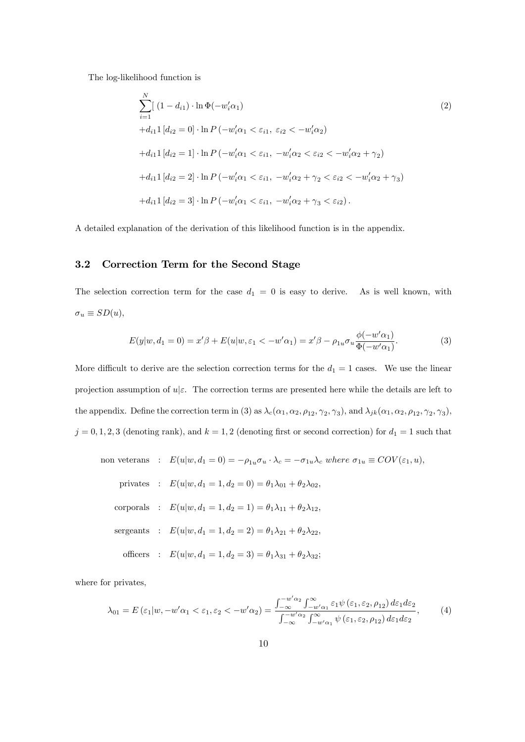The log-likelihood function is

$$
\begin{aligned}
&\sum_{i=1}^{N}[\ (1-d_{i1})\cdot\ln\Phi(-w_i'\alpha_1) \\
&+d_{i1}1\left[d_{i2}=0\right]\cdot\ln P\left(-w_i'\alpha_1<\varepsilon_{i1},\ \varepsilon_{i2}<-w_i'\alpha_2\right) \\
&+d_{i1}1\left[d_{i2}=1\right]\cdot\ln P\left(-w_i'\alpha_1<\varepsilon_{i1},\ -w_i'\alpha_2<\varepsilon_{i2}<-w_i'\alpha_2+\gamma_2\right) \\
&+d_{i1}1\left[d_{i2}=2\right]\cdot\ln P\left(-w_i'\alpha_1<\varepsilon_{i1},\ -w_i'\alpha_2+\gamma_2<\varepsilon_{i2}<-w_i'\alpha_2+\gamma_3\right) \\
&+d_{i1}1\left[d_{i2}=3\right]\cdot\ln P\left(-w_i'\alpha_1<\varepsilon_{i1},\ -w_i'\alpha_2+\gamma_3<\varepsilon_{i2}\right).
\end{aligned}
\tag{2}
$$

A detailed explanation of the derivation of this likelihood function is in the appendix.

## 3.2 Correction Term for the Second Stage

The selection correction term for the case $d_1=0$ is easy to derive. As is well known, with $\sigma_u \equiv SD(u)$,

$$
E(y|w,d_1=0)=x'\beta+E(u|w,\varepsilon_1<-w'\alpha_1)=x'\beta-\rho_{1u}\sigma_u\frac{\phi(-w'\alpha_1)}{\Phi(-w'\alpha_1)}. \tag{3}
$$

More difficult to derive are the selection correction terms for the $d_1=1$ cases. We use the linear projection assumption of $u|\varepsilon$. The correction terms are presented here while the details are left to the appendix. Define the correction term in (3) as $\lambda_c(\alpha_1,\alpha_2,\rho_{12},\gamma_2,\gamma_3)$, and $\lambda_{jk}(\alpha_1,\alpha_2,\rho_{12},\gamma_2,\gamma_3)$, $j=0,1,2,3$ (denoting rank), and $k=1,2$ (denoting first or second correction) for $d_1=1$ such that

$$
\begin{aligned}
\text{non veterans} &: \ E(u|w,d_1=0)=-\rho_{1u}\sigma_u\cdot\lambda_c=-\sigma_{1u}\lambda_c \ \textit{where} \ \sigma_{1u}\equiv COV(\varepsilon_1,u), \\
\text{privates} &: \ E(u|w,d_1=1,d_2=0)=\theta_1\lambda_{01}+\theta_2\lambda_{02}, \\
\text{corporals} &: \ E(u|w,d_1=1,d_2=1)=\theta_1\lambda_{11}+\theta_2\lambda_{12}, \\
\text{sergeants} &: \ E(u|w,d_1=1,d_2=2)=\theta_1\lambda_{21}+\theta_2\lambda_{22}, \\
\text{officers} &: \ E(u|w,d_1=1,d_2=3)=\theta_1\lambda_{31}+\theta_2\lambda_{32};
\end{aligned}
$$

where for privates,

$$
\lambda_{01}=E\left(\varepsilon_1|w,-w'\alpha_1<\varepsilon_1,\varepsilon_2<-w'\alpha_2\right)=\frac{\int_{-\infty}^{-w'\alpha_2}\int_{-w'\alpha_1}^{\infty}\varepsilon_1\psi\left(\varepsilon_1,\varepsilon_2,\rho_{12}\right)d\varepsilon_1 d\varepsilon_2}{\int_{-\infty}^{-w'\alpha_2}\int_{-w'\alpha_1}^{\infty}\psi\left(\varepsilon_1,\varepsilon_2,\rho_{12}\right)d\varepsilon_1 d\varepsilon_2}, \tag{4}
$$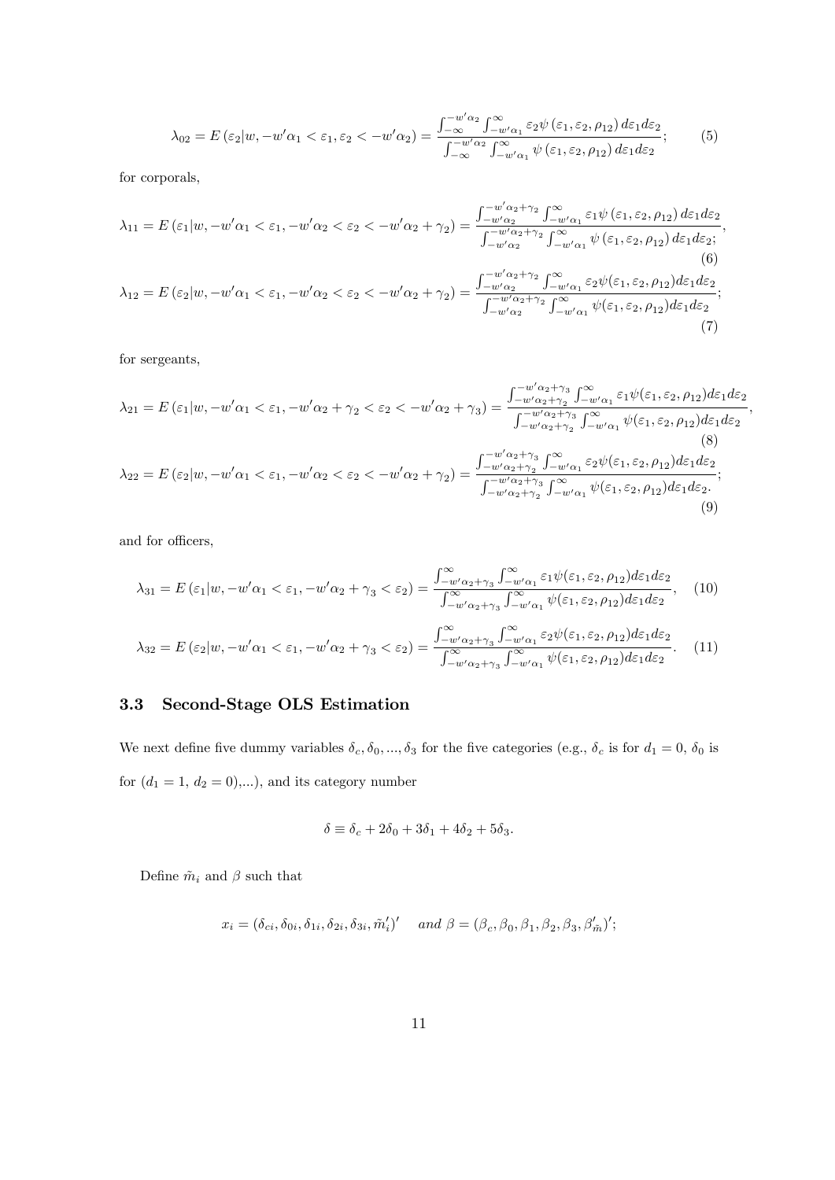$$\lambda_{02} = E\left(\varepsilon_2|w, -w'\alpha_1 < \varepsilon_1, \varepsilon_2 < -w'\alpha_2\right) = \frac{\int_{-\infty}^{-w'\alpha_2}\int_{-w'\alpha_1}^{\infty}\varepsilon_2\psi\left(\varepsilon_1,\varepsilon_2,\rho_{12}\right)d\varepsilon_1 d\varepsilon_2}{\int_{-\infty}^{-w'\alpha_2}\int_{-w'\alpha_1}^{\infty}\psi\left(\varepsilon_1,\varepsilon_2,\rho_{12}\right)d\varepsilon_1 d\varepsilon_2}; \tag{5}$$

for corporals,

$$\lambda_{11} = E\left(\varepsilon_1|w, -w'\alpha_1 < \varepsilon_1, -w'\alpha_2 < \varepsilon_2 < -w'\alpha_2 + \gamma_2\right) = \frac{\int_{-w'\alpha_2}^{-w'\alpha_2+\gamma_2}\int_{-w'\alpha_1}^{\infty}\varepsilon_1\psi\left(\varepsilon_1,\varepsilon_2,\rho_{12}\right)d\varepsilon_1 d\varepsilon_2}{\int_{-w'\alpha_2}^{-w'\alpha_2+\gamma_2}\int_{-w'\alpha_1}^{\infty}\psi\left(\varepsilon_1,\varepsilon_2,\rho_{12}\right)d\varepsilon_1 d\varepsilon_2;}, \tag{6}$$

$$\lambda_{12} = E\left(\varepsilon_2|w, -w'\alpha_1 < \varepsilon_1, -w'\alpha_2 < \varepsilon_2 < -w'\alpha_2 + \gamma_2\right) = \frac{\int_{-w'\alpha_2}^{-w'\alpha_2+\gamma_2}\int_{-w'\alpha_1}^{\infty}\varepsilon_2\psi(\varepsilon_1,\varepsilon_2,\rho_{12})d\varepsilon_1 d\varepsilon_2}{\int_{-w'\alpha_2}^{-w'\alpha_2+\gamma_2}\int_{-w'\alpha_1}^{\infty}\psi(\varepsilon_1,\varepsilon_2,\rho_{12})d\varepsilon_1 d\varepsilon_2}; \tag{7}$$

for sergeants,

$$\lambda_{21} = E\left(\varepsilon_1|w, -w'\alpha_1 < \varepsilon_1, -w'\alpha_2 + \gamma_2 < \varepsilon_2 < -w'\alpha_2 + \gamma_3\right) = \frac{\int_{-w'\alpha_2+\gamma_2}^{-w'\alpha_2+\gamma_3}\int_{-w'\alpha_1}^{\infty}\varepsilon_1\psi(\varepsilon_1,\varepsilon_2,\rho_{12})d\varepsilon_1 d\varepsilon_2}{\int_{-w'\alpha_2+\gamma_2}^{-w'\alpha_2+\gamma_3}\int_{-w'\alpha_1}^{\infty}\psi(\varepsilon_1,\varepsilon_2,\rho_{12})d\varepsilon_1 d\varepsilon_2}, \tag{8}$$

$$\lambda_{22} = E\left(\varepsilon_2|w, -w'\alpha_1 < \varepsilon_1, -w'\alpha_2 < \varepsilon_2 < -w'\alpha_2 + \gamma_2\right) = \frac{\int_{-w'\alpha_2+\gamma_2}^{-w'\alpha_2+\gamma_3}\int_{-w'\alpha_1}^{\infty}\varepsilon_2\psi(\varepsilon_1,\varepsilon_2,\rho_{12})d\varepsilon_1 d\varepsilon_2}{\int_{-w'\alpha_2+\gamma_2}^{-w'\alpha_2+\gamma_3}\int_{-w'\alpha_1}^{\infty}\psi(\varepsilon_1,\varepsilon_2,\rho_{12})d\varepsilon_1 d\varepsilon_2.}; \tag{9}$$

and for officers,

$$\lambda_{31} = E\left(\varepsilon_1|w, -w'\alpha_1 < \varepsilon_1, -w'\alpha_2 + \gamma_3 < \varepsilon_2\right) = \frac{\int_{-w'\alpha_2+\gamma_3}^{\infty}\int_{-w'\alpha_1}^{\infty}\varepsilon_1\psi(\varepsilon_1,\varepsilon_2,\rho_{12})d\varepsilon_1 d\varepsilon_2}{\int_{-w'\alpha_2+\gamma_3}^{\infty}\int_{-w'\alpha_1}^{\infty}\psi(\varepsilon_1,\varepsilon_2,\rho_{12})d\varepsilon_1 d\varepsilon_2}, \tag{10}$$

$$\lambda_{32} = E\left(\varepsilon_2|w, -w'\alpha_1 < \varepsilon_1, -w'\alpha_2 + \gamma_3 < \varepsilon_2\right) = \frac{\int_{-w'\alpha_2+\gamma_3}^{\infty}\int_{-w'\alpha_1}^{\infty}\varepsilon_2\psi(\varepsilon_1,\varepsilon_2,\rho_{12})d\varepsilon_1 d\varepsilon_2}{\int_{-w'\alpha_2+\gamma_3}^{\infty}\int_{-w'\alpha_1}^{\infty}\psi(\varepsilon_1,\varepsilon_2,\rho_{12})d\varepsilon_1 d\varepsilon_2}. \tag{11}$$

### 3.3 Second-Stage OLS Estimation

We next define five dummy variables $\delta_c, \delta_0, ..., \delta_3$ for the five categories (e.g., $\delta_c$ is for $d_1 = 0$, $\delta_0$ is for ($d_1 = 1$, $d_2 = 0$),...), and its category number

$$\delta \equiv \delta_c + 2\delta_0 + 3\delta_1 + 4\delta_2 + 5\delta_3.$$

Define $\tilde{m}_i$ and $\beta$ such that

$$x_i = (\delta_{ci}, \delta_{0i}, \delta_{1i}, \delta_{2i}, \delta_{3i}, \tilde{m}_i')' \quad \textit{and } \beta = (\beta_c, \beta_0, \beta_1, \beta_2, \beta_3, \beta_{\tilde{m}}')';$$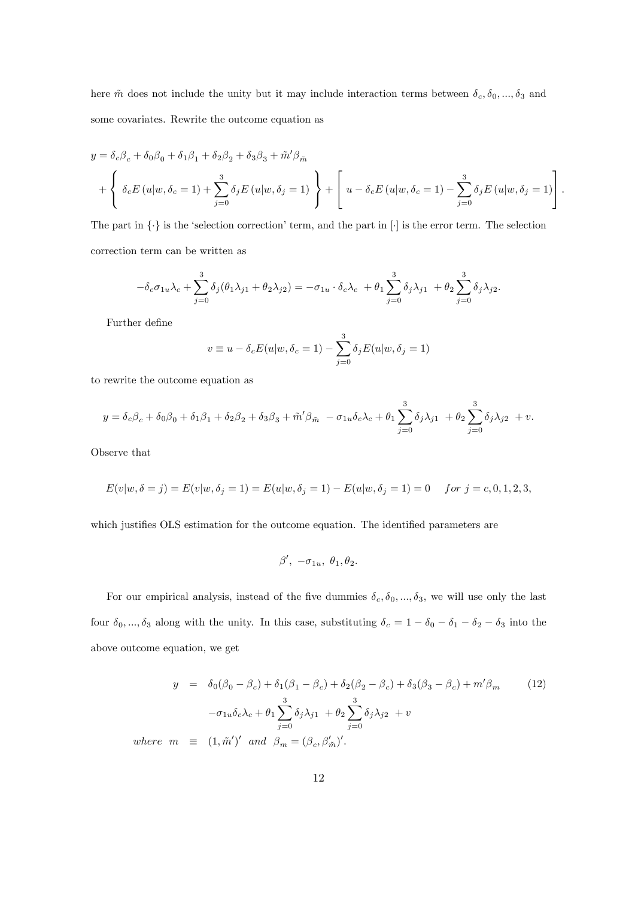here $\tilde{m}$ does not include the unity but it may include interaction terms between $\delta_c, \delta_0, ..., \delta_3$ and some covariates. Rewrite the outcome equation as

$$
\begin{aligned}
y &= \delta_c \beta_c + \delta_0 \beta_0 + \delta_1 \beta_1 + \delta_2 \beta_2 + \delta_3 \beta_3 + \tilde{m}' \beta_{\tilde{m}} \\
&+ \left\{ \delta_c E\left(u|w, \delta_c = 1\right) + \sum_{j=0}^{3} \delta_j E\left(u|w, \delta_j = 1\right) \right\} + \left[ u - \delta_c E\left(u|w, \delta_c = 1\right) - \sum_{j=0}^{3} \delta_j E\left(u|w, \delta_j = 1\right) \right].
\end{aligned}
$$

The part in $\{\cdot\}$ is the 'selection correction' term, and the part in $[\cdot]$ is the error term. The selection correction term can be written as

$$
-\delta_c \sigma_{1u} \lambda_c + \sum_{j=0}^{3} \delta_j (\theta_1 \lambda_{j1} + \theta_2 \lambda_{j2}) = -\sigma_{1u} \cdot \delta_c \lambda_c \ + \theta_1 \sum_{j=0}^{3} \delta_j \lambda_{j1} \ + \theta_2 \sum_{j=0}^{3} \delta_j \lambda_{j2}.
$$

Further define

$$
v \equiv u - \delta_c E(u|w, \delta_c = 1) - \sum_{j=0}^{3} \delta_j E(u|w, \delta_j = 1)
$$

to rewrite the outcome equation as

$$
y = \delta_c \beta_c + \delta_0 \beta_0 + \delta_1 \beta_1 + \delta_2 \beta_2 + \delta_3 \beta_3 + \tilde{m}' \beta_{\tilde{m}} \ - \sigma_{1u} \delta_c \lambda_c + \theta_1 \sum_{j=0}^{3} \delta_j \lambda_{j1} \ + \theta_2 \sum_{j=0}^{3} \delta_j \lambda_{j2} \ + v.
$$

Observe that

$$
E(v|w, \delta = j) = E(v|w, \delta_j = 1) = E(u|w, \delta_j = 1) - E(u|w, \delta_j = 1) = 0 \quad for \ j = c, 0, 1, 2, 3,
$$

which justifies OLS estimation for the outcome equation. The identified parameters are

$$
\beta', \ -\sigma_{1u}, \ \theta_1, \theta_2.
$$

For our empirical analysis, instead of the five dummies $\delta_c, \delta_0, ..., \delta_3$, we will use only the last four $\delta_0, ..., \delta_3$ along with the unity. In this case, substituting $\delta_c = 1 - \delta_0 - \delta_1 - \delta_2 - \delta_3$ into the above outcome equation, we get

$$
\begin{aligned}
y &= \delta_0(\beta_0 - \beta_c) + \delta_1(\beta_1 - \beta_c) + \delta_2(\beta_2 - \beta_c) + \delta_3(\beta_3 - \beta_c) + m'\beta_m \qquad (12) \\
&\quad -\sigma_{1u}\delta_c\lambda_c + \theta_1 \sum_{j=0}^{3} \delta_j \lambda_{j1} \ + \theta_2 \sum_{j=0}^{3} \delta_j \lambda_{j2} \ + v \\
where \ m &\equiv (1, \tilde{m}')' \ \ and \ \ \beta_m = (\beta_c, \beta_{\tilde{m}}')'.
\end{aligned}
$$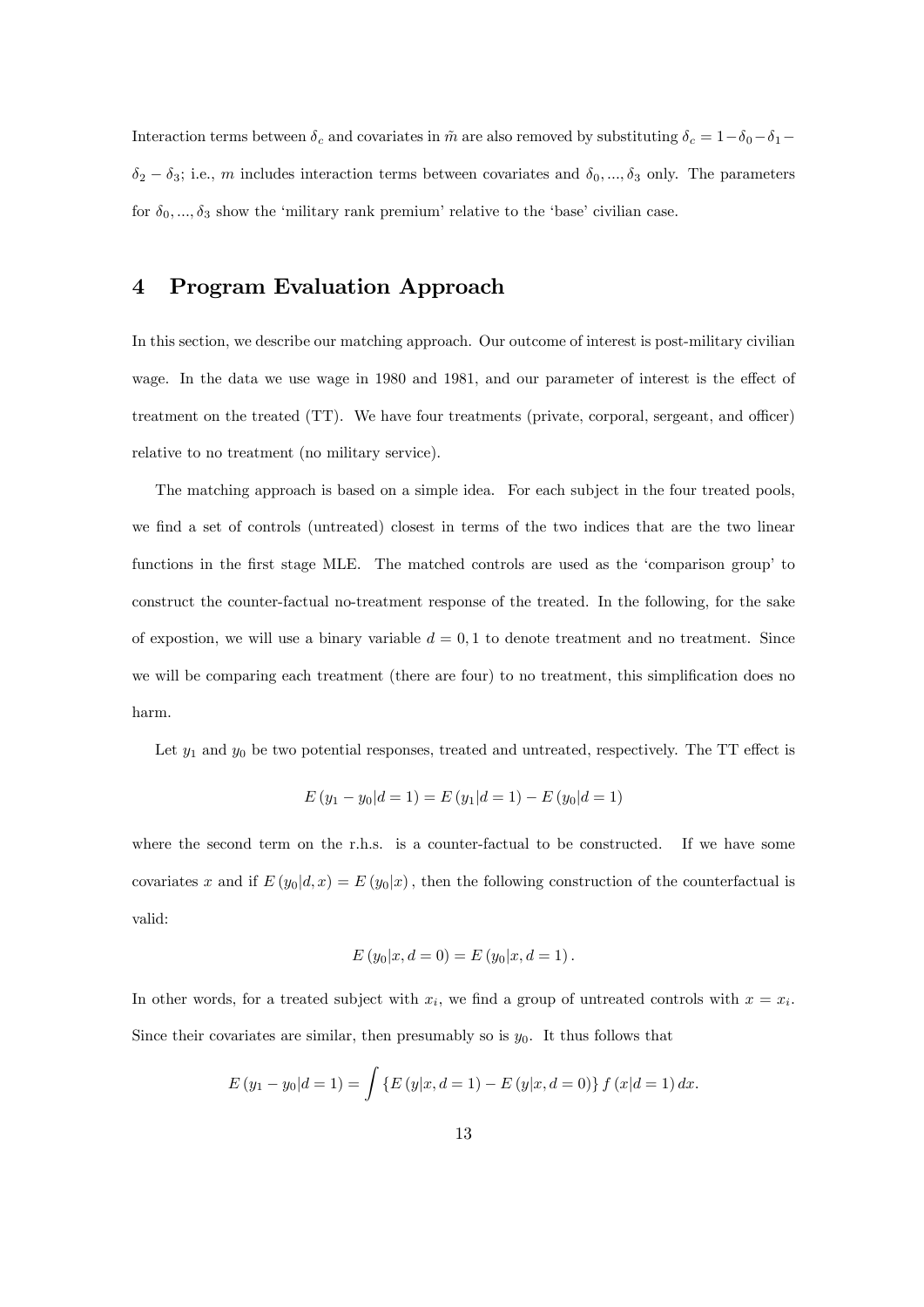Interaction terms between $\delta_c$ and covariates in $\tilde{m}$ are also removed by substituting $\delta_c = 1 - \delta_0 - \delta_1 - \delta_2 - \delta_3$; i.e., $m$ includes interaction terms between covariates and $\delta_0, ..., \delta_3$ only. The parameters for $\delta_0, ..., \delta_3$ show the 'military rank premium' relative to the 'base' civilian case.

# 4 Program Evaluation Approach

In this section, we describe our matching approach. Our outcome of interest is post-military civilian wage. In the data we use wage in 1980 and 1981, and our parameter of interest is the effect of treatment on the treated (TT). We have four treatments (private, corporal, sergeant, and officer) relative to no treatment (no military service).

The matching approach is based on a simple idea. For each subject in the four treated pools, we find a set of controls (untreated) closest in terms of the two indices that are the two linear functions in the first stage MLE. The matched controls are used as the 'comparison group' to construct the counter-factual no-treatment response of the treated. In the following, for the sake of expostion, we will use a binary variable $d = 0, 1$ to denote treatment and no treatment. Since we will be comparing each treatment (there are four) to no treatment, this simplification does no harm.

Let $y_1$ and $y_0$ be two potential responses, treated and untreated, respectively. The TT effect is

$$E(y_1 - y_0 | d = 1) = E(y_1 | d = 1) - E(y_0 | d = 1)$$

where the second term on the r.h.s. is a counter-factual to be constructed. If we have some covariates $x$ and if $E(y_0 | d, x) = E(y_0 | x)$, then the following construction of the counterfactual is valid:

$$E(y_0 | x, d = 0) = E(y_0 | x, d = 1).$$

In other words, for a treated subject with $x_i$, we find a group of untreated controls with $x = x_i$. Since their covariates are similar, then presumably so is $y_0$. It thus follows that

$$E(y_1 - y_0 | d = 1) = \int \{E(y | x, d = 1) - E(y | x, d = 0)\} f(x | d = 1) \, dx.$$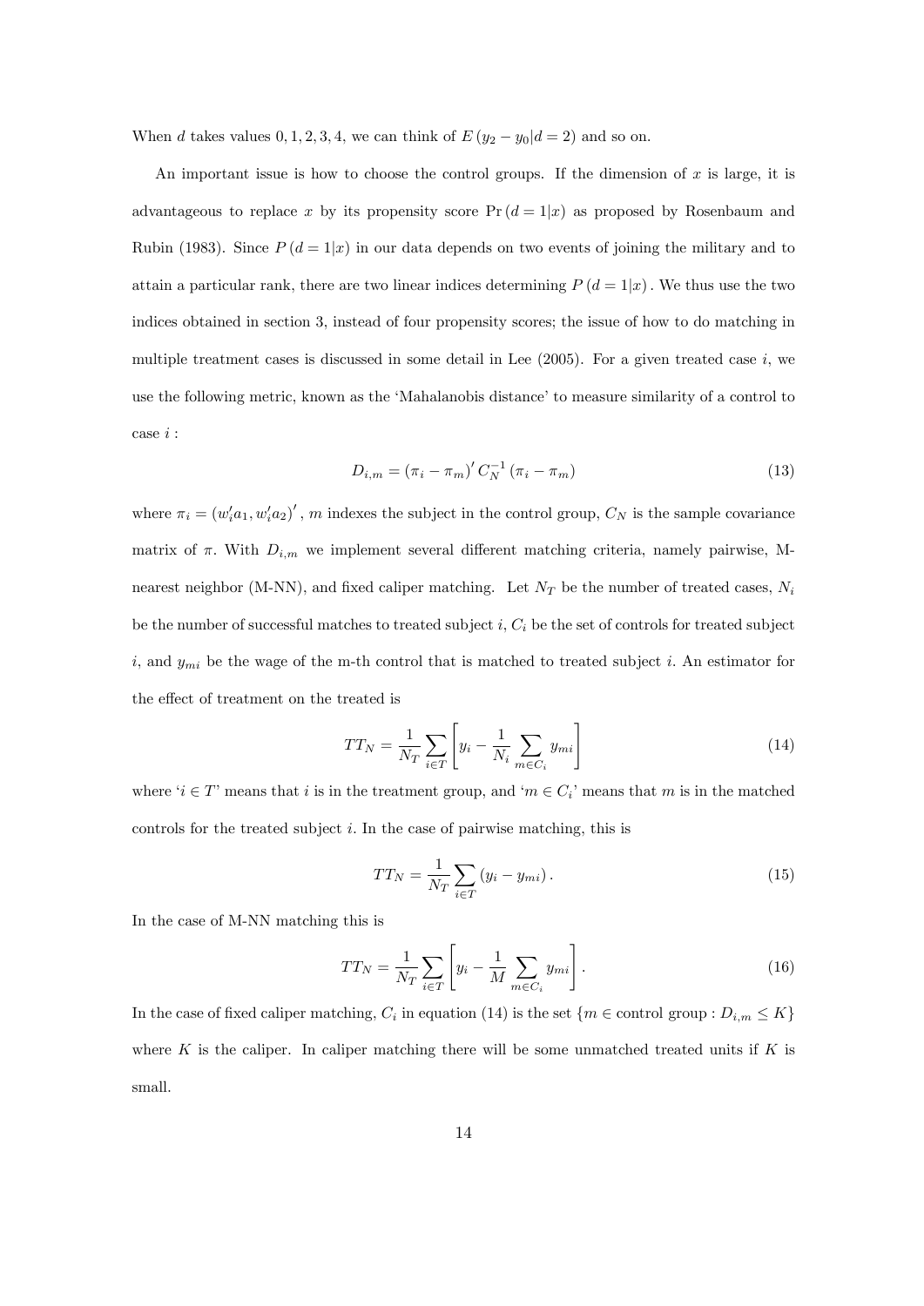When $d$ takes values $0, 1, 2, 3, 4$, we can think of $E(y_2 - y_0|d = 2)$ and so on.

An important issue is how to choose the control groups. If the dimension of $x$ is large, it is advantageous to replace $x$ by its propensity score $\Pr(d = 1|x)$ as proposed by Rosenbaum and Rubin (1983). Since $P(d = 1|x)$ in our data depends on two events of joining the military and to attain a particular rank, there are two linear indices determining $P(d = 1|x)$. We thus use the two indices obtained in section 3, instead of four propensity scores; the issue of how to do matching in multiple treatment cases is discussed in some detail in Lee (2005). For a given treated case $i$, we use the following metric, known as the 'Mahalanobis distance' to measure similarity of a control to case $i$ :

$$D_{i,m} = (\pi_i - \pi_m)' C_N^{-1} (\pi_i - \pi_m) \tag{13}$$

where $\pi_i = (w_i' a_1, w_i' a_2)'$, $m$ indexes the subject in the control group, $C_N$ is the sample covariance matrix of $\pi$. With $D_{i,m}$ we implement several different matching criteria, namely pairwise, M-nearest neighbor (M-NN), and fixed caliper matching. Let $N_T$ be the number of treated cases, $N_i$ be the number of successful matches to treated subject $i$, $C_i$ be the set of controls for treated subject $i$, and $y_{mi}$ be the wage of the m-th control that is matched to treated subject $i$. An estimator for the effect of treatment on the treated is

$$TT_N = \frac{1}{N_T} \sum_{i \in T} \left[ y_i - \frac{1}{N_i} \sum_{m \in C_i} y_{mi} \right] \tag{14}$$

where '$i \in T$' means that $i$ is in the treatment group, and '$m \in C_i$' means that $m$ is in the matched controls for the treated subject $i$. In the case of pairwise matching, this is

$$TT_N = \frac{1}{N_T} \sum_{i \in T} (y_i - y_{mi}). \tag{15}$$

In the case of M-NN matching this is

$$TT_N = \frac{1}{N_T} \sum_{i \in T} \left[ y_i - \frac{1}{M} \sum_{m \in C_i} y_{mi} \right]. \tag{16}$$

In the case of fixed caliper matching, $C_i$ in equation (14) is the set $\{m \in \text{control group} : D_{i,m} \leq K\}$ where $K$ is the caliper. In caliper matching there will be some unmatched treated units if $K$ is small.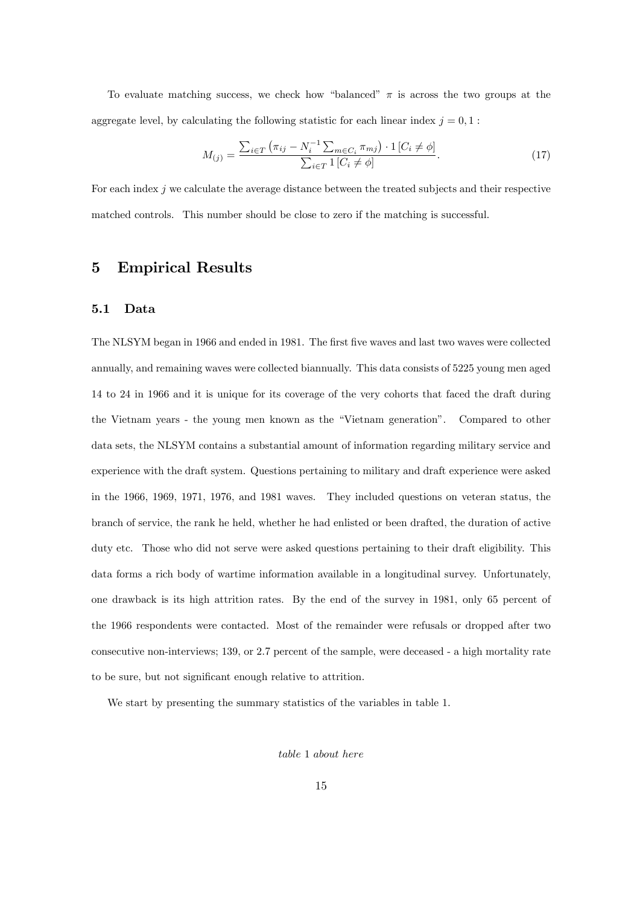To evaluate matching success, we check how "balanced" $\pi$ is across the two groups at the aggregate level, by calculating the following statistic for each linear index $j = 0, 1$ :

$$M_{(j)} = \frac{\sum_{i \in T} \left( \pi_{ij} - N_i^{-1} \sum_{m \in C_i} \pi_{mj} \right) \cdot 1 \left[ C_i \neq \phi \right]}{\sum_{i \in T} 1 \left[ C_i \neq \phi \right]}. \tag{17}$$

For each index $j$ we calculate the average distance between the treated subjects and their respective matched controls. This number should be close to zero if the matching is successful.

## 5 Empirical Results

### 5.1 Data

The NLSYM began in 1966 and ended in 1981. The first five waves and last two waves were collected annually, and remaining waves were collected biannually. This data consists of 5225 young men aged 14 to 24 in 1966 and it is unique for its coverage of the very cohorts that faced the draft during the Vietnam years - the young men known as the "Vietnam generation". Compared to other data sets, the NLSYM contains a substantial amount of information regarding military service and experience with the draft system. Questions pertaining to military and draft experience were asked in the 1966, 1969, 1971, 1976, and 1981 waves. They included questions on veteran status, the branch of service, the rank he held, whether he had enlisted or been drafted, the duration of active duty etc. Those who did not serve were asked questions pertaining to their draft eligibility. This data forms a rich body of wartime information available in a longitudinal survey. Unfortunately, one drawback is its high attrition rates. By the end of the survey in 1981, only 65 percent of the 1966 respondents were contacted. Most of the remainder were refusals or dropped after two consecutive non-interviews; 139, or 2.7 percent of the sample, were deceased - a high mortality rate to be sure, but not significant enough relative to attrition.

We start by presenting the summary statistics of the variables in table 1.

*table 1 about here*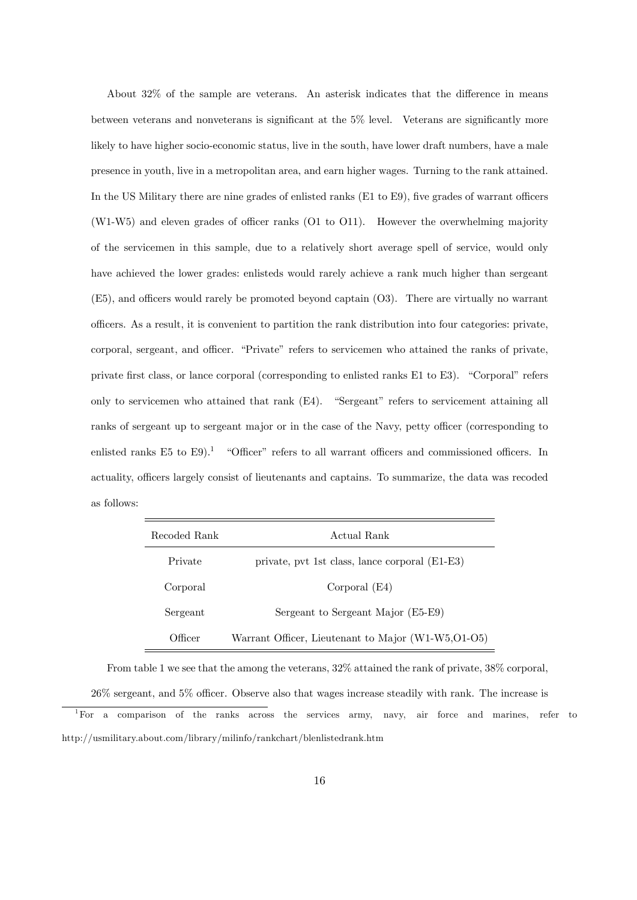About 32% of the sample are veterans. An asterisk indicates that the difference in means between veterans and nonveterans is significant at the 5% level. Veterans are significantly more likely to have higher socio-economic status, live in the south, have lower draft numbers, have a male presence in youth, live in a metropolitan area, and earn higher wages. Turning to the rank attained. In the US Military there are nine grades of enlisted ranks (E1 to E9), five grades of warrant officers (W1-W5) and eleven grades of officer ranks (O1 to O11). However the overwhelming majority of the servicemen in this sample, due to a relatively short average spell of service, would only have achieved the lower grades: enlisteds would rarely achieve a rank much higher than sergeant (E5), and officers would rarely be promoted beyond captain (O3). There are virtually no warrant officers. As a result, it is convenient to partition the rank distribution into four categories: private, corporal, sergeant, and officer. "Private" refers to servicemen who attained the ranks of private, private first class, or lance corporal (corresponding to enlisted ranks E1 to E3). "Corporal" refers only to servicemen who attained that rank (E4). "Sergeant" refers to servicement attaining all ranks of sergeant up to sergeant major or in the case of the Navy, petty officer (corresponding to enlisted ranks E5 to E9).[1] "Officer" refers to all warrant officers and commissioned officers. In actuality, officers largely consist of lieutenants and captains. To summarize, the data was recoded as follows:

| Recoded Rank | Actual Rank |
|---|---|
| Private | private, pvt 1st class, lance corporal (E1-E3) |
| Corporal | Corporal (E4) |
| Sergeant | Sergeant to Sergeant Major (E5-E9) |
| Officer | Warrant Officer, Lieutenant to Major (W1-W5,O1-O5) |

From table 1 we see that the among the veterans, 32% attained the rank of private, 38% corporal, 26% sergeant, and 5% officer. Observe also that wages increase steadily with rank. The increase is

[1] For a comparison of the ranks across the services army, navy, air force and marines, refer to http://usmilitary.about.com/library/milinfo/rankchart/blenlistedrank.htm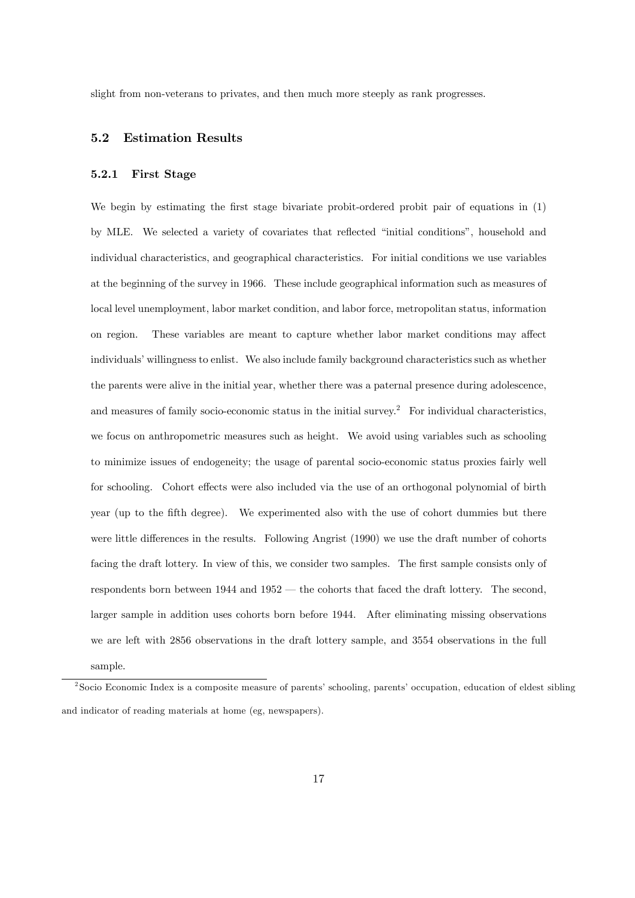slight from non-veterans to privates, and then much more steeply as rank progresses.

## 5.2 Estimation Results

### 5.2.1 First Stage

We begin by estimating the first stage bivariate probit-ordered probit pair of equations in (1) by MLE. We selected a variety of covariates that reflected "initial conditions", household and individual characteristics, and geographical characteristics. For initial conditions we use variables at the beginning of the survey in 1966. These include geographical information such as measures of local level unemployment, labor market condition, and labor force, metropolitan status, information on region. These variables are meant to capture whether labor market conditions may affect individuals' willingness to enlist. We also include family background characteristics such as whether the parents were alive in the initial year, whether there was a paternal presence during adolescence, and measures of family socio-economic status in the initial survey.[2] For individual characteristics, we focus on anthropometric measures such as height. We avoid using variables such as schooling to minimize issues of endogeneity; the usage of parental socio-economic status proxies fairly well for schooling. Cohort effects were also included via the use of an orthogonal polynomial of birth year (up to the fifth degree). We experimented also with the use of cohort dummies but there were little differences in the results. Following Angrist (1990) we use the draft number of cohorts facing the draft lottery. In view of this, we consider two samples. The first sample consists only of respondents born between 1944 and 1952 — the cohorts that faced the draft lottery. The second, larger sample in addition uses cohorts born before 1944. After eliminating missing observations we are left with 2856 observations in the draft lottery sample, and 3554 observations in the full sample.

[2] Socio Economic Index is a composite measure of parents' schooling, parents' occupation, education of eldest sibling and indicator of reading materials at home (eg, newspapers).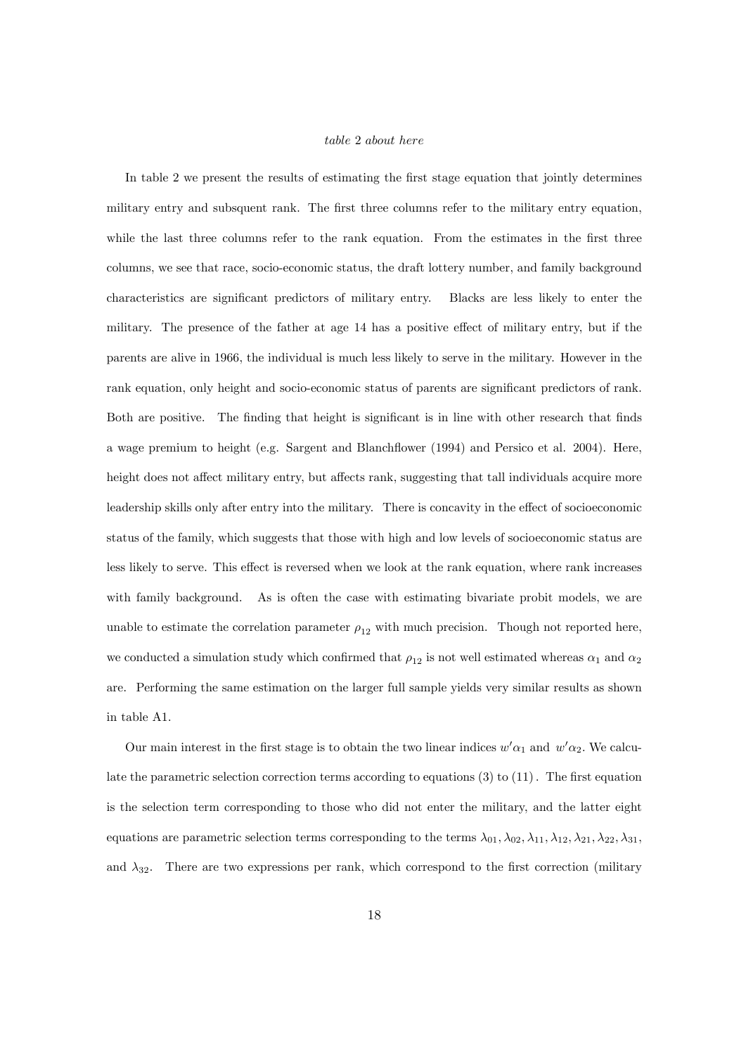*table 2 about here*

In table 2 we present the results of estimating the first stage equation that jointly determines military entry and subsquent rank. The first three columns refer to the military entry equation, while the last three columns refer to the rank equation. From the estimates in the first three columns, we see that race, socio-economic status, the draft lottery number, and family background characteristics are significant predictors of military entry. Blacks are less likely to enter the military. The presence of the father at age 14 has a positive effect of military entry, but if the parents are alive in 1966, the individual is much less likely to serve in the military. However in the rank equation, only height and socio-economic status of parents are significant predictors of rank. Both are positive. The finding that height is significant is in line with other research that finds a wage premium to height (e.g. Sargent and Blanchflower (1994) and Persico et al. 2004). Here, height does not affect military entry, but affects rank, suggesting that tall individuals acquire more leadership skills only after entry into the military. There is concavity in the effect of socioeconomic status of the family, which suggests that those with high and low levels of socioeconomic status are less likely to serve. This effect is reversed when we look at the rank equation, where rank increases with family background. As is often the case with estimating bivariate probit models, we are unable to estimate the correlation parameter $\rho_{12}$ with much precision. Though not reported here, we conducted a simulation study which confirmed that $\rho_{12}$ is not well estimated whereas $\alpha_1$ and $\alpha_2$ are. Performing the same estimation on the larger full sample yields very similar results as shown in table A1.

Our main interest in the first stage is to obtain the two linear indices $w'\alpha_1$ and $w'\alpha_2$. We calculate the parametric selection correction terms according to equations (3) to (11). The first equation is the selection term corresponding to those who did not enter the military, and the latter eight equations are parametric selection terms corresponding to the terms $\lambda_{01}, \lambda_{02}, \lambda_{11}, \lambda_{12}, \lambda_{21}, \lambda_{22}, \lambda_{31}$, and $\lambda_{32}$. There are two expressions per rank, which correspond to the first correction (military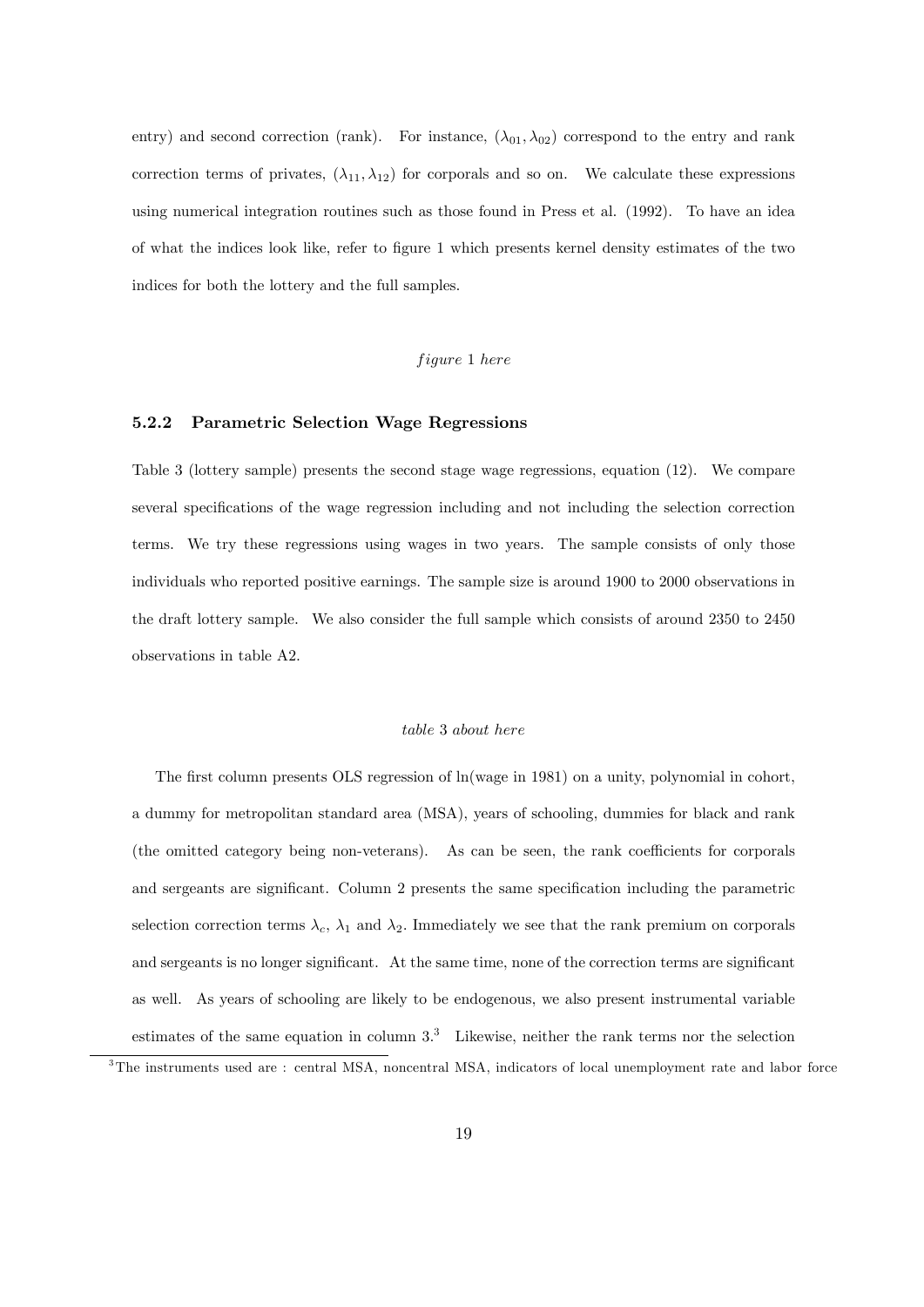entry) and second correction (rank). For instance, $(\lambda_{01}, \lambda_{02})$ correspond to the entry and rank correction terms of privates, $(\lambda_{11}, \lambda_{12})$ for corporals and so on. We calculate these expressions using numerical integration routines such as those found in Press et al. (1992). To have an idea of what the indices look like, refer to figure 1 which presents kernel density estimates of the two indices for both the lottery and the full samples.

*figure 1 here*

### 5.2.2 Parametric Selection Wage Regressions

Table 3 (lottery sample) presents the second stage wage regressions, equation (12). We compare several specifications of the wage regression including and not including the selection correction terms. We try these regressions using wages in two years. The sample consists of only those individuals who reported positive earnings. The sample size is around 1900 to 2000 observations in the draft lottery sample. We also consider the full sample which consists of around 2350 to 2450 observations in table A2.

*table 3 about here*

The first column presents OLS regression of ln(wage in 1981) on a unity, polynomial in cohort, a dummy for metropolitan standard area (MSA), years of schooling, dummies for black and rank (the omitted category being non-veterans). As can be seen, the rank coefficients for corporals and sergeants are significant. Column 2 presents the same specification including the parametric selection correction terms $\lambda_c$, $\lambda_1$ and $\lambda_2$. Immediately we see that the rank premium on corporals and sergeants is no longer significant. At the same time, none of the correction terms are significant as well. As years of schooling are likely to be endogenous, we also present instrumental variable estimates of the same equation in column 3.[3] Likewise, neither the rank terms nor the selection

[3] The instruments used are : central MSA, noncentral MSA, indicators of local unemployment rate and labor force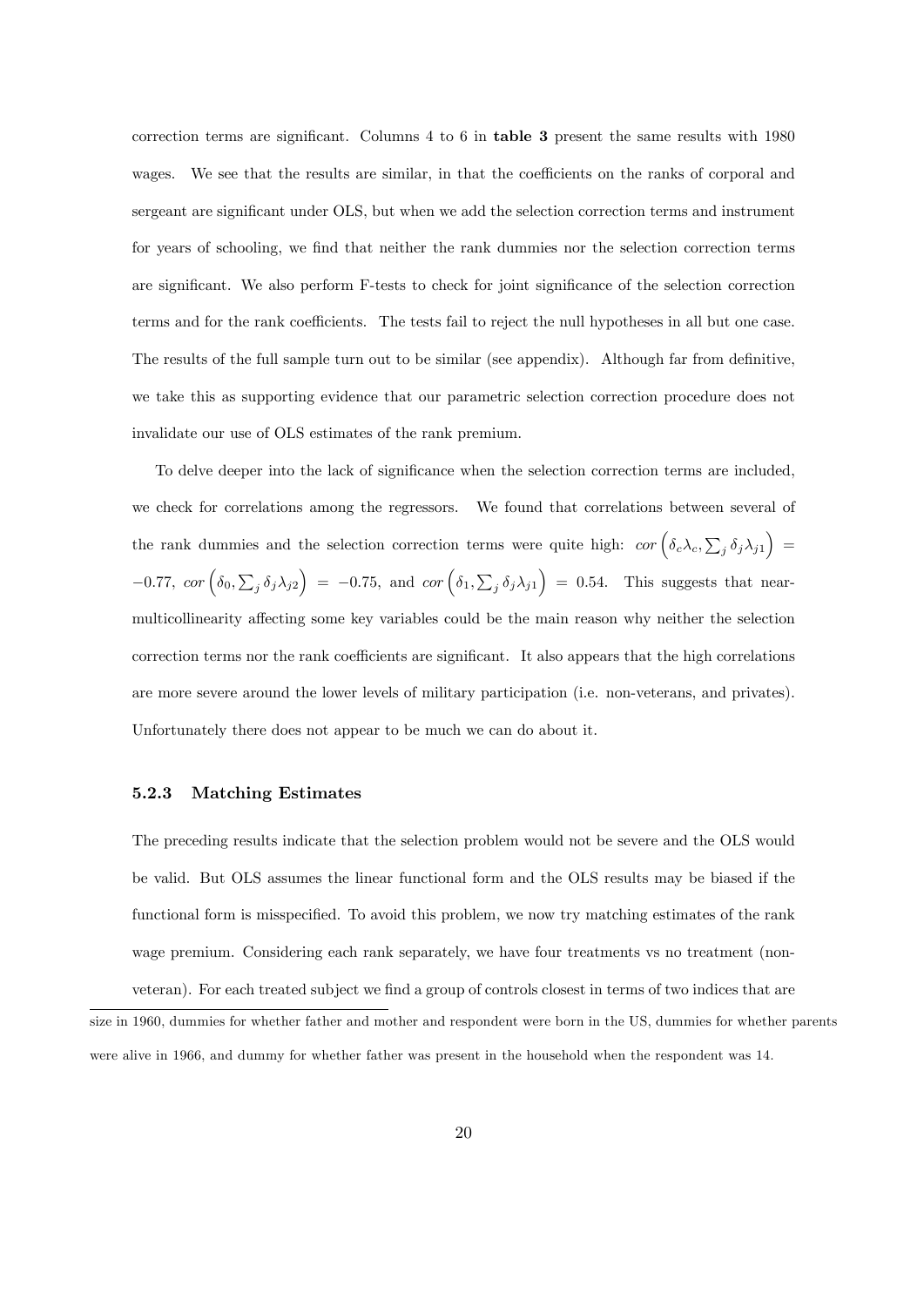correction terms are significant. Columns 4 to 6 in **table 3** present the same results with 1980 wages. We see that the results are similar, in that the coefficients on the ranks of corporal and sergeant are significant under OLS, but when we add the selection correction terms and instrument for years of schooling, we find that neither the rank dummies nor the selection correction terms are significant. We also perform F-tests to check for joint significance of the selection correction terms and for the rank coefficients. The tests fail to reject the null hypotheses in all but one case. The results of the full sample turn out to be similar (see appendix). Although far from definitive, we take this as supporting evidence that our parametric selection correction procedure does not invalidate our use of OLS estimates of the rank premium.

To delve deeper into the lack of significance when the selection correction terms are included, we check for correlations among the regressors. We found that correlations between several of the rank dummies and the selection correction terms were quite high: $cor\left(\delta_c \lambda_c, \sum_j \delta_j \lambda_{j1}\right) = -0.77$, $cor\left(\delta_0, \sum_j \delta_j \lambda_{j2}\right) = -0.75$, and $cor\left(\delta_1, \sum_j \delta_j \lambda_{j1}\right) = 0.54$. This suggests that near-multicollinearity affecting some key variables could be the main reason why neither the selection correction terms nor the rank coefficients are significant. It also appears that the high correlations are more severe around the lower levels of military participation (i.e. non-veterans, and privates). Unfortunately there does not appear to be much we can do about it.

### 5.2.3 Matching Estimates

The preceding results indicate that the selection problem would not be severe and the OLS would be valid. But OLS assumes the linear functional form and the OLS results may be biased if the functional form is misspecified. To avoid this problem, we now try matching estimates of the rank wage premium. Considering each rank separately, we have four treatments vs no treatment (non-veteran). For each treated subject we find a group of controls closest in terms of two indices that are

size in 1960, dummies for whether father and mother and respondent were born in the US, dummies for whether parents were alive in 1966, and dummy for whether father was present in the household when the respondent was 14.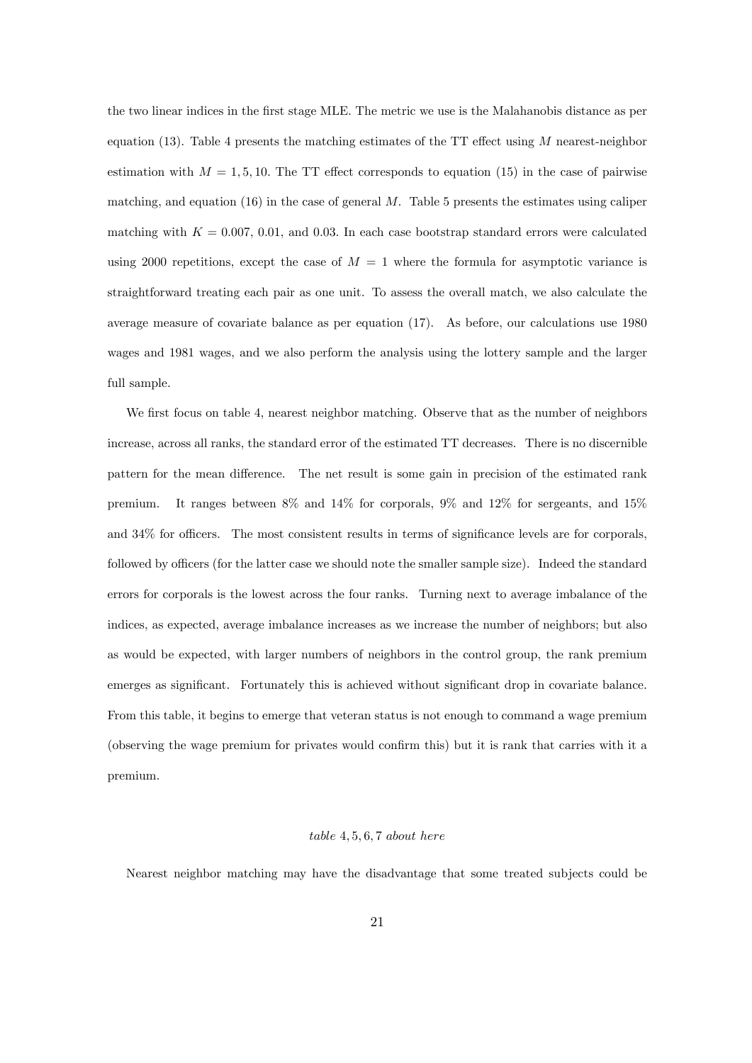the two linear indices in the first stage MLE. The metric we use is the Malahanobis distance as per equation (13). Table 4 presents the matching estimates of the TT effect using $M$ nearest-neighbor estimation with $M = 1, 5, 10$. The TT effect corresponds to equation (15) in the case of pairwise matching, and equation (16) in the case of general $M$. Table 5 presents the estimates using caliper matching with $K = 0.007$, 0.01, and 0.03. In each case bootstrap standard errors were calculated using 2000 repetitions, except the case of $M = 1$ where the formula for asymptotic variance is straightforward treating each pair as one unit. To assess the overall match, we also calculate the average measure of covariate balance as per equation (17). As before, our calculations use 1980 wages and 1981 wages, and we also perform the analysis using the lottery sample and the larger full sample.

We first focus on table 4, nearest neighbor matching. Observe that as the number of neighbors increase, across all ranks, the standard error of the estimated TT decreases. There is no discernible pattern for the mean difference. The net result is some gain in precision of the estimated rank premium. It ranges between 8% and 14% for corporals, 9% and 12% for sergeants, and 15% and 34% for officers. The most consistent results in terms of significance levels are for corporals, followed by officers (for the latter case we should note the smaller sample size). Indeed the standard errors for corporals is the lowest across the four ranks. Turning next to average imbalance of the indices, as expected, average imbalance increases as we increase the number of neighbors; but also as would be expected, with larger numbers of neighbors in the control group, the rank premium emerges as significant. Fortunately this is achieved without significant drop in covariate balance. From this table, it begins to emerge that veteran status is not enough to command a wage premium (observing the wage premium for privates would confirm this) but it is rank that carries with it a premium.

*table 4, 5, 6, 7 about here*

Nearest neighbor matching may have the disadvantage that some treated subjects could be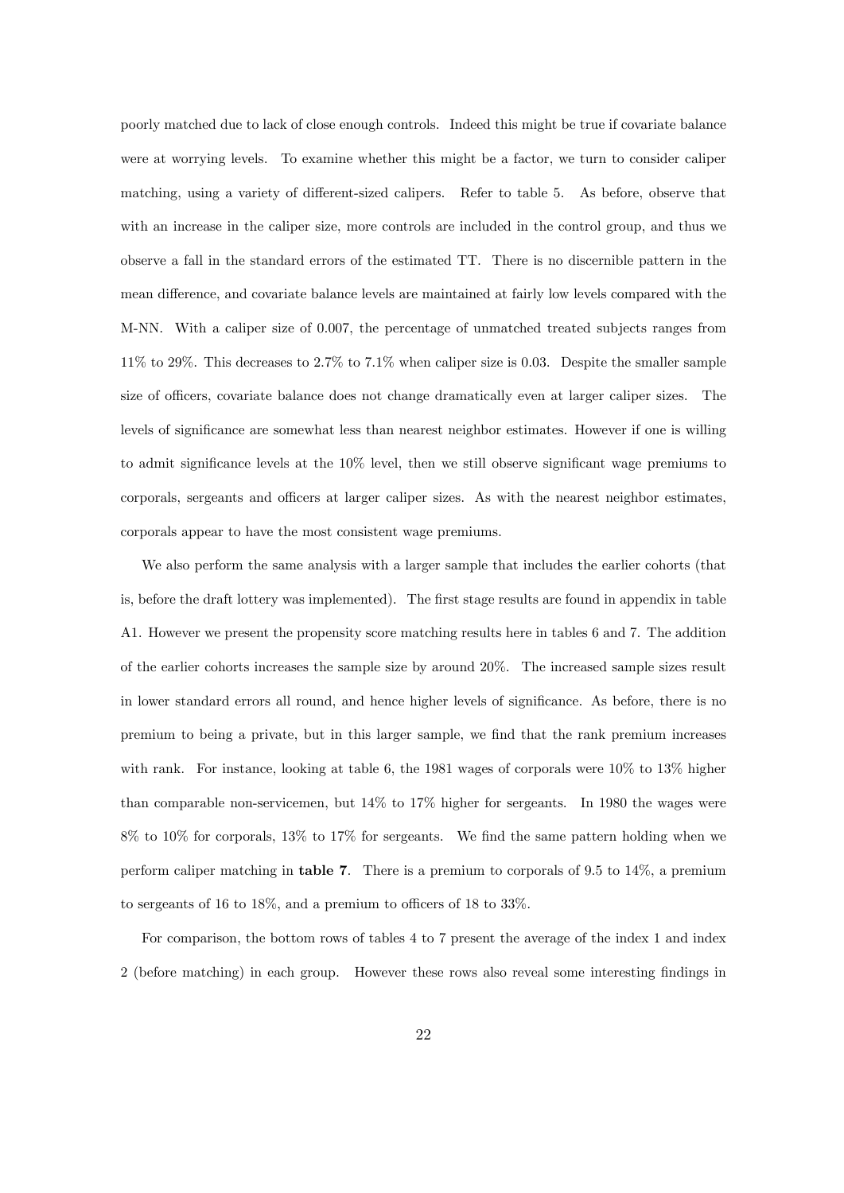poorly matched due to lack of close enough controls. Indeed this might be true if covariate balance were at worrying levels. To examine whether this might be a factor, we turn to consider caliper matching, using a variety of different-sized calipers. Refer to table 5. As before, observe that with an increase in the caliper size, more controls are included in the control group, and thus we observe a fall in the standard errors of the estimated TT. There is no discernible pattern in the mean difference, and covariate balance levels are maintained at fairly low levels compared with the M-NN. With a caliper size of 0.007, the percentage of unmatched treated subjects ranges from 11% to 29%. This decreases to 2.7% to 7.1% when caliper size is 0.03. Despite the smaller sample size of officers, covariate balance does not change dramatically even at larger caliper sizes. The levels of significance are somewhat less than nearest neighbor estimates. However if one is willing to admit significance levels at the 10% level, then we still observe significant wage premiums to corporals, sergeants and officers at larger caliper sizes. As with the nearest neighbor estimates, corporals appear to have the most consistent wage premiums.

We also perform the same analysis with a larger sample that includes the earlier cohorts (that is, before the draft lottery was implemented). The first stage results are found in appendix in table A1. However we present the propensity score matching results here in tables 6 and 7. The addition of the earlier cohorts increases the sample size by around 20%. The increased sample sizes result in lower standard errors all round, and hence higher levels of significance. As before, there is no premium to being a private, but in this larger sample, we find that the rank premium increases with rank. For instance, looking at table 6, the 1981 wages of corporals were 10% to 13% higher than comparable non-servicemen, but 14% to 17% higher for sergeants. In 1980 the wages were 8% to 10% for corporals, 13% to 17% for sergeants. We find the same pattern holding when we perform caliper matching in **table 7**. There is a premium to corporals of 9.5 to 14%, a premium to sergeants of 16 to 18%, and a premium to officers of 18 to 33%.

For comparison, the bottom rows of tables 4 to 7 present the average of the index 1 and index 2 (before matching) in each group. However these rows also reveal some interesting findings in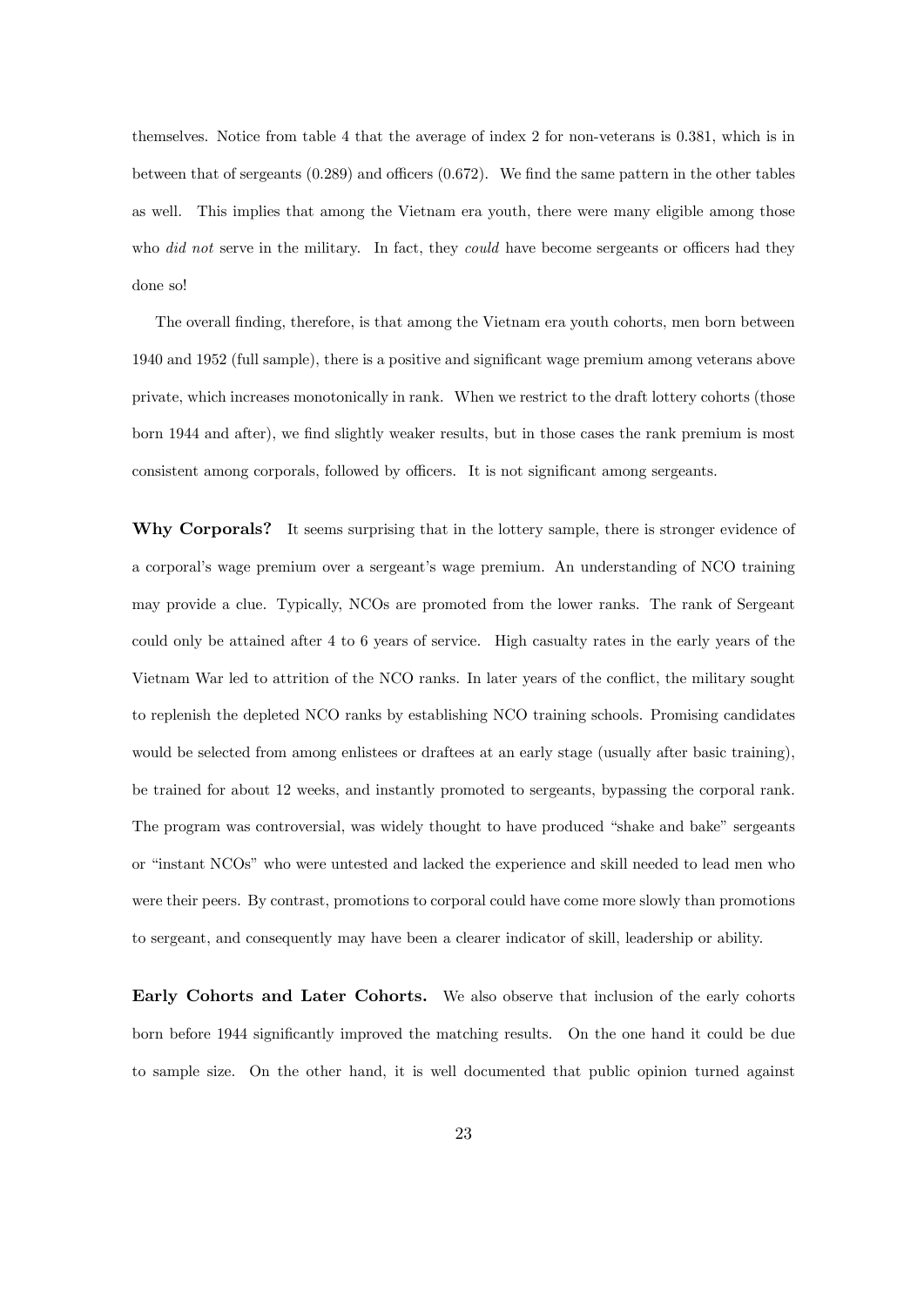themselves. Notice from table 4 that the average of index 2 for non-veterans is 0.381, which is in between that of sergeants (0.289) and officers (0.672). We find the same pattern in the other tables as well. This implies that among the Vietnam era youth, there were many eligible among those who *did not* serve in the military. In fact, they *could* have become sergeants or officers had they done so!

The overall finding, therefore, is that among the Vietnam era youth cohorts, men born between 1940 and 1952 (full sample), there is a positive and significant wage premium among veterans above private, which increases monotonically in rank. When we restrict to the draft lottery cohorts (those born 1944 and after), we find slightly weaker results, but in those cases the rank premium is most consistent among corporals, followed by officers. It is not significant among sergeants.

**Why Corporals?** It seems surprising that in the lottery sample, there is stronger evidence of a corporal's wage premium over a sergeant's wage premium. An understanding of NCO training may provide a clue. Typically, NCOs are promoted from the lower ranks. The rank of Sergeant could only be attained after 4 to 6 years of service. High casualty rates in the early years of the Vietnam War led to attrition of the NCO ranks. In later years of the conflict, the military sought to replenish the depleted NCO ranks by establishing NCO training schools. Promising candidates would be selected from among enlistees or draftees at an early stage (usually after basic training), be trained for about 12 weeks, and instantly promoted to sergeants, bypassing the corporal rank. The program was controversial, was widely thought to have produced "shake and bake" sergeants or "instant NCOs" who were untested and lacked the experience and skill needed to lead men who were their peers. By contrast, promotions to corporal could have come more slowly than promotions to sergeant, and consequently may have been a clearer indicator of skill, leadership or ability.

**Early Cohorts and Later Cohorts.** We also observe that inclusion of the early cohorts born before 1944 significantly improved the matching results. On the one hand it could be due to sample size. On the other hand, it is well documented that public opinion turned against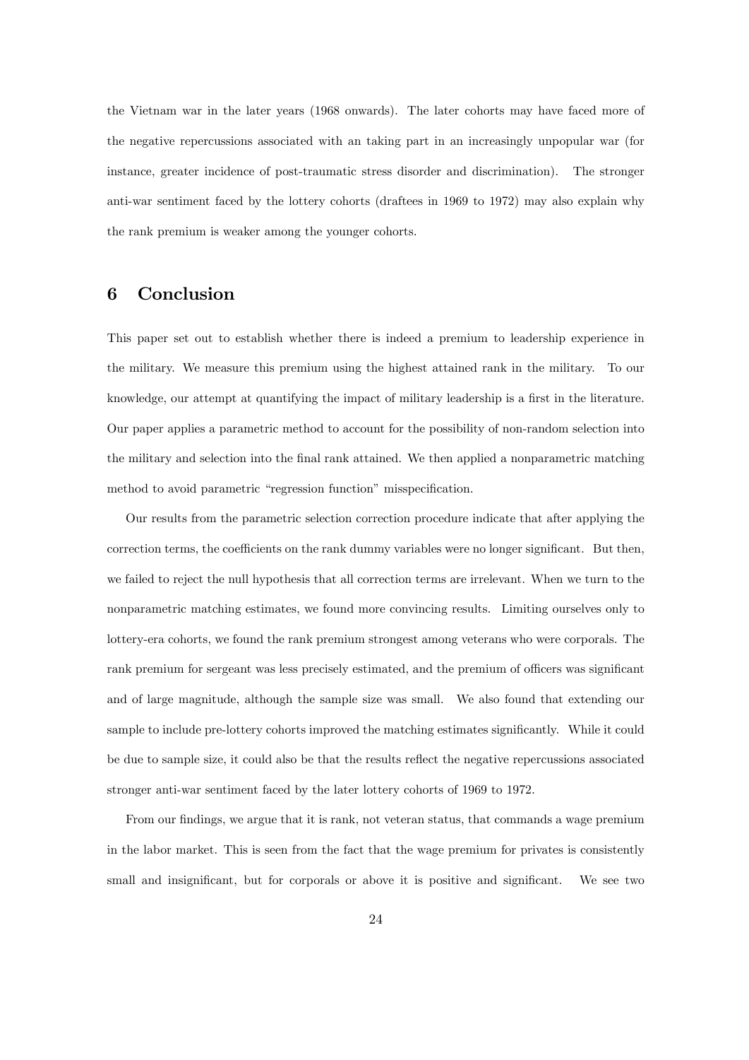the Vietnam war in the later years (1968 onwards). The later cohorts may have faced more of the negative repercussions associated with an taking part in an increasingly unpopular war (for instance, greater incidence of post-traumatic stress disorder and discrimination). The stronger anti-war sentiment faced by the lottery cohorts (draftees in 1969 to 1972) may also explain why the rank premium is weaker among the younger cohorts.

## 6 Conclusion

This paper set out to establish whether there is indeed a premium to leadership experience in the military. We measure this premium using the highest attained rank in the military. To our knowledge, our attempt at quantifying the impact of military leadership is a first in the literature. Our paper applies a parametric method to account for the possibility of non-random selection into the military and selection into the final rank attained. We then applied a nonparametric matching method to avoid parametric "regression function" misspecification.

Our results from the parametric selection correction procedure indicate that after applying the correction terms, the coefficients on the rank dummy variables were no longer significant. But then, we failed to reject the null hypothesis that all correction terms are irrelevant. When we turn to the nonparametric matching estimates, we found more convincing results. Limiting ourselves only to lottery-era cohorts, we found the rank premium strongest among veterans who were corporals. The rank premium for sergeant was less precisely estimated, and the premium of officers was significant and of large magnitude, although the sample size was small. We also found that extending our sample to include pre-lottery cohorts improved the matching estimates significantly. While it could be due to sample size, it could also be that the results reflect the negative repercussions associated stronger anti-war sentiment faced by the later lottery cohorts of 1969 to 1972.

From our findings, we argue that it is rank, not veteran status, that commands a wage premium in the labor market. This is seen from the fact that the wage premium for privates is consistently small and insignificant, but for corporals or above it is positive and significant. We see two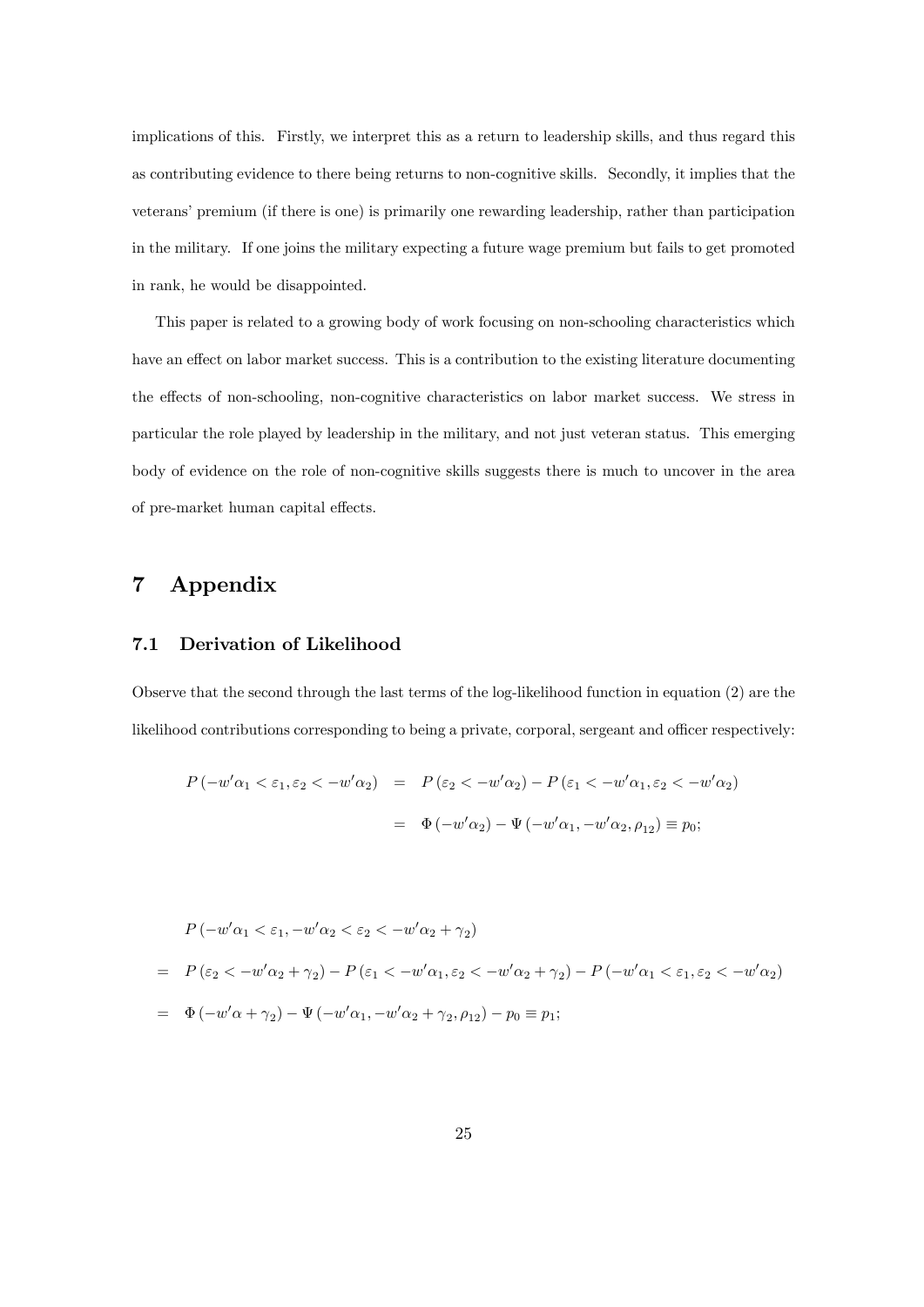implications of this. Firstly, we interpret this as a return to leadership skills, and thus regard this as contributing evidence to there being returns to non-cognitive skills. Secondly, it implies that the veterans' premium (if there is one) is primarily one rewarding leadership, rather than participation in the military. If one joins the military expecting a future wage premium but fails to get promoted in rank, he would be disappointed.

This paper is related to a growing body of work focusing on non-schooling characteristics which have an effect on labor market success. This is a contribution to the existing literature documenting the effects of non-schooling, non-cognitive characteristics on labor market success. We stress in particular the role played by leadership in the military, and not just veteran status. This emerging body of evidence on the role of non-cognitive skills suggests there is much to uncover in the area of pre-market human capital effects.

# 7 Appendix

## 7.1 Derivation of Likelihood

Observe that the second through the last terms of the log-likelihood function in equation (2) are the likelihood contributions corresponding to being a private, corporal, sergeant and officer respectively:

$$
\begin{aligned}
P\left(-w'\alpha_1 < \varepsilon_1, \varepsilon_2 < -w'\alpha_2\right) &= P\left(\varepsilon_2 < -w'\alpha_2\right) - P\left(\varepsilon_1 < -w'\alpha_1, \varepsilon_2 < -w'\alpha_2\right) \\
&= \Phi\left(-w'\alpha_2\right) - \Psi\left(-w'\alpha_1, -w'\alpha_2, \rho_{12}\right) \equiv p_0;
\end{aligned}
$$

$$
\begin{aligned}
& P\left(-w'\alpha_1 < \varepsilon_1, -w'\alpha_2 < \varepsilon_2 < -w'\alpha_2 + \gamma_2\right) \\
=\ & P\left(\varepsilon_2 < -w'\alpha_2 + \gamma_2\right) - P\left(\varepsilon_1 < -w'\alpha_1, \varepsilon_2 < -w'\alpha_2 + \gamma_2\right) - P\left(-w'\alpha_1 < \varepsilon_1, \varepsilon_2 < -w'\alpha_2\right) \\
=\ & \Phi\left(-w'\alpha + \gamma_2\right) - \Psi\left(-w'\alpha_1, -w'\alpha_2 + \gamma_2, \rho_{12}\right) - p_0 \equiv p_1;
\end{aligned}
$$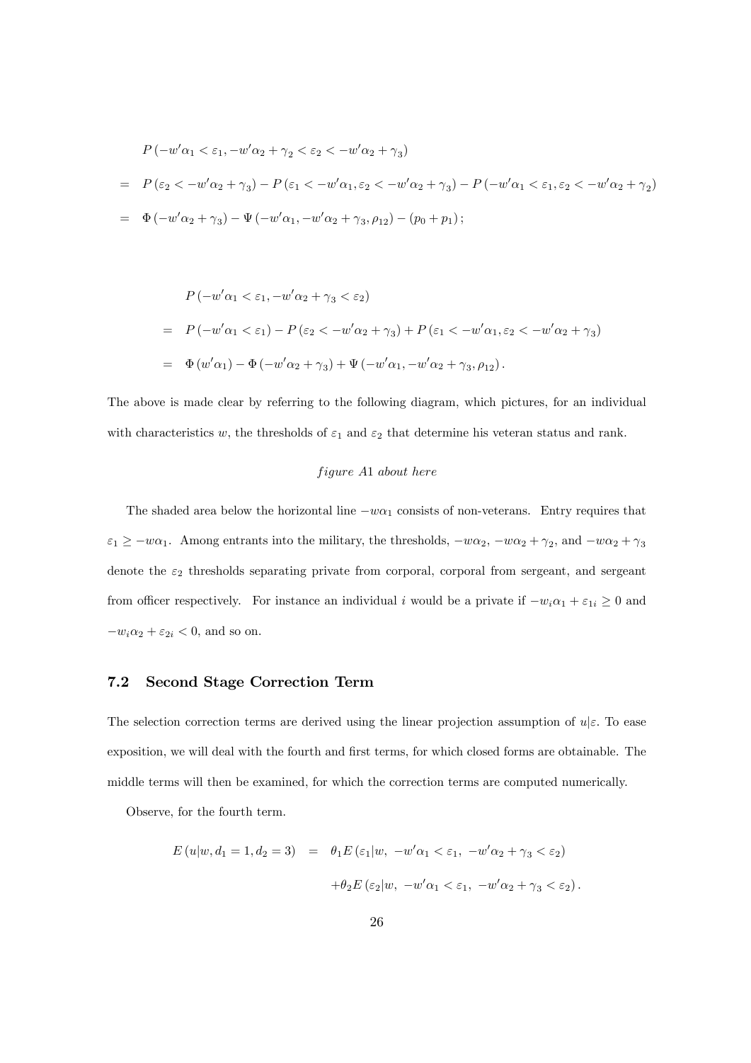$$
\begin{aligned}
& P\left(-w'\alpha_1 < \varepsilon_1, -w'\alpha_2 + \gamma_2 < \varepsilon_2 < -w'\alpha_2 + \gamma_3\right) \\
= \;& P\left(\varepsilon_2 < -w'\alpha_2 + \gamma_3\right) - P\left(\varepsilon_1 < -w'\alpha_1, \varepsilon_2 < -w'\alpha_2 + \gamma_3\right) - P\left(-w'\alpha_1 < \varepsilon_1, \varepsilon_2 < -w'\alpha_2 + \gamma_2\right) \\
= \;& \Phi\left(-w'\alpha_2 + \gamma_3\right) - \Psi\left(-w'\alpha_1, -w'\alpha_2 + \gamma_3, \rho_{12}\right) - \left(p_0 + p_1\right);
\end{aligned}
$$

$$
\begin{aligned}
& P\left(-w'\alpha_1 < \varepsilon_1, -w'\alpha_2 + \gamma_3 < \varepsilon_2\right) \\
= \;& P\left(-w'\alpha_1 < \varepsilon_1\right) - P\left(\varepsilon_2 < -w'\alpha_2 + \gamma_3\right) + P\left(\varepsilon_1 < -w'\alpha_1, \varepsilon_2 < -w'\alpha_2 + \gamma_3\right) \\
= \;& \Phi\left(w'\alpha_1\right) - \Phi\left(-w'\alpha_2 + \gamma_3\right) + \Psi\left(-w'\alpha_1, -w'\alpha_2 + \gamma_3, \rho_{12}\right).
\end{aligned}
$$

The above is made clear by referring to the following diagram, which pictures, for an individual with characteristics $w$, the thresholds of $\varepsilon_1$ and $\varepsilon_2$ that determine his veteran status and rank.

*figure A1 about here*

The shaded area below the horizontal line $-w\alpha_1$ consists of non-veterans. Entry requires that $\varepsilon_1 \geq -w\alpha_1$. Among entrants into the military, the thresholds, $-w\alpha_2$, $-w\alpha_2 + \gamma_2$, and $-w\alpha_2 + \gamma_3$ denote the $\varepsilon_2$ thresholds separating private from corporal, corporal from sergeant, and sergeant from officer respectively. For instance an individual $i$ would be a private if $-w_i\alpha_1 + \varepsilon_{1i} \geq 0$ and $-w_i\alpha_2 + \varepsilon_{2i} < 0$, and so on.

### 7.2 Second Stage Correction Term

The selection correction terms are derived using the linear projection assumption of $u|\varepsilon$. To ease exposition, we will deal with the fourth and first terms, for which closed forms are obtainable. The middle terms will then be examined, for which the correction terms are computed numerically.

Observe, for the fourth term.

$$
\begin{aligned}
E\left(u|w, d_1 = 1, d_2 = 3\right) \;=\;& \theta_1 E\left(\varepsilon_1 | w,\ -w'\alpha_1 < \varepsilon_1,\ -w'\alpha_2 + \gamma_3 < \varepsilon_2\right) \\
& + \theta_2 E\left(\varepsilon_2 | w,\ -w'\alpha_1 < \varepsilon_1,\ -w'\alpha_2 + \gamma_3 < \varepsilon_2\right).
\end{aligned}
$$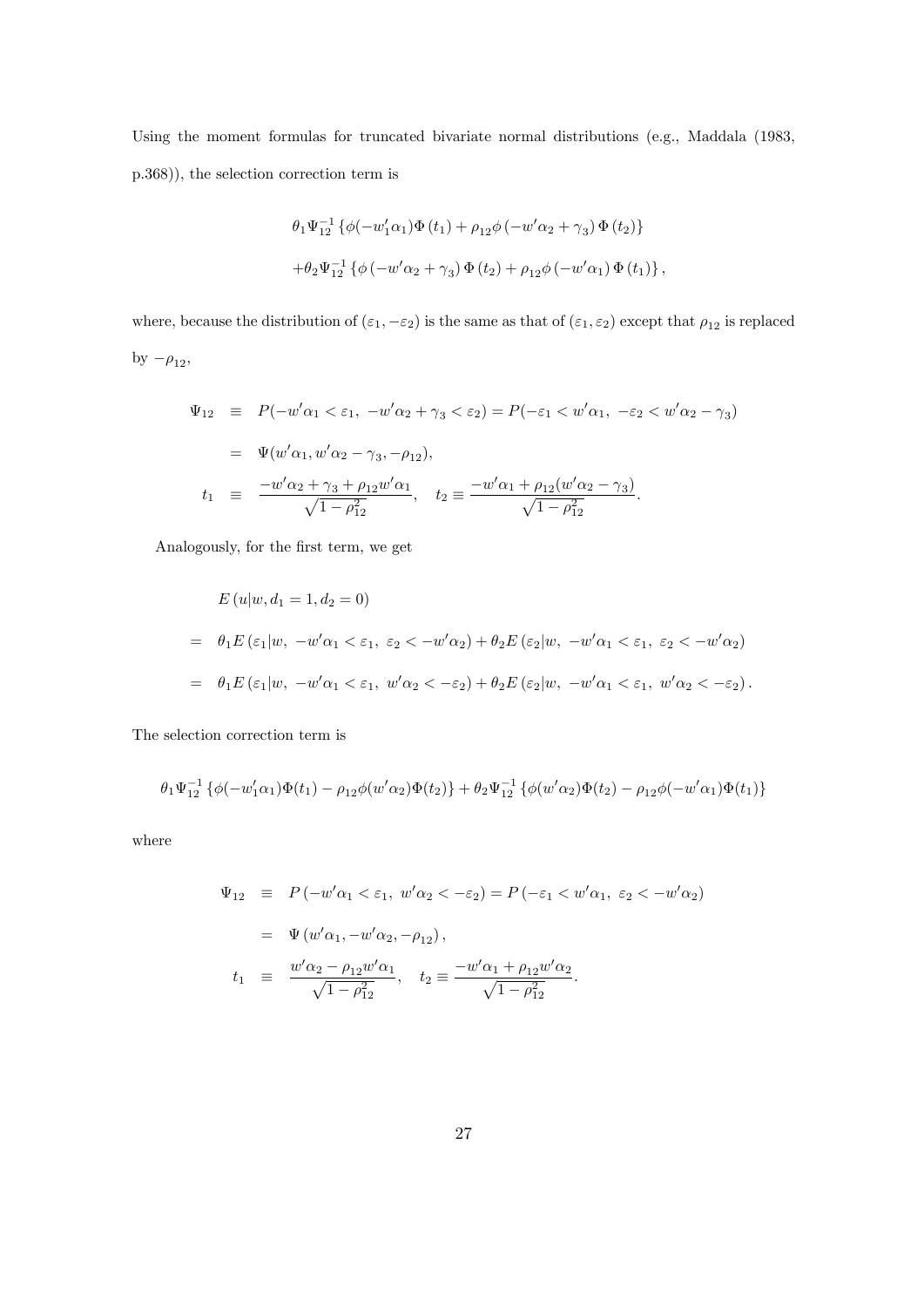Using the moment formulas for truncated bivariate normal distributions (e.g., Maddala (1983, p.368)), the selection correction term is

$$
\begin{aligned}
&\theta_1 \Psi_{12}^{-1} \left\{ \phi(-w_1' \alpha_1) \Phi(t_1) + \rho_{12} \phi(-w'\alpha_2 + \gamma_3) \Phi(t_2) \right\} \\
&+ \theta_2 \Psi_{12}^{-1} \left\{ \phi(-w'\alpha_2 + \gamma_3) \Phi(t_2) + \rho_{12} \phi(-w'\alpha_1) \Phi(t_1) \right\},
\end{aligned}
$$

where, because the distribution of $(\varepsilon_1, -\varepsilon_2)$ is the same as that of $(\varepsilon_1, \varepsilon_2)$ except that $\rho_{12}$ is replaced by $-\rho_{12}$,

$$
\begin{aligned}
\Psi_{12} &\equiv P(-w'\alpha_1 < \varepsilon_1,\ -w'\alpha_2 + \gamma_3 < \varepsilon_2) = P(-\varepsilon_1 < w'\alpha_1,\ -\varepsilon_2 < w'\alpha_2 - \gamma_3) \\
&= \Psi(w'\alpha_1, w'\alpha_2 - \gamma_3, -\rho_{12}), \\
t_1 &\equiv \frac{-w'\alpha_2 + \gamma_3 + \rho_{12} w'\alpha_1}{\sqrt{1 - \rho_{12}^2}}, \quad t_2 \equiv \frac{-w'\alpha_1 + \rho_{12}(w'\alpha_2 - \gamma_3)}{\sqrt{1 - \rho_{12}^2}}.
\end{aligned}
$$

Analogously, for the first term, we get

$$
\begin{aligned}
& E(u | w, d_1 = 1, d_2 = 0) \\
= \;& \theta_1 E(\varepsilon_1 | w,\ -w'\alpha_1 < \varepsilon_1,\ \varepsilon_2 < -w'\alpha_2) + \theta_2 E(\varepsilon_2 | w,\ -w'\alpha_1 < \varepsilon_1,\ \varepsilon_2 < -w'\alpha_2) \\
= \;& \theta_1 E(\varepsilon_1 | w,\ -w'\alpha_1 < \varepsilon_1,\ w'\alpha_2 < -\varepsilon_2) + \theta_2 E(\varepsilon_2 | w,\ -w'\alpha_1 < \varepsilon_1,\ w'\alpha_2 < -\varepsilon_2).
\end{aligned}
$$

The selection correction term is

$$
\theta_1 \Psi_{12}^{-1} \left\{ \phi(-w_1'\alpha_1) \Phi(t_1) - \rho_{12} \phi(w'\alpha_2) \Phi(t_2) \right\} + \theta_2 \Psi_{12}^{-1} \left\{ \phi(w'\alpha_2) \Phi(t_2) - \rho_{12} \phi(-w'\alpha_1) \Phi(t_1) \right\}
$$

where

$$
\begin{aligned}
\Psi_{12} &\equiv P(-w'\alpha_1 < \varepsilon_1,\ w'\alpha_2 < -\varepsilon_2) = P(-\varepsilon_1 < w'\alpha_1,\ \varepsilon_2 < -w'\alpha_2) \\
&= \Psi(w'\alpha_1, -w'\alpha_2, -\rho_{12}), \\
t_1 &\equiv \frac{w'\alpha_2 - \rho_{12} w'\alpha_1}{\sqrt{1 - \rho_{12}^2}}, \quad t_2 \equiv \frac{-w'\alpha_1 + \rho_{12} w'\alpha_2}{\sqrt{1 - \rho_{12}^2}}.
\end{aligned}
$$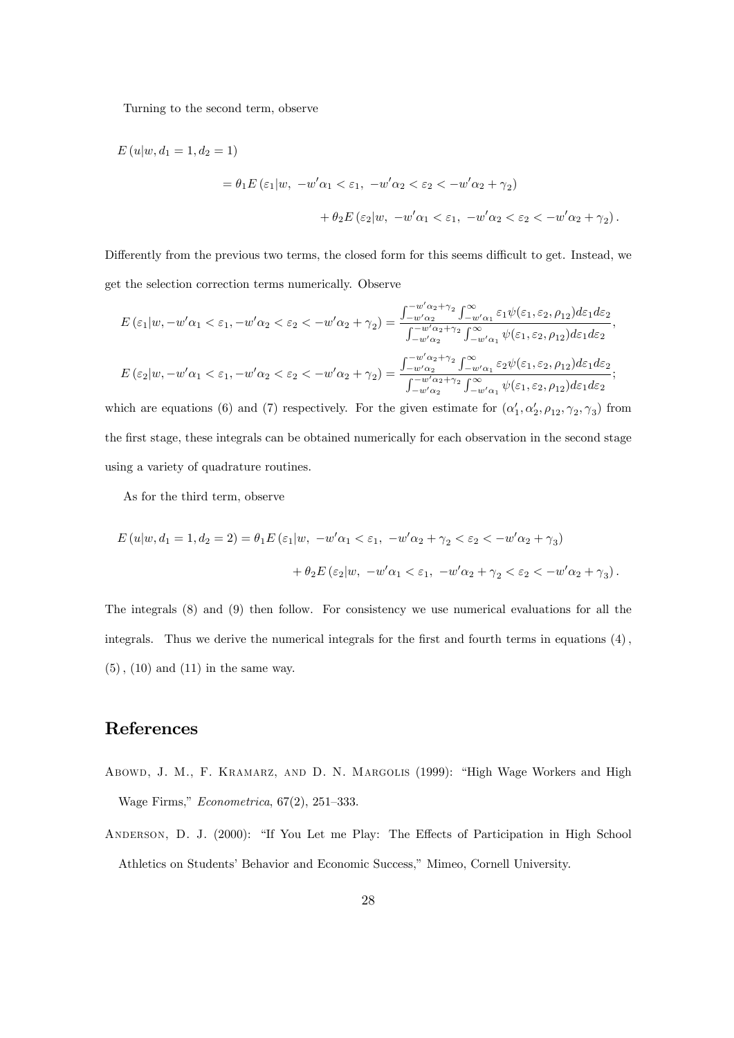Turning to the second term, observe

$$
\begin{aligned}
&E\left(u|w,d_1=1,d_2=1\right) \\
&\qquad = \theta_1 E\left(\varepsilon_1|w,\ -w'\alpha_1<\varepsilon_1,\ -w'\alpha_2<\varepsilon_2<-w'\alpha_2+\gamma_2\right) \\
&\qquad\qquad + \theta_2 E\left(\varepsilon_2|w,\ -w'\alpha_1<\varepsilon_1,\ -w'\alpha_2<\varepsilon_2<-w'\alpha_2+\gamma_2\right).
\end{aligned}
$$

Differently from the previous two terms, the closed form for this seems difficult to get. Instead, we get the selection correction terms numerically. Observe

$$
E\left(\varepsilon_1|w,-w'\alpha_1<\varepsilon_1,-w'\alpha_2<\varepsilon_2<-w'\alpha_2+\gamma_2\right) = \frac{\int_{-w'\alpha_2}^{-w'\alpha_2+\gamma_2}\int_{-w'\alpha_1}^{\infty}\varepsilon_1\psi(\varepsilon_1,\varepsilon_2,\rho_{12})d\varepsilon_1 d\varepsilon_2}{\int_{-w'\alpha_2}^{-w'\alpha_2+\gamma_2}\int_{-w'\alpha_1}^{\infty}\psi(\varepsilon_1,\varepsilon_2,\rho_{12})d\varepsilon_1 d\varepsilon_2},
$$

$$
E\left(\varepsilon_2|w,-w'\alpha_1<\varepsilon_1,-w'\alpha_2<\varepsilon_2<-w'\alpha_2+\gamma_2\right) = \frac{\int_{-w'\alpha_2}^{-w'\alpha_2+\gamma_2}\int_{-w'\alpha_1}^{\infty}\varepsilon_2\psi(\varepsilon_1,\varepsilon_2,\rho_{12})d\varepsilon_1 d\varepsilon_2}{\int_{-w'\alpha_2}^{-w'\alpha_2+\gamma_2}\int_{-w'\alpha_1}^{\infty}\psi(\varepsilon_1,\varepsilon_2,\rho_{12})d\varepsilon_1 d\varepsilon_2};
$$

which are equations (6) and (7) respectively. For the given estimate for $(\alpha_1', \alpha_2', \rho_{12}, \gamma_2, \gamma_3)$ from the first stage, these integrals can be obtained numerically for each observation in the second stage using a variety of quadrature routines.

As for the third term, observe

$$
\begin{aligned}
E\left(u|w,d_1=1,d_2=2\right) &= \theta_1 E\left(\varepsilon_1|w,\ -w'\alpha_1<\varepsilon_1,\ -w'\alpha_2+\gamma_2<\varepsilon_2<-w'\alpha_2+\gamma_3\right) \\
&\quad + \theta_2 E\left(\varepsilon_2|w,\ -w'\alpha_1<\varepsilon_1,\ -w'\alpha_2+\gamma_2<\varepsilon_2<-w'\alpha_2+\gamma_3\right).
\end{aligned}
$$

The integrals (8) and (9) then follow. For consistency we use numerical evaluations for all the integrals. Thus we derive the numerical integrals for the first and fourth terms in equations (4), (5), (10) and (11) in the same way.

# References

Abowd, J. M., F. Kramarz, and D. N. Margolis (1999): "High Wage Workers and High Wage Firms," *Econometrica*, 67(2), 251–333.

Anderson, D. J. (2000): "If You Let me Play: The Effects of Participation in High School Athletics on Students' Behavior and Economic Success," Mimeo, Cornell University.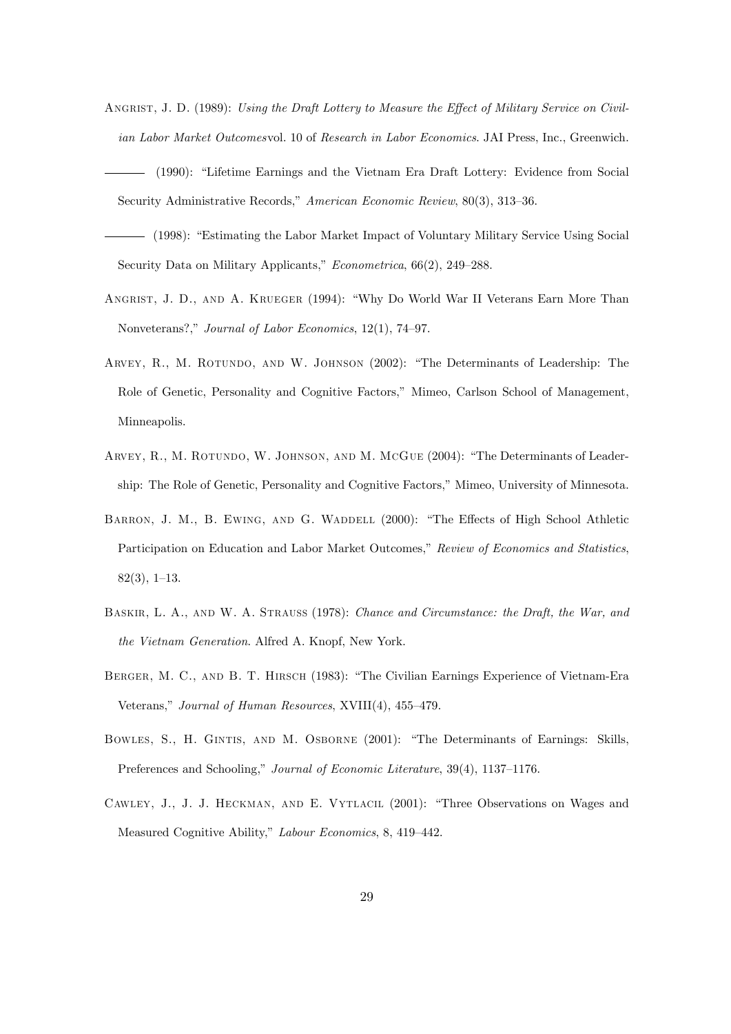Angrist, J. D. (1989): *Using the Draft Lottery to Measure the Effect of Military Service on Civilian Labor Market Outcomes*vol. 10 of *Research in Labor Economics*. JAI Press, Inc., Greenwich.

——— (1990): "Lifetime Earnings and the Vietnam Era Draft Lottery: Evidence from Social Security Administrative Records," *American Economic Review*, 80(3), 313–36.

——— (1998): "Estimating the Labor Market Impact of Voluntary Military Service Using Social Security Data on Military Applicants," *Econometrica*, 66(2), 249–288.

Angrist, J. D., and A. Krueger (1994): "Why Do World War II Veterans Earn More Than Nonveterans?," *Journal of Labor Economics*, 12(1), 74–97.

Arvey, R., M. Rotundo, and W. Johnson (2002): "The Determinants of Leadership: The Role of Genetic, Personality and Cognitive Factors," Mimeo, Carlson School of Management, Minneapolis.

Arvey, R., M. Rotundo, W. Johnson, and M. McGue (2004): "The Determinants of Leadership: The Role of Genetic, Personality and Cognitive Factors," Mimeo, University of Minnesota.

Barron, J. M., B. Ewing, and G. Waddell (2000): "The Effects of High School Athletic Participation on Education and Labor Market Outcomes," *Review of Economics and Statistics*, 82(3), 1–13.

Baskir, L. A., and W. A. Strauss (1978): *Chance and Circumstance: the Draft, the War, and the Vietnam Generation*. Alfred A. Knopf, New York.

Berger, M. C., and B. T. Hirsch (1983): "The Civilian Earnings Experience of Vietnam-Era Veterans," *Journal of Human Resources*, XVIII(4), 455–479.

Bowles, S., H. Gintis, and M. Osborne (2001): "The Determinants of Earnings: Skills, Preferences and Schooling," *Journal of Economic Literature*, 39(4), 1137–1176.

Cawley, J., J. J. Heckman, and E. Vytlacil (2001): "Three Observations on Wages and Measured Cognitive Ability," *Labour Economics*, 8, 419–442.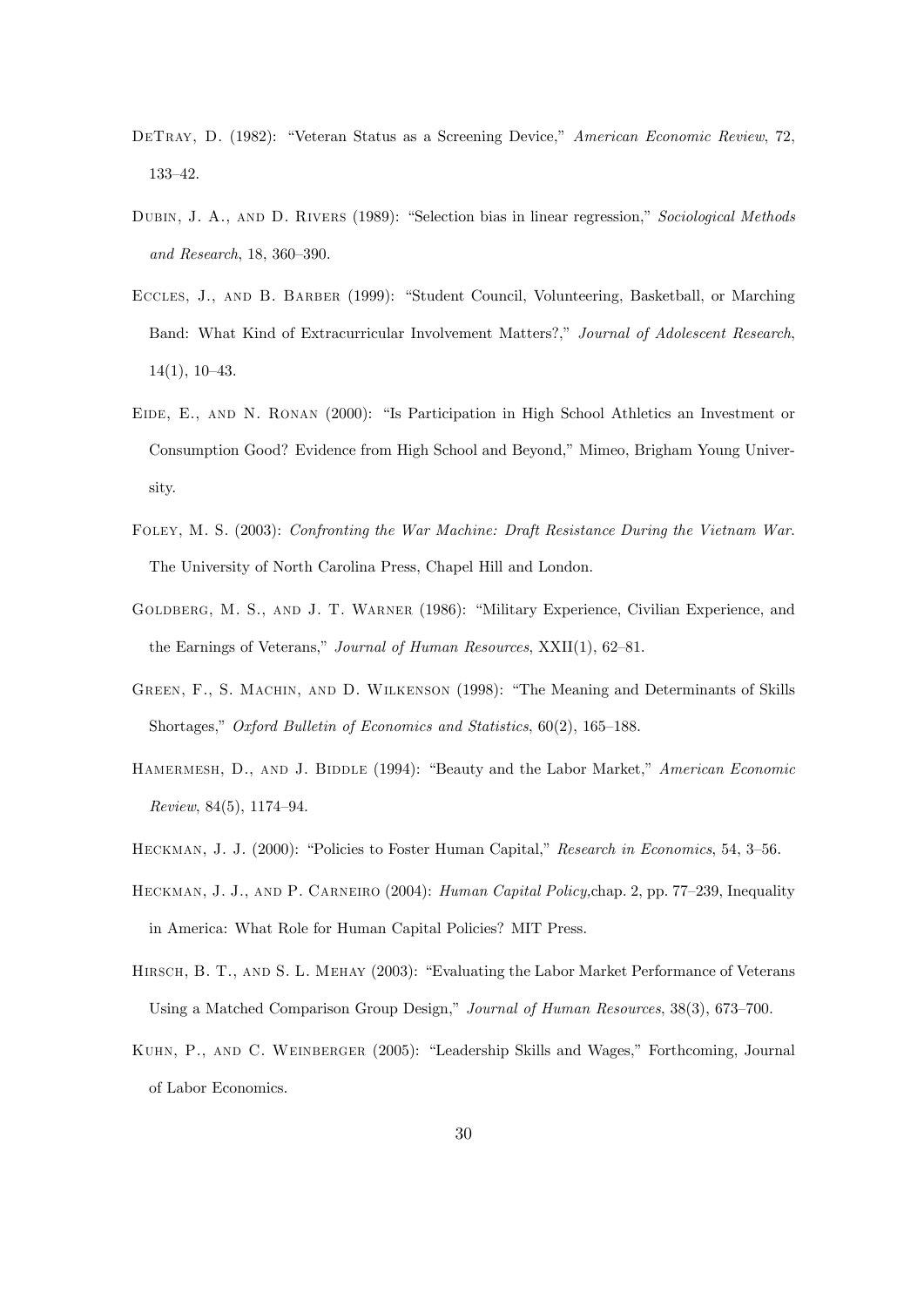DeTray, D. (1982): "Veteran Status as a Screening Device," *American Economic Review*, 72, 133–42.

Dubin, J. A., and D. Rivers (1989): "Selection bias in linear regression," *Sociological Methods and Research*, 18, 360–390.

Eccles, J., and B. Barber (1999): "Student Council, Volunteering, Basketball, or Marching Band: What Kind of Extracurricular Involvement Matters?," *Journal of Adolescent Research*, 14(1), 10–43.

Eide, E., and N. Ronan (2000): "Is Participation in High School Athletics an Investment or Consumption Good? Evidence from High School and Beyond," Mimeo, Brigham Young University.

Foley, M. S. (2003): *Confronting the War Machine: Draft Resistance During the Vietnam War*. The University of North Carolina Press, Chapel Hill and London.

Goldberg, M. S., and J. T. Warner (1986): "Military Experience, Civilian Experience, and the Earnings of Veterans," *Journal of Human Resources*, XXII(1), 62–81.

Green, F., S. Machin, and D. Wilkenson (1998): "The Meaning and Determinants of Skills Shortages," *Oxford Bulletin of Economics and Statistics*, 60(2), 165–188.

Hamermesh, D., and J. Biddle (1994): "Beauty and the Labor Market," *American Economic Review*, 84(5), 1174–94.

Heckman, J. J. (2000): "Policies to Foster Human Capital," *Research in Economics*, 54, 3–56.

Heckman, J. J., and P. Carneiro (2004): *Human Capital Policy*, chap. 2, pp. 77–239, Inequality in America: What Role for Human Capital Policies? MIT Press.

Hirsch, B. T., and S. L. Mehay (2003): "Evaluating the Labor Market Performance of Veterans Using a Matched Comparison Group Design," *Journal of Human Resources*, 38(3), 673–700.

Kuhn, P., and C. Weinberger (2005): "Leadership Skills and Wages," Forthcoming, Journal of Labor Economics.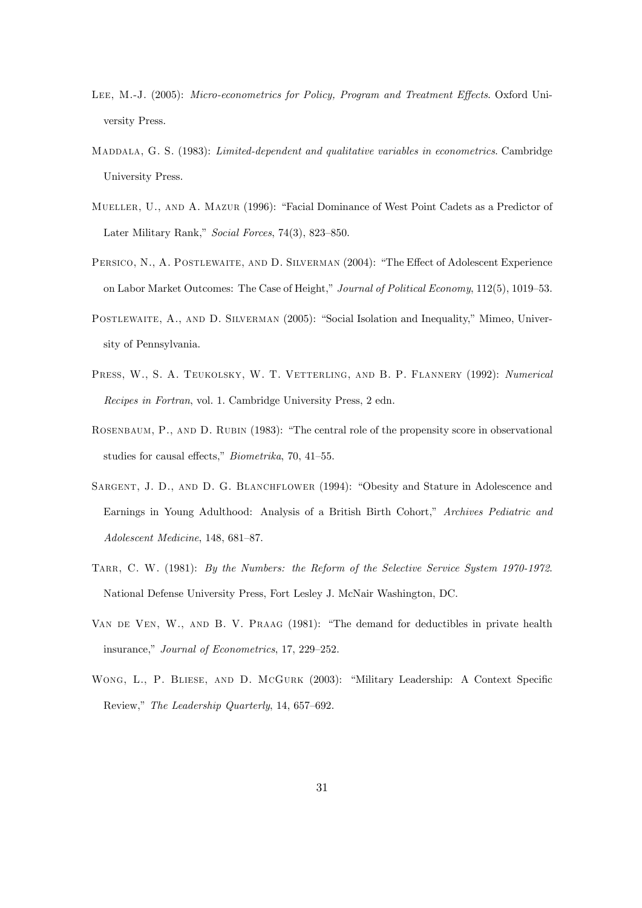Lee, M.-J. (2005): *Micro-econometrics for Policy, Program and Treatment Effects*. Oxford University Press.

Maddala, G. S. (1983): *Limited-dependent and qualitative variables in econometrics*. Cambridge University Press.

Mueller, U., and A. Mazur (1996): "Facial Dominance of West Point Cadets as a Predictor of Later Military Rank," *Social Forces*, 74(3), 823–850.

Persico, N., A. Postlewaite, and D. Silverman (2004): "The Effect of Adolescent Experience on Labor Market Outcomes: The Case of Height," *Journal of Political Economy*, 112(5), 1019–53.

Postlewaite, A., and D. Silverman (2005): "Social Isolation and Inequality," Mimeo, University of Pennsylvania.

Press, W., S. A. Teukolsky, W. T. Vetterling, and B. P. Flannery (1992): *Numerical Recipes in Fortran*, vol. 1. Cambridge University Press, 2 edn.

Rosenbaum, P., and D. Rubin (1983): "The central role of the propensity score in observational studies for causal effects," *Biometrika*, 70, 41–55.

Sargent, J. D., and D. G. Blanchflower (1994): "Obesity and Stature in Adolescence and Earnings in Young Adulthood: Analysis of a British Birth Cohort," *Archives Pediatric and Adolescent Medicine*, 148, 681–87.

Tarr, C. W. (1981): *By the Numbers: the Reform of the Selective Service System 1970-1972*. National Defense University Press, Fort Lesley J. McNair Washington, DC.

Van de Ven, W., and B. V. Praag (1981): "The demand for deductibles in private health insurance," *Journal of Econometrics*, 17, 229–252.

Wong, L., P. Bliese, and D. McGurk (2003): "Military Leadership: A Context Specific Review," *The Leadership Quarterly*, 14, 657–692.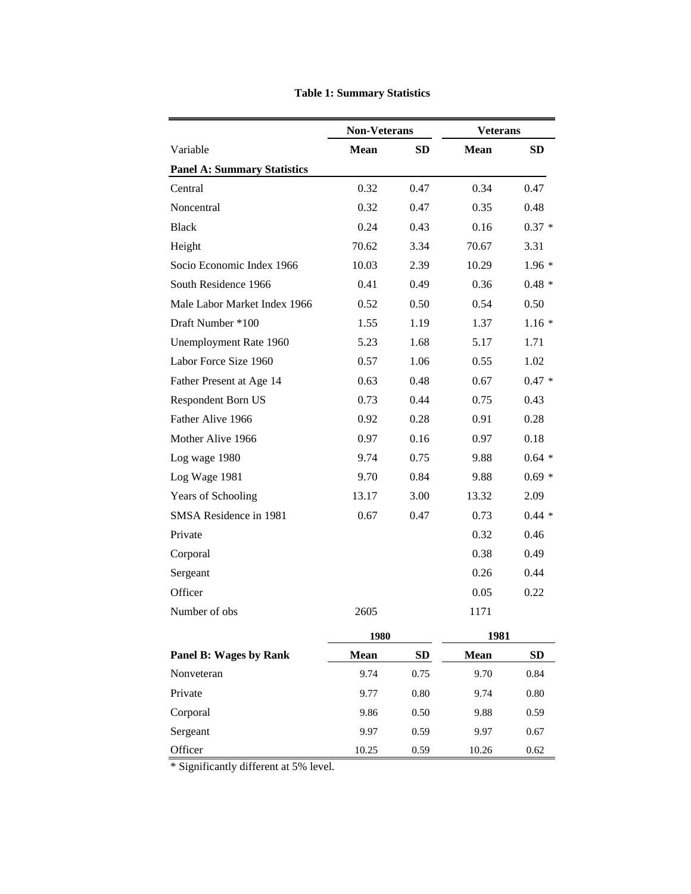**Table 1: Summary Statistics**

| | Non-Veterans | | Veterans | |
|---|---|---|---|---|
| Variable | **Mean** | **SD** | **Mean** | **SD** |
| **Panel A: Summary Statistics** | | | | |
| Central | 0.32 | 0.47 | 0.34 | 0.47 |
| Noncentral | 0.32 | 0.47 | 0.35 | 0.48 |
| Black | 0.24 | 0.43 | 0.16 | 0.37 * |
| Height | 70.62 | 3.34 | 70.67 | 3.31 |
| Socio Economic Index 1966 | 10.03 | 2.39 | 10.29 | 1.96 * |
| South Residence 1966 | 0.41 | 0.49 | 0.36 | 0.48 * |
| Male Labor Market Index 1966 | 0.52 | 0.50 | 0.54 | 0.50 |
| Draft Number *100 | 1.55 | 1.19 | 1.37 | 1.16 * |
| Unemployment Rate 1960 | 5.23 | 1.68 | 5.17 | 1.71 |
| Labor Force Size 1960 | 0.57 | 1.06 | 0.55 | 1.02 |
| Father Present at Age 14 | 0.63 | 0.48 | 0.67 | 0.47 * |
| Respondent Born US | 0.73 | 0.44 | 0.75 | 0.43 |
| Father Alive 1966 | 0.92 | 0.28 | 0.91 | 0.28 |
| Mother Alive 1966 | 0.97 | 0.16 | 0.97 | 0.18 |
| Log wage 1980 | 9.74 | 0.75 | 9.88 | 0.64 * |
| Log Wage 1981 | 9.70 | 0.84 | 9.88 | 0.69 * |
| Years of Schooling | 13.17 | 3.00 | 13.32 | 2.09 |
| SMSA Residence in 1981 | 0.67 | 0.47 | 0.73 | 0.44 * |
| Private | | | 0.32 | 0.46 |
| Corporal | | | 0.38 | 0.49 |
| Sergeant | | | 0.26 | 0.44 |
| Officer | | | 0.05 | 0.22 |
| Number of obs | 2605 | | 1171 | |

| | 1980 | | 1981 | |
|---|---|---|---|---|
| **Panel B: Wages by Rank** | **Mean** | **SD** | **Mean** | **SD** |
| Nonveteran | 9.74 | 0.75 | 9.70 | 0.84 |
| Private | 9.77 | 0.80 | 9.74 | 0.80 |
| Corporal | 9.86 | 0.50 | 9.88 | 0.59 |
| Sergeant | 9.97 | 0.59 | 9.97 | 0.67 |
| Officer | 10.25 | 0.59 | 10.26 | 0.62 |

* Significantly different at 5% level.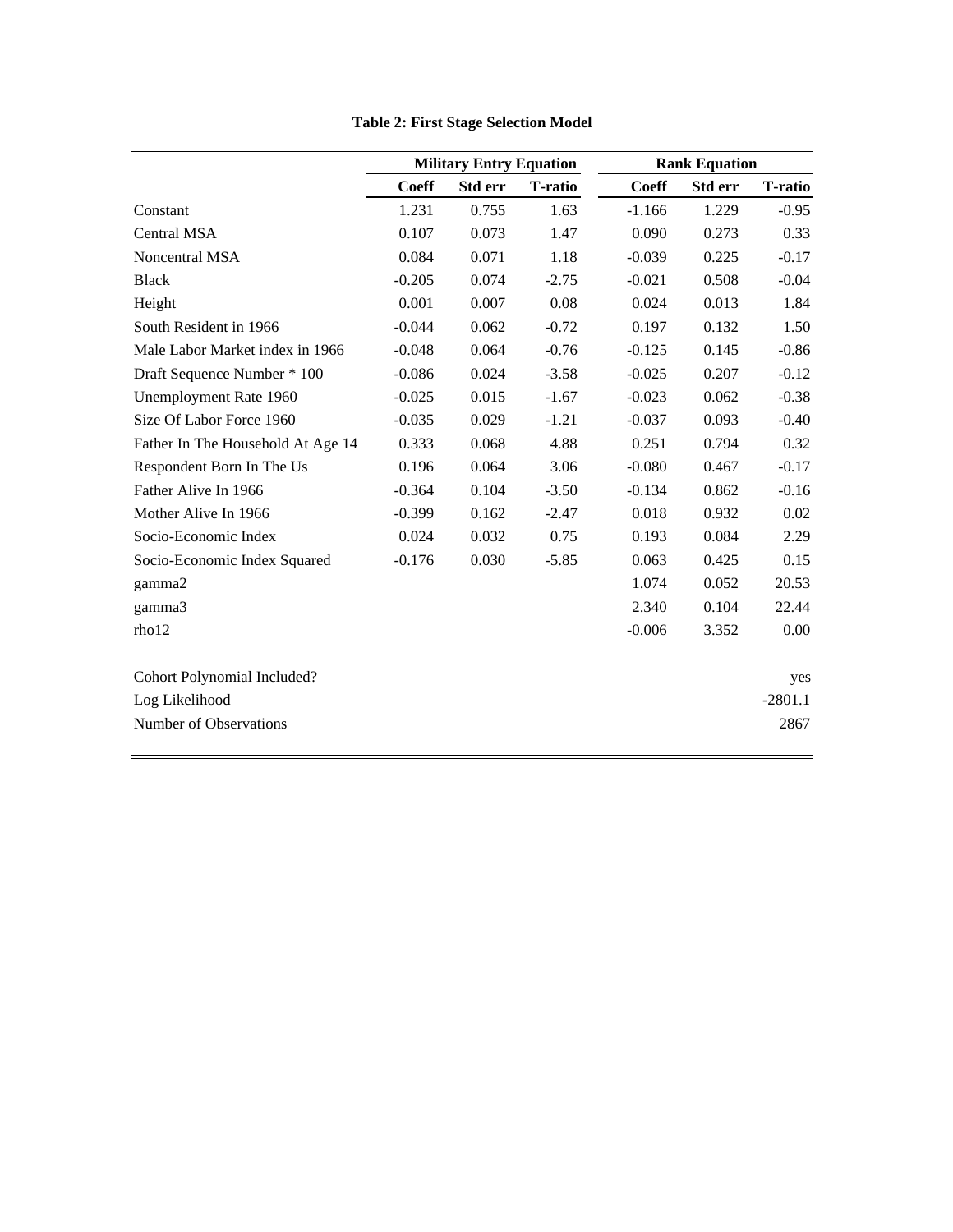**Table 2: First Stage Selection Model**

| | Military Entry Equation | | | Rank Equation | | |
|---|---|---|---|---|---|---|
| | Coeff | Std err | T-ratio | Coeff | Std err | T-ratio |
| Constant | 1.231 | 0.755 | 1.63 | -1.166 | 1.229 | -0.95 |
| Central MSA | 0.107 | 0.073 | 1.47 | 0.090 | 0.273 | 0.33 |
| Noncentral MSA | 0.084 | 0.071 | 1.18 | -0.039 | 0.225 | -0.17 |
| Black | -0.205 | 0.074 | -2.75 | -0.021 | 0.508 | -0.04 |
| Height | 0.001 | 0.007 | 0.08 | 0.024 | 0.013 | 1.84 |
| South Resident in 1966 | -0.044 | 0.062 | -0.72 | 0.197 | 0.132 | 1.50 |
| Male Labor Market index in 1966 | -0.048 | 0.064 | -0.76 | -0.125 | 0.145 | -0.86 |
| Draft Sequence Number * 100 | -0.086 | 0.024 | -3.58 | -0.025 | 0.207 | -0.12 |
| Unemployment Rate 1960 | -0.025 | 0.015 | -1.67 | -0.023 | 0.062 | -0.38 |
| Size Of Labor Force 1960 | -0.035 | 0.029 | -1.21 | -0.037 | 0.093 | -0.40 |
| Father In The Household At Age 14 | 0.333 | 0.068 | 4.88 | 0.251 | 0.794 | 0.32 |
| Respondent Born In The Us | 0.196 | 0.064 | 3.06 | -0.080 | 0.467 | -0.17 |
| Father Alive In 1966 | -0.364 | 0.104 | -3.50 | -0.134 | 0.862 | -0.16 |
| Mother Alive In 1966 | -0.399 | 0.162 | -2.47 | 0.018 | 0.932 | 0.02 |
| Socio-Economic Index | 0.024 | 0.032 | 0.75 | 0.193 | 0.084 | 2.29 |
| Socio-Economic Index Squared | -0.176 | 0.030 | -5.85 | 0.063 | 0.425 | 0.15 |
| gamma2 | | | | 1.074 | 0.052 | 20.53 |
| gamma3 | | | | 2.340 | 0.104 | 22.44 |
| rho12 | | | | -0.006 | 3.352 | 0.00 |
| | | | | | | |
| Cohort Polynomial Included? | | | | | | yes |
| Log Likelihood | | | | | | -2801.1 |
| Number of Observations | | | | | | 2867 |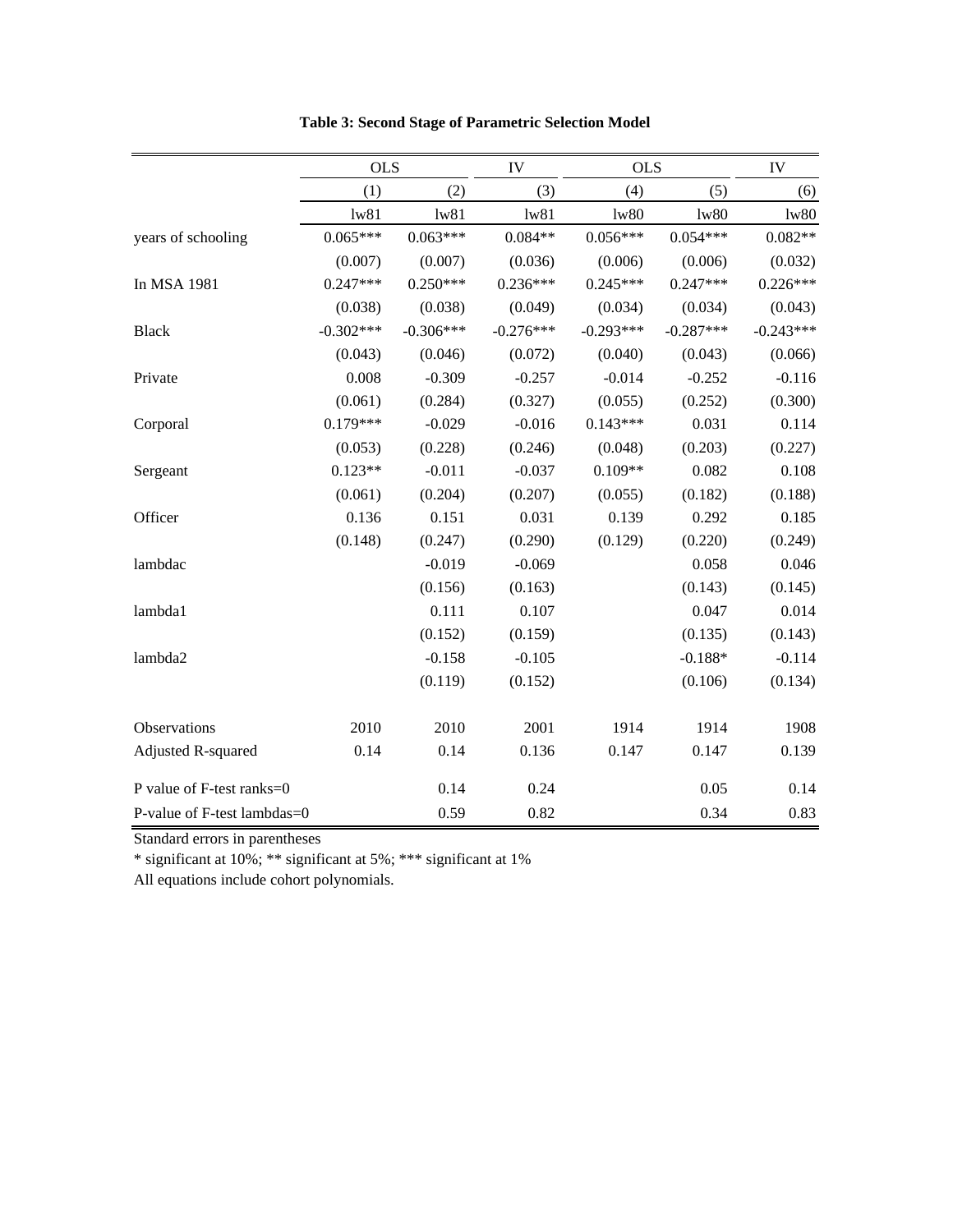**Table 3: Second Stage of Parametric Selection Model**

| | OLS | | IV | OLS | | IV |
|---|---|---|---|---|---|---|
| | (1) | (2) | (3) | (4) | (5) | (6) |
| | lw81 | lw81 | lw81 | lw80 | lw80 | lw80 |
| years of schooling | 0.065*** | 0.063*** | 0.084** | 0.056*** | 0.054*** | 0.082** |
| | (0.007) | (0.007) | (0.036) | (0.006) | (0.006) | (0.032) |
| In MSA 1981 | 0.247*** | 0.250*** | 0.236*** | 0.245*** | 0.247*** | 0.226*** |
| | (0.038) | (0.038) | (0.049) | (0.034) | (0.034) | (0.043) |
| Black | -0.302*** | -0.306*** | -0.276*** | -0.293*** | -0.287*** | -0.243*** |
| | (0.043) | (0.046) | (0.072) | (0.040) | (0.043) | (0.066) |
| Private | 0.008 | -0.309 | -0.257 | -0.014 | -0.252 | -0.116 |
| | (0.061) | (0.284) | (0.327) | (0.055) | (0.252) | (0.300) |
| Corporal | 0.179*** | -0.029 | -0.016 | 0.143*** | 0.031 | 0.114 |
| | (0.053) | (0.228) | (0.246) | (0.048) | (0.203) | (0.227) |
| Sergeant | 0.123** | -0.011 | -0.037 | 0.109** | 0.082 | 0.108 |
| | (0.061) | (0.204) | (0.207) | (0.055) | (0.182) | (0.188) |
| Officer | 0.136 | 0.151 | 0.031 | 0.139 | 0.292 | 0.185 |
| | (0.148) | (0.247) | (0.290) | (0.129) | (0.220) | (0.249) |
| lambdac | | -0.019 | -0.069 | | 0.058 | 0.046 |
| | | (0.156) | (0.163) | | (0.143) | (0.145) |
| lambda1 | | 0.111 | 0.107 | | 0.047 | 0.014 |
| | | (0.152) | (0.159) | | (0.135) | (0.143) |
| lambda2 | | -0.158 | -0.105 | | -0.188* | -0.114 |
| | | (0.119) | (0.152) | | (0.106) | (0.134) |
| Observations | 2010 | 2010 | 2001 | 1914 | 1914 | 1908 |
| Adjusted R-squared | 0.14 | 0.14 | 0.136 | 0.147 | 0.147 | 0.139 |
| P value of F-test ranks=0 | | 0.14 | 0.24 | | 0.05 | 0.14 |
| P-value of F-test lambdas=0 | | 0.59 | 0.82 | | 0.34 | 0.83 |

Standard errors in parentheses

* significant at 10%; ** significant at 5%; *** significant at 1%

All equations include cohort polynomials.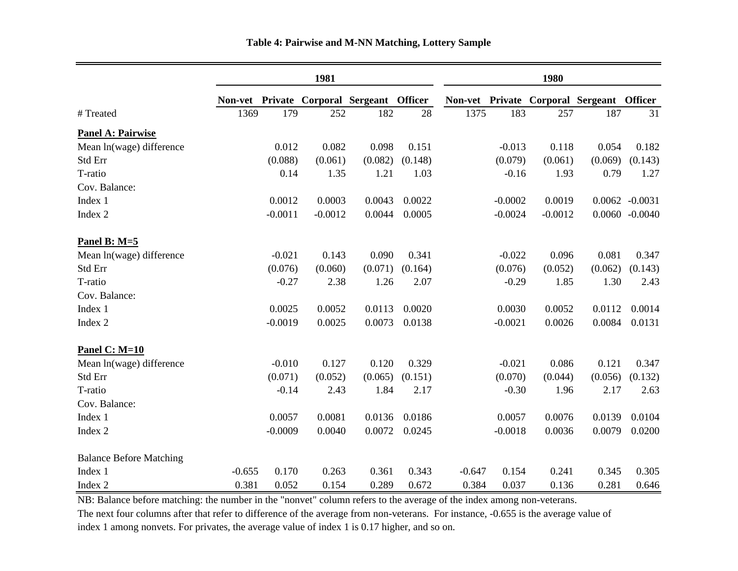**Table 4: Pairwise and M-NN Matching, Lottery Sample**

| | 1981 | | | | | 1980 | | | | |
|---|---|---|---|---|---|---|---|---|---|---|
| | **Non-vet** | **Private** | **Corporal** | **Sergeant** | **Officer** | **Non-vet** | **Private** | **Corporal** | **Sergeant** | **Officer** |
| # Treated | 1369 | 179 | 252 | 182 | 28 | 1375 | 183 | 257 | 187 | 31 |
| **Panel A: Pairwise** | | | | | | | | | | |
| Mean ln(wage) difference | | 0.012 | 0.082 | 0.098 | 0.151 | | -0.013 | 0.118 | 0.054 | 0.182 |
| Std Err | | (0.088) | (0.061) | (0.082) | (0.148) | | (0.079) | (0.061) | (0.069) | (0.143) |
| T-ratio | | 0.14 | 1.35 | 1.21 | 1.03 | | -0.16 | 1.93 | 0.79 | 1.27 |
| Cov. Balance: | | | | | | | | | | |
| Index 1 | | 0.0012 | 0.0003 | 0.0043 | 0.0022 | | -0.0002 | 0.0019 | 0.0062 | -0.0031 |
| Index 2 | | -0.0011 | -0.0012 | 0.0044 | 0.0005 | | -0.0024 | -0.0012 | 0.0060 | -0.0040 |
| **Panel B: M=5** | | | | | | | | | | |
| Mean ln(wage) difference | | -0.021 | 0.143 | 0.090 | 0.341 | | -0.022 | 0.096 | 0.081 | 0.347 |
| Std Err | | (0.076) | (0.060) | (0.071) | (0.164) | | (0.076) | (0.052) | (0.062) | (0.143) |
| T-ratio | | -0.27 | 2.38 | 1.26 | 2.07 | | -0.29 | 1.85 | 1.30 | 2.43 |
| Cov. Balance: | | | | | | | | | | |
| Index 1 | | 0.0025 | 0.0052 | 0.0113 | 0.0020 | | 0.0030 | 0.0052 | 0.0112 | 0.0014 |
| Index 2 | | -0.0019 | 0.0025 | 0.0073 | 0.0138 | | -0.0021 | 0.0026 | 0.0084 | 0.0131 |
| **Panel C: M=10** | | | | | | | | | | |
| Mean ln(wage) difference | | -0.010 | 0.127 | 0.120 | 0.329 | | -0.021 | 0.086 | 0.121 | 0.347 |
| Std Err | | (0.071) | (0.052) | (0.065) | (0.151) | | (0.070) | (0.044) | (0.056) | (0.132) |
| T-ratio | | -0.14 | 2.43 | 1.84 | 2.17 | | -0.30 | 1.96 | 2.17 | 2.63 |
| Cov. Balance: | | | | | | | | | | |
| Index 1 | | 0.0057 | 0.0081 | 0.0136 | 0.0186 | | 0.0057 | 0.0076 | 0.0139 | 0.0104 |
| Index 2 | | -0.0009 | 0.0040 | 0.0072 | 0.0245 | | -0.0018 | 0.0036 | 0.0079 | 0.0200 |
| Balance Before Matching | | | | | | | | | | |
| Index 1 | -0.655 | 0.170 | 0.263 | 0.361 | 0.343 | -0.647 | 0.154 | 0.241 | 0.345 | 0.305 |
| Index 2 | 0.381 | 0.052 | 0.154 | 0.289 | 0.672 | 0.384 | 0.037 | 0.136 | 0.281 | 0.646 |

NB: Balance before matching: the number in the "nonvet" column refers to the average of the index among non-veterans. The next four columns after that refer to difference of the average from non-veterans. For instance, -0.655 is the average value of index 1 among nonvets. For privates, the average value of index 1 is 0.17 higher, and so on.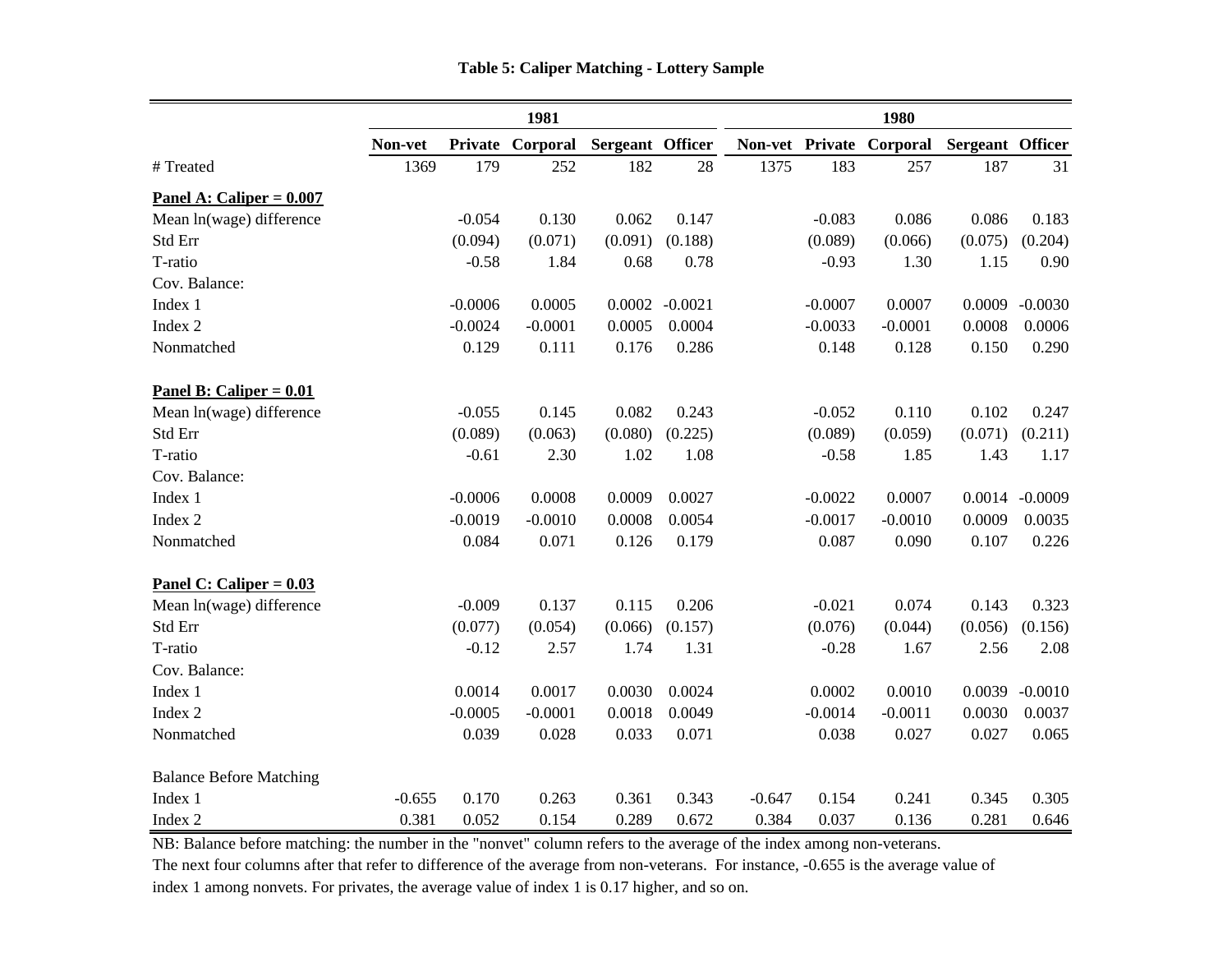**Table 5: Caliper Matching - Lottery Sample**

| | 1981 | | | | | 1980 | | | | |
|---|---|---|---|---|---|---|---|---|---|---|
| | Non-vet | Private | Corporal | Sergeant | Officer | Non-vet | Private | Corporal | Sergeant | Officer |
| # Treated | 1369 | 179 | 252 | 182 | 28 | 1375 | 183 | 257 | 187 | 31 |
| **Panel A: Caliper = 0.007** | | | | | | | | | | |
| Mean ln(wage) difference | | -0.054 | 0.130 | 0.062 | 0.147 | | -0.083 | 0.086 | 0.086 | 0.183 |
| Std Err | | (0.094) | (0.071) | (0.091) | (0.188) | | (0.089) | (0.066) | (0.075) | (0.204) |
| T-ratio | | -0.58 | 1.84 | 0.68 | 0.78 | | -0.93 | 1.30 | 1.15 | 0.90 |
| Cov. Balance: | | | | | | | | | | |
| Index 1 | | -0.0006 | 0.0005 | 0.0002 | -0.0021 | | -0.0007 | 0.0007 | 0.0009 | -0.0030 |
| Index 2 | | -0.0024 | -0.0001 | 0.0005 | 0.0004 | | -0.0033 | -0.0001 | 0.0008 | 0.0006 |
| Nonmatched | | 0.129 | 0.111 | 0.176 | 0.286 | | 0.148 | 0.128 | 0.150 | 0.290 |
| **Panel B: Caliper = 0.01** | | | | | | | | | | |
| Mean ln(wage) difference | | -0.055 | 0.145 | 0.082 | 0.243 | | -0.052 | 0.110 | 0.102 | 0.247 |
| Std Err | | (0.089) | (0.063) | (0.080) | (0.225) | | (0.089) | (0.059) | (0.071) | (0.211) |
| T-ratio | | -0.61 | 2.30 | 1.02 | 1.08 | | -0.58 | 1.85 | 1.43 | 1.17 |
| Cov. Balance: | | | | | | | | | | |
| Index 1 | | -0.0006 | 0.0008 | 0.0009 | 0.0027 | | -0.0022 | 0.0007 | 0.0014 | -0.0009 |
| Index 2 | | -0.0019 | -0.0010 | 0.0008 | 0.0054 | | -0.0017 | -0.0010 | 0.0009 | 0.0035 |
| Nonmatched | | 0.084 | 0.071 | 0.126 | 0.179 | | 0.087 | 0.090 | 0.107 | 0.226 |
| **Panel C: Caliper = 0.03** | | | | | | | | | | |
| Mean ln(wage) difference | | -0.009 | 0.137 | 0.115 | 0.206 | | -0.021 | 0.074 | 0.143 | 0.323 |
| Std Err | | (0.077) | (0.054) | (0.066) | (0.157) | | (0.076) | (0.044) | (0.056) | (0.156) |
| T-ratio | | -0.12 | 2.57 | 1.74 | 1.31 | | -0.28 | 1.67 | 2.56 | 2.08 |
| Cov. Balance: | | | | | | | | | | |
| Index 1 | | 0.0014 | 0.0017 | 0.0030 | 0.0024 | | 0.0002 | 0.0010 | 0.0039 | -0.0010 |
| Index 2 | | -0.0005 | -0.0001 | 0.0018 | 0.0049 | | -0.0014 | -0.0011 | 0.0030 | 0.0037 |
| Nonmatched | | 0.039 | 0.028 | 0.033 | 0.071 | | 0.038 | 0.027 | 0.027 | 0.065 |
| Balance Before Matching | | | | | | | | | | |
| Index 1 | -0.655 | 0.170 | 0.263 | 0.361 | 0.343 | -0.647 | 0.154 | 0.241 | 0.345 | 0.305 |
| Index 2 | 0.381 | 0.052 | 0.154 | 0.289 | 0.672 | 0.384 | 0.037 | 0.136 | 0.281 | 0.646 |

NB: Balance before matching: the number in the "nonvet" column refers to the average of the index among non-veterans.
The next four columns after that refer to difference of the average from non-veterans. For instance, -0.655 is the average value of index 1 among nonvets. For privates, the average value of index 1 is 0.17 higher, and so on.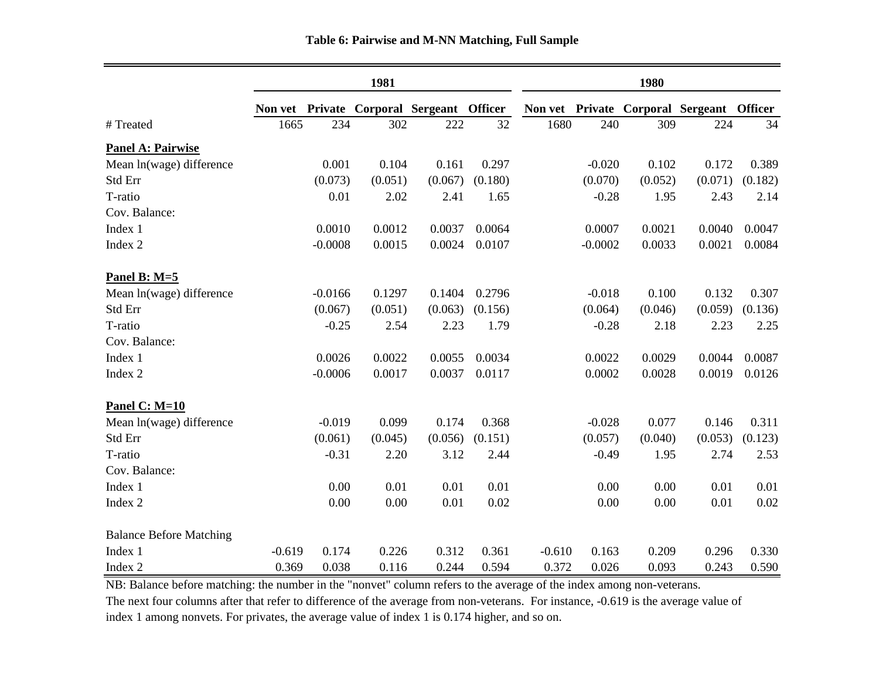**Table 6: Pairwise and M-NN Matching, Full Sample**

| | 1981 | | | | | 1980 | | | | |
|---|---|---|---|---|---|---|---|---|---|---|
| | Non vet | Private | Corporal | Sergeant | Officer | Non vet | Private | Corporal | Sergeant | Officer |
| # Treated | 1665 | 234 | 302 | 222 | 32 | 1680 | 240 | 309 | 224 | 34 |
| **Panel A: Pairwise** | | | | | | | | | | |
| Mean ln(wage) difference | | 0.001 | 0.104 | 0.161 | 0.297 | | -0.020 | 0.102 | 0.172 | 0.389 |
| Std Err | | (0.073) | (0.051) | (0.067) | (0.180) | | (0.070) | (0.052) | (0.071) | (0.182) |
| T-ratio | | 0.01 | 2.02 | 2.41 | 1.65 | | -0.28 | 1.95 | 2.43 | 2.14 |
| Cov. Balance: | | | | | | | | | | |
| Index 1 | | 0.0010 | 0.0012 | 0.0037 | 0.0064 | | 0.0007 | 0.0021 | 0.0040 | 0.0047 |
| Index 2 | | -0.0008 | 0.0015 | 0.0024 | 0.0107 | | -0.0002 | 0.0033 | 0.0021 | 0.0084 |
| **Panel B: M=5** | | | | | | | | | | |
| Mean ln(wage) difference | | -0.0166 | 0.1297 | 0.1404 | 0.2796 | | -0.018 | 0.100 | 0.132 | 0.307 |
| Std Err | | (0.067) | (0.051) | (0.063) | (0.156) | | (0.064) | (0.046) | (0.059) | (0.136) |
| T-ratio | | -0.25 | 2.54 | 2.23 | 1.79 | | -0.28 | 2.18 | 2.23 | 2.25 |
| Cov. Balance: | | | | | | | | | | |
| Index 1 | | 0.0026 | 0.0022 | 0.0055 | 0.0034 | | 0.0022 | 0.0029 | 0.0044 | 0.0087 |
| Index 2 | | -0.0006 | 0.0017 | 0.0037 | 0.0117 | | 0.0002 | 0.0028 | 0.0019 | 0.0126 |
| **Panel C: M=10** | | | | | | | | | | |
| Mean ln(wage) difference | | -0.019 | 0.099 | 0.174 | 0.368 | | -0.028 | 0.077 | 0.146 | 0.311 |
| Std Err | | (0.061) | (0.045) | (0.056) | (0.151) | | (0.057) | (0.040) | (0.053) | (0.123) |
| T-ratio | | -0.31 | 2.20 | 3.12 | 2.44 | | -0.49 | 1.95 | 2.74 | 2.53 |
| Cov. Balance: | | | | | | | | | | |
| Index 1 | | 0.00 | 0.01 | 0.01 | 0.01 | | 0.00 | 0.00 | 0.01 | 0.01 |
| Index 2 | | 0.00 | 0.00 | 0.01 | 0.02 | | 0.00 | 0.00 | 0.01 | 0.02 |
| Balance Before Matching | | | | | | | | | | |
| Index 1 | -0.619 | 0.174 | 0.226 | 0.312 | 0.361 | -0.610 | 0.163 | 0.209 | 0.296 | 0.330 |
| Index 2 | 0.369 | 0.038 | 0.116 | 0.244 | 0.594 | 0.372 | 0.026 | 0.093 | 0.243 | 0.590 |

NB: Balance before matching: the number in the "nonvet" column refers to the average of the index among non-veterans. The next four columns after that refer to difference of the average from non-veterans. For instance, -0.619 is the average value of index 1 among nonvets. For privates, the average value of index 1 is 0.174 higher, and so on.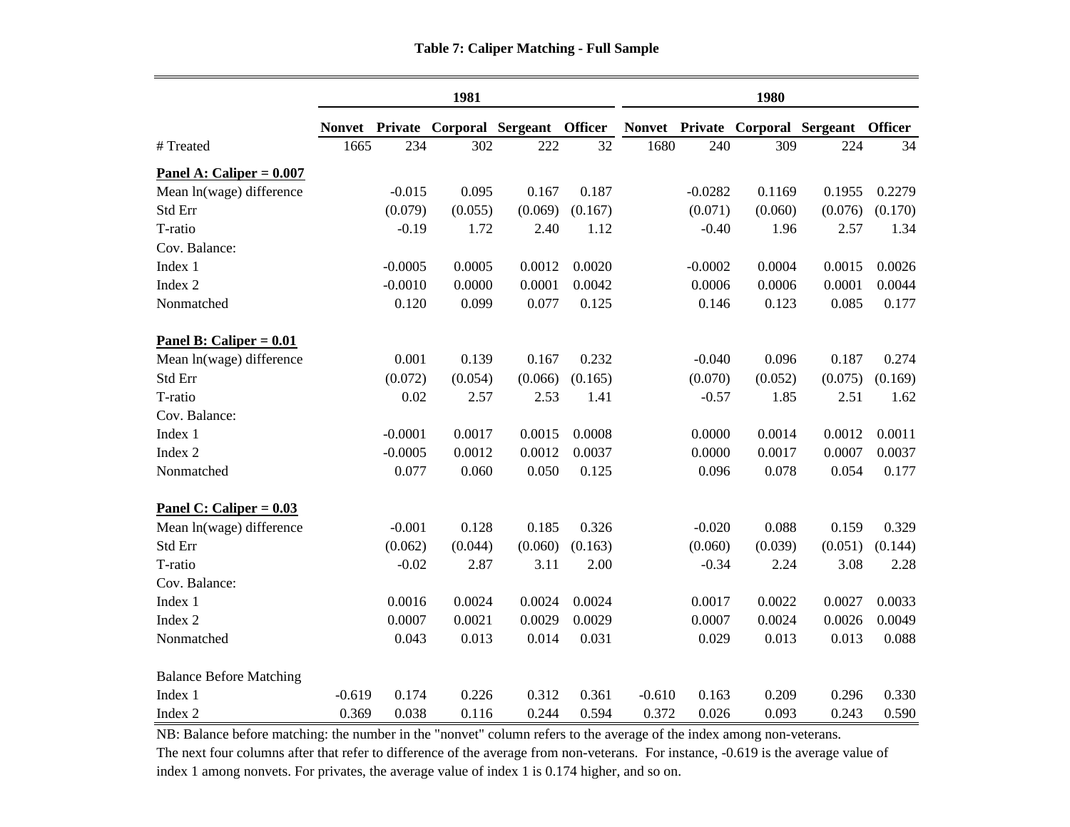**Table 7: Caliper Matching - Full Sample**

| | 1981 | | | | | 1980 | | | | |
|---|---|---|---|---|---|---|---|---|---|---|
| | Nonvet | Private | Corporal | Sergeant | Officer | Nonvet | Private | Corporal | Sergeant | Officer |
| # Treated | 1665 | 234 | 302 | 222 | 32 | 1680 | 240 | 309 | 224 | 34 |
| **Panel A: Caliper = 0.007** | | | | | | | | | | |
| Mean ln(wage) difference | | -0.015 | 0.095 | 0.167 | 0.187 | | -0.0282 | 0.1169 | 0.1955 | 0.2279 |
| Std Err | | (0.079) | (0.055) | (0.069) | (0.167) | | (0.071) | (0.060) | (0.076) | (0.170) |
| T-ratio | | -0.19 | 1.72 | 2.40 | 1.12 | | -0.40 | 1.96 | 2.57 | 1.34 |
| Cov. Balance: | | | | | | | | | | |
| Index 1 | | -0.0005 | 0.0005 | 0.0012 | 0.0020 | | -0.0002 | 0.0004 | 0.0015 | 0.0026 |
| Index 2 | | -0.0010 | 0.0000 | 0.0001 | 0.0042 | | 0.0006 | 0.0006 | 0.0001 | 0.0044 |
| Nonmatched | | 0.120 | 0.099 | 0.077 | 0.125 | | 0.146 | 0.123 | 0.085 | 0.177 |
| **Panel B: Caliper = 0.01** | | | | | | | | | | |
| Mean ln(wage) difference | | 0.001 | 0.139 | 0.167 | 0.232 | | -0.040 | 0.096 | 0.187 | 0.274 |
| Std Err | | (0.072) | (0.054) | (0.066) | (0.165) | | (0.070) | (0.052) | (0.075) | (0.169) |
| T-ratio | | 0.02 | 2.57 | 2.53 | 1.41 | | -0.57 | 1.85 | 2.51 | 1.62 |
| Cov. Balance: | | | | | | | | | | |
| Index 1 | | -0.0001 | 0.0017 | 0.0015 | 0.0008 | | 0.0000 | 0.0014 | 0.0012 | 0.0011 |
| Index 2 | | -0.0005 | 0.0012 | 0.0012 | 0.0037 | | 0.0000 | 0.0017 | 0.0007 | 0.0037 |
| Nonmatched | | 0.077 | 0.060 | 0.050 | 0.125 | | 0.096 | 0.078 | 0.054 | 0.177 |
| **Panel C: Caliper = 0.03** | | | | | | | | | | |
| Mean ln(wage) difference | | -0.001 | 0.128 | 0.185 | 0.326 | | -0.020 | 0.088 | 0.159 | 0.329 |
| Std Err | | (0.062) | (0.044) | (0.060) | (0.163) | | (0.060) | (0.039) | (0.051) | (0.144) |
| T-ratio | | -0.02 | 2.87 | 3.11 | 2.00 | | -0.34 | 2.24 | 3.08 | 2.28 |
| Cov. Balance: | | | | | | | | | | |
| Index 1 | | 0.0016 | 0.0024 | 0.0024 | 0.0024 | | 0.0017 | 0.0022 | 0.0027 | 0.0033 |
| Index 2 | | 0.0007 | 0.0021 | 0.0029 | 0.0029 | | 0.0007 | 0.0024 | 0.0026 | 0.0049 |
| Nonmatched | | 0.043 | 0.013 | 0.014 | 0.031 | | 0.029 | 0.013 | 0.013 | 0.088 |
| Balance Before Matching | | | | | | | | | | |
| Index 1 | -0.619 | 0.174 | 0.226 | 0.312 | 0.361 | -0.610 | 0.163 | 0.209 | 0.296 | 0.330 |
| Index 2 | 0.369 | 0.038 | 0.116 | 0.244 | 0.594 | 0.372 | 0.026 | 0.093 | 0.243 | 0.590 |

NB: Balance before matching: the number in the "nonvet" column refers to the average of the index among non-veterans. The next four columns after that refer to difference of the average from non-veterans. For instance, -0.619 is the average value of index 1 among nonvets. For privates, the average value of index 1 is 0.174 higher, and so on.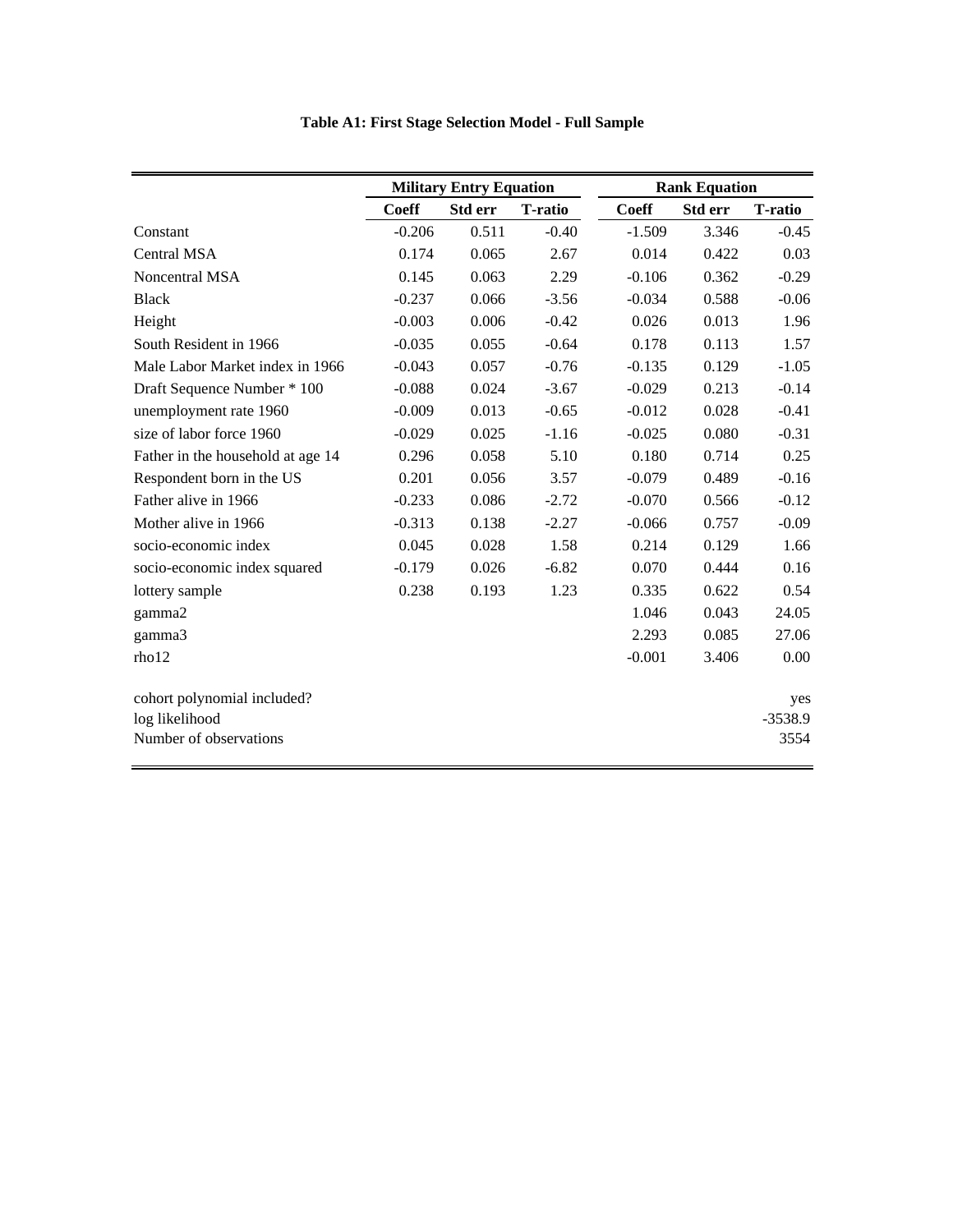**Table A1: First Stage Selection Model - Full Sample**

| | Military Entry Equation | | | Rank Equation | | |
|---|---|---|---|---|---|---|
| | Coeff | Std err | T-ratio | Coeff | Std err | T-ratio |
| Constant | -0.206 | 0.511 | -0.40 | -1.509 | 3.346 | -0.45 |
| Central MSA | 0.174 | 0.065 | 2.67 | 0.014 | 0.422 | 0.03 |
| Noncentral MSA | 0.145 | 0.063 | 2.29 | -0.106 | 0.362 | -0.29 |
| Black | -0.237 | 0.066 | -3.56 | -0.034 | 0.588 | -0.06 |
| Height | -0.003 | 0.006 | -0.42 | 0.026 | 0.013 | 1.96 |
| South Resident in 1966 | -0.035 | 0.055 | -0.64 | 0.178 | 0.113 | 1.57 |
| Male Labor Market index in 1966 | -0.043 | 0.057 | -0.76 | -0.135 | 0.129 | -1.05 |
| Draft Sequence Number * 100 | -0.088 | 0.024 | -3.67 | -0.029 | 0.213 | -0.14 |
| unemployment rate 1960 | -0.009 | 0.013 | -0.65 | -0.012 | 0.028 | -0.41 |
| size of labor force 1960 | -0.029 | 0.025 | -1.16 | -0.025 | 0.080 | -0.31 |
| Father in the household at age 14 | 0.296 | 0.058 | 5.10 | 0.180 | 0.714 | 0.25 |
| Respondent born in the US | 0.201 | 0.056 | 3.57 | -0.079 | 0.489 | -0.16 |
| Father alive in 1966 | -0.233 | 0.086 | -2.72 | -0.070 | 0.566 | -0.12 |
| Mother alive in 1966 | -0.313 | 0.138 | -2.27 | -0.066 | 0.757 | -0.09 |
| socio-economic index | 0.045 | 0.028 | 1.58 | 0.214 | 0.129 | 1.66 |
| socio-economic index squared | -0.179 | 0.026 | -6.82 | 0.070 | 0.444 | 0.16 |
| lottery sample | 0.238 | 0.193 | 1.23 | 0.335 | 0.622 | 0.54 |
| gamma2 | | | | 1.046 | 0.043 | 24.05 |
| gamma3 | | | | 2.293 | 0.085 | 27.06 |
| rho12 | | | | -0.001 | 3.406 | 0.00 |
| | | | | | | |
| cohort polynomial included? | | | | | | yes |
| log likelihood | | | | | | -3538.9 |
| Number of observations | | | | | | 3554 |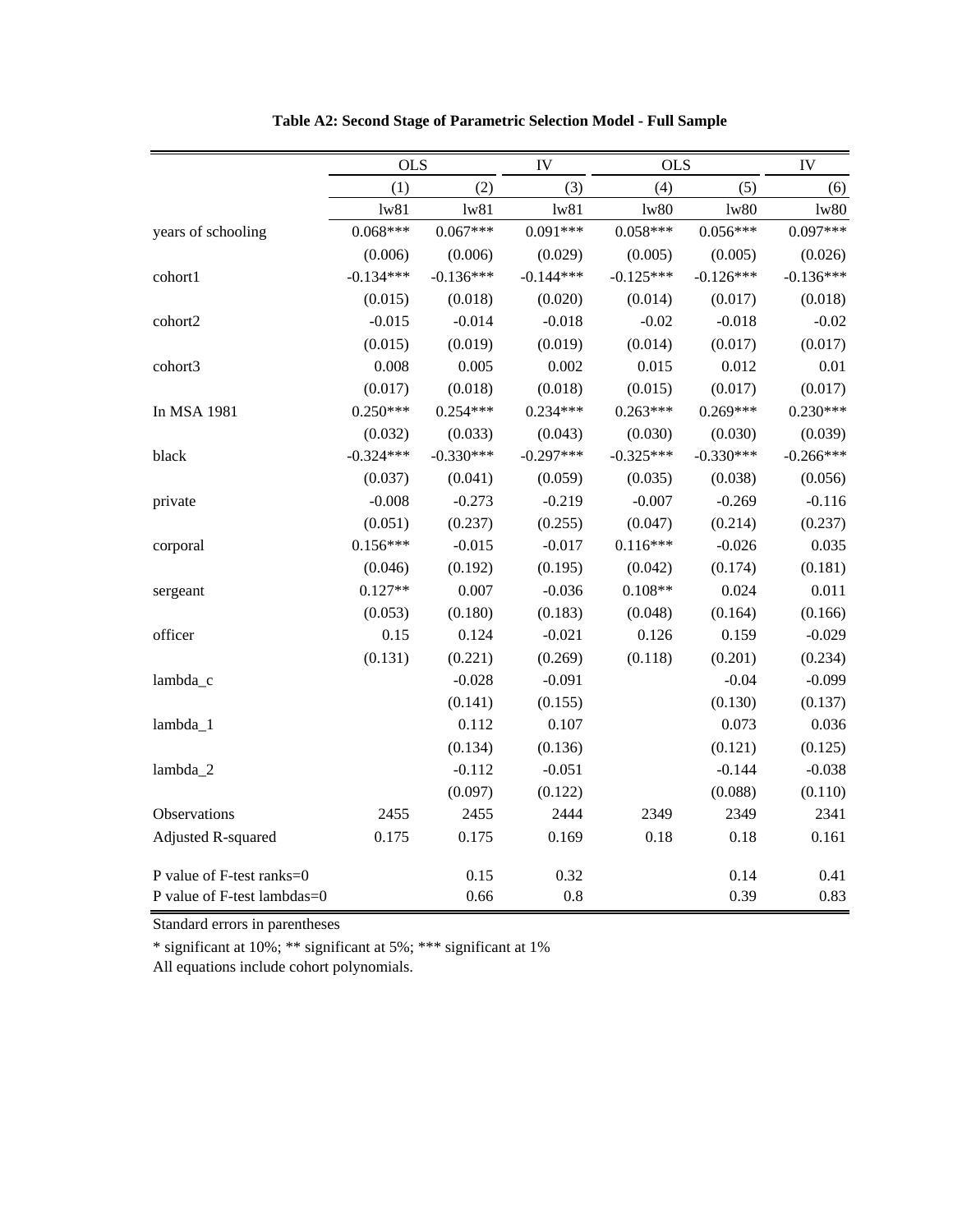**Table A2: Second Stage of Parametric Selection Model - Full Sample**

| | OLS | | IV | OLS | | IV |
|---|---|---|---|---|---|---|
| | (1) | (2) | (3) | (4) | (5) | (6) |
| | lw81 | lw81 | lw81 | lw80 | lw80 | lw80 |
| years of schooling | 0.068*** | 0.067*** | 0.091*** | 0.058*** | 0.056*** | 0.097*** |
| | (0.006) | (0.006) | (0.029) | (0.005) | (0.005) | (0.026) |
| cohort1 | -0.134*** | -0.136*** | -0.144*** | -0.125*** | -0.126*** | -0.136*** |
| | (0.015) | (0.018) | (0.020) | (0.014) | (0.017) | (0.018) |
| cohort2 | -0.015 | -0.014 | -0.018 | -0.02 | -0.018 | -0.02 |
| | (0.015) | (0.019) | (0.019) | (0.014) | (0.017) | (0.017) |
| cohort3 | 0.008 | 0.005 | 0.002 | 0.015 | 0.012 | 0.01 |
| | (0.017) | (0.018) | (0.018) | (0.015) | (0.017) | (0.017) |
| In MSA 1981 | 0.250*** | 0.254*** | 0.234*** | 0.263*** | 0.269*** | 0.230*** |
| | (0.032) | (0.033) | (0.043) | (0.030) | (0.030) | (0.039) |
| black | -0.324*** | -0.330*** | -0.297*** | -0.325*** | -0.330*** | -0.266*** |
| | (0.037) | (0.041) | (0.059) | (0.035) | (0.038) | (0.056) |
| private | -0.008 | -0.273 | -0.219 | -0.007 | -0.269 | -0.116 |
| | (0.051) | (0.237) | (0.255) | (0.047) | (0.214) | (0.237) |
| corporal | 0.156*** | -0.015 | -0.017 | 0.116*** | -0.026 | 0.035 |
| | (0.046) | (0.192) | (0.195) | (0.042) | (0.174) | (0.181) |
| sergeant | 0.127** | 0.007 | -0.036 | 0.108** | 0.024 | 0.011 |
| | (0.053) | (0.180) | (0.183) | (0.048) | (0.164) | (0.166) |
| officer | 0.15 | 0.124 | -0.021 | 0.126 | 0.159 | -0.029 |
| | (0.131) | (0.221) | (0.269) | (0.118) | (0.201) | (0.234) |
| lambda_c | | -0.028 | -0.091 | | -0.04 | -0.099 |
| | | (0.141) | (0.155) | | (0.130) | (0.137) |
| lambda_1 | | 0.112 | 0.107 | | 0.073 | 0.036 |
| | | (0.134) | (0.136) | | (0.121) | (0.125) |
| lambda_2 | | -0.112 | -0.051 | | -0.144 | -0.038 |
| | | (0.097) | (0.122) | | (0.088) | (0.110) |
| Observations | 2455 | 2455 | 2444 | 2349 | 2349 | 2341 |
| Adjusted R-squared | 0.175 | 0.175 | 0.169 | 0.18 | 0.18 | 0.161 |
| P value of F-test ranks=0 | | 0.15 | 0.32 | | 0.14 | 0.41 |
| P value of F-test lambdas=0 | | 0.66 | 0.8 | | 0.39 | 0.83 |

Standard errors in parentheses

* significant at 10%; ** significant at 5%; *** significant at 1%

All equations include cohort polynomials.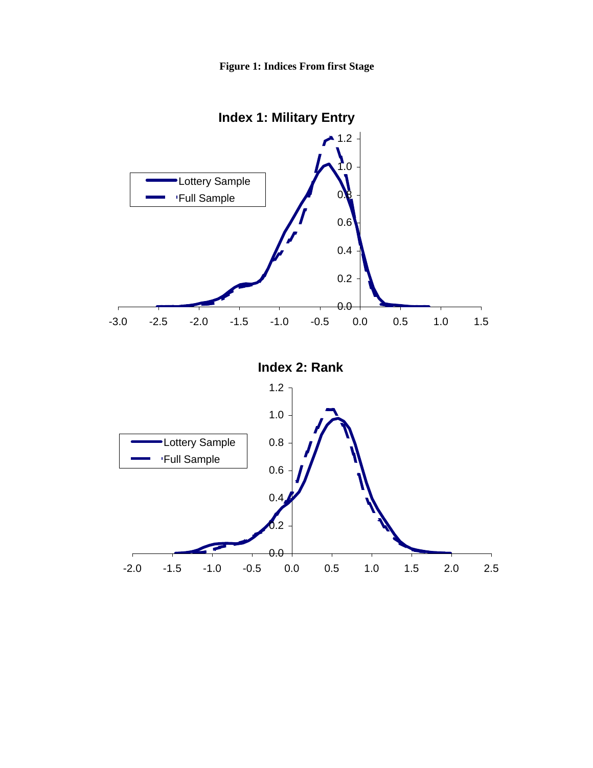**Figure 1: Indices From first Stage**

**Index 1: Military Entry**

**Index 2: Rank**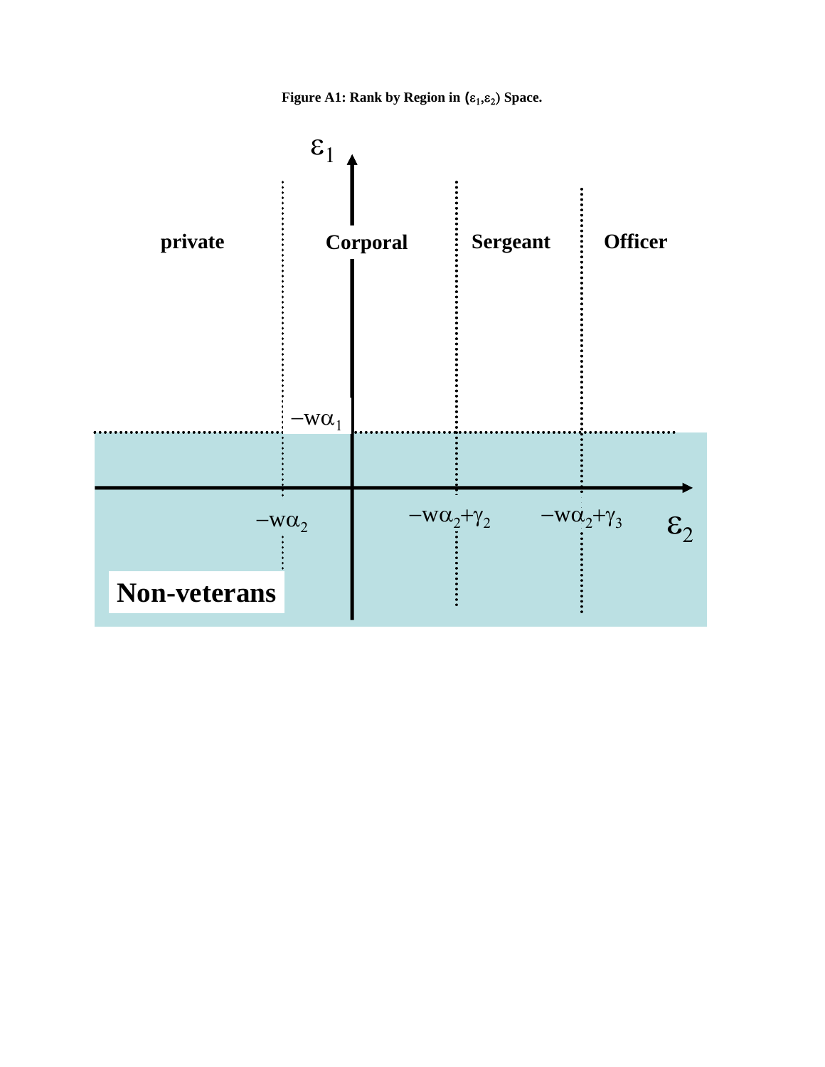**Figure A1: Rank by Region in $(\varepsilon_1,\varepsilon_2)$ Space.**

$\varepsilon_1$

private

Corporal

Sergeant

Officer

$-w\alpha_1$

$-w\alpha_2$

$-w\alpha_2+\gamma_2$

$-w\alpha_2+\gamma_3$

$\varepsilon_2$

Non-veterans